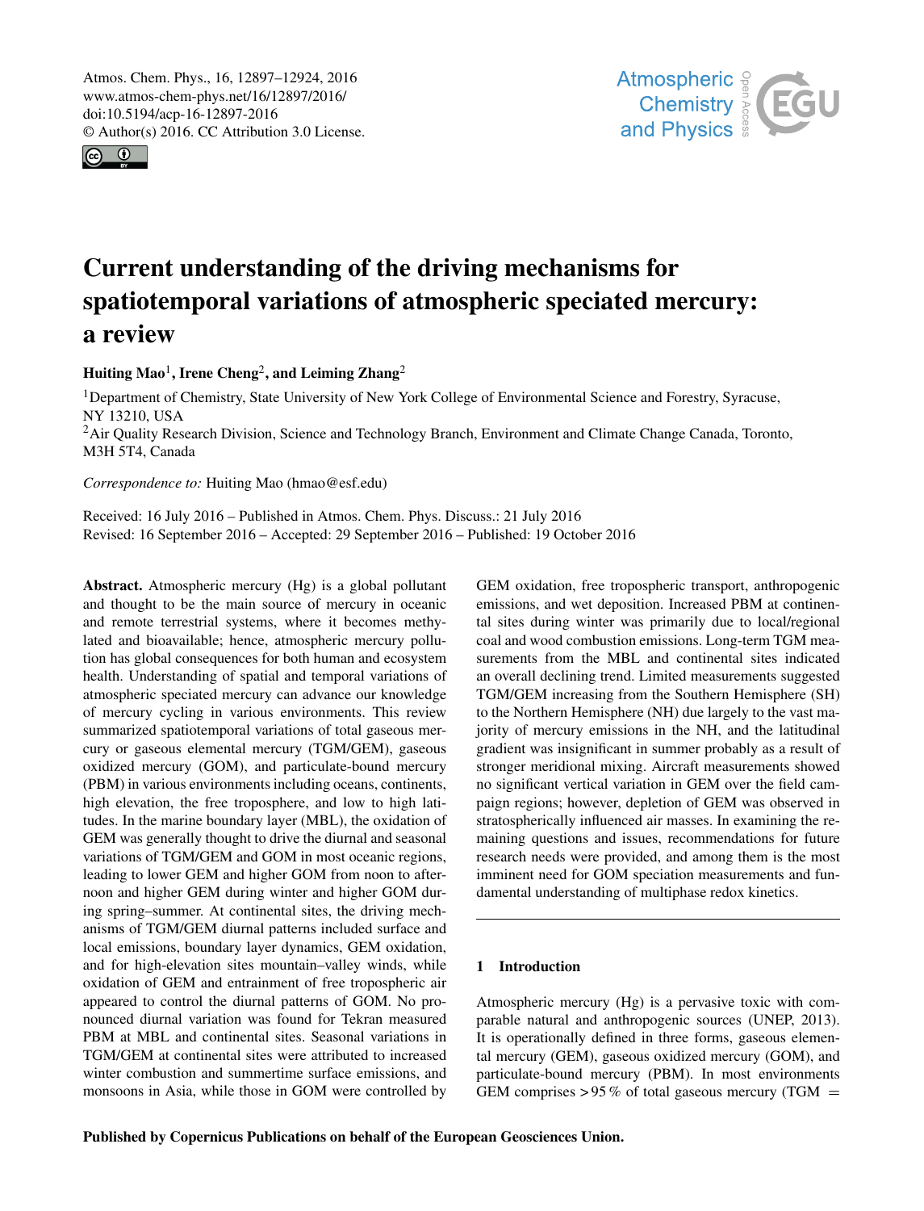# Current understanding of the driving mechanisms for spatiotemporal variations of atmospheric speciated mercury: a review

**Huiting Mao[1], Irene Cheng[2], and Leiming Zhang[2]**

[1]Department of Chemistry, State University of New York College of Environmental Science and Forestry, Syracuse, NY 13210, USA

[2]Air Quality Research Division, Science and Technology Branch, Environment and Climate Change Canada, Toronto, M3H 5T4, Canada

*Correspondence to:* Huiting Mao (hmao@esf.edu)

Received: 16 July 2016 – Published in Atmos. Chem. Phys. Discuss.: 21 July 2016
Revised: 16 September 2016 – Accepted: 29 September 2016 – Published: 19 October 2016

**Abstract.** Atmospheric mercury (Hg) is a global pollutant and thought to be the main source of mercury in oceanic and remote terrestrial systems, where it becomes methylated and bioavailable; hence, atmospheric mercury pollution has global consequences for both human and ecosystem health. Understanding of spatial and temporal variations of atmospheric speciated mercury can advance our knowledge of mercury cycling in various environments. This review summarized spatiotemporal variations of total gaseous mercury or gaseous elemental mercury (TGM/GEM), gaseous oxidized mercury (GOM), and particulate-bound mercury (PBM) in various environments including oceans, continents, high elevation, the free troposphere, and low to high latitudes. In the marine boundary layer (MBL), the oxidation of GEM was generally thought to drive the diurnal and seasonal variations of TGM/GEM and GOM in most oceanic regions, leading to lower GEM and higher GOM from noon to afternoon and higher GEM during winter and higher GOM during spring–summer. At continental sites, the driving mechanisms of TGM/GEM diurnal patterns included surface and local emissions, boundary layer dynamics, GEM oxidation, and for high-elevation sites mountain–valley winds, while oxidation of GEM and entrainment of free tropospheric air appeared to control the diurnal patterns of GOM. No pronounced diurnal variation was found for Tekran measured PBM at MBL and continental sites. Seasonal variations in TGM/GEM at continental sites were attributed to increased winter combustion and summertime surface emissions, and monsoons in Asia, while those in GOM were controlled by GEM oxidation, free tropospheric transport, anthropogenic emissions, and wet deposition. Increased PBM at continental sites during winter was primarily due to local/regional coal and wood combustion emissions. Long-term TGM measurements from the MBL and continental sites indicated an overall declining trend. Limited measurements suggested TGM/GEM increasing from the Southern Hemisphere (SH) to the Northern Hemisphere (NH) due largely to the vast majority of mercury emissions in the NH, and the latitudinal gradient was insignificant in summer probably as a result of stronger meridional mixing. Aircraft measurements showed no significant vertical variation in GEM over the field campaign regions; however, depletion of GEM was observed in stratospherically influenced air masses. In examining the remaining questions and issues, recommendations for future research needs were provided, and among them is the most imminent need for GOM speciation measurements and fundamental understanding of multiphase redox kinetics.

## 1 Introduction

Atmospheric mercury (Hg) is a pervasive toxic with comparable natural and anthropogenic sources (UNEP, 2013). It is operationally defined in three forms, gaseous elemental mercury (GEM), gaseous oxidized mercury (GOM), and particulate-bound mercury (PBM). In most environments GEM comprises >95 % of total gaseous mercury (TGM =

Published by Copernicus Publications on behalf of the European Geosciences Union.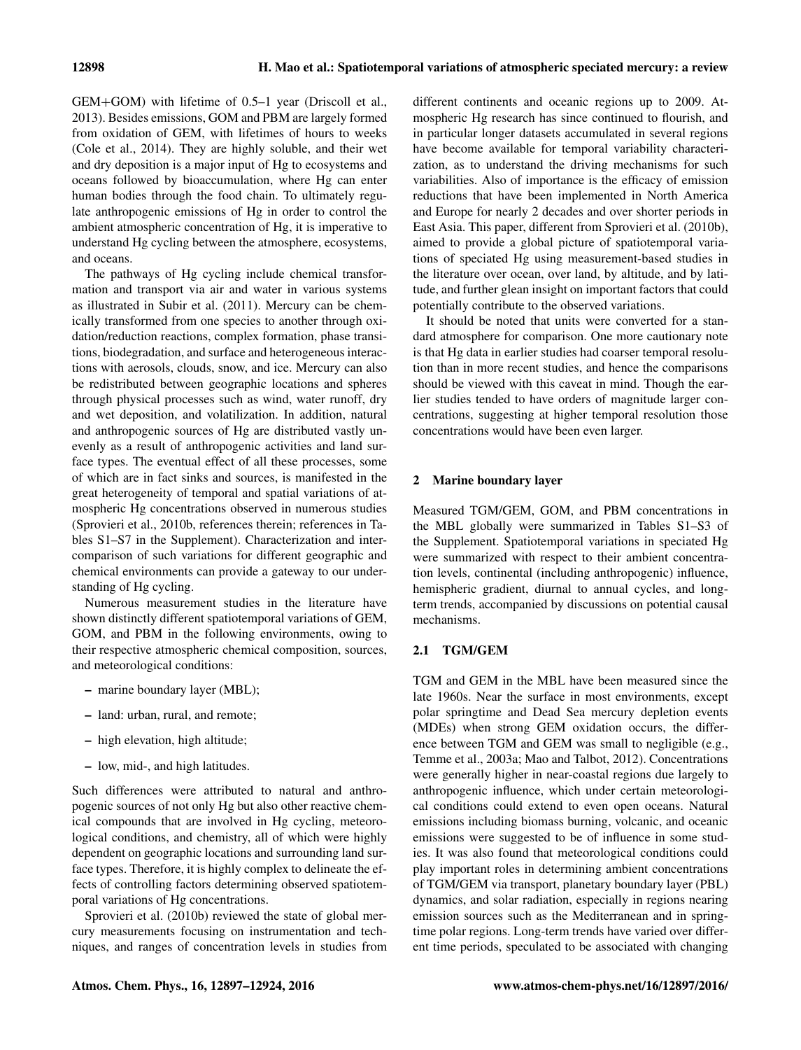GEM+GOM) with lifetime of 0.5–1 year (Driscoll et al., 2013). Besides emissions, GOM and PBM are largely formed from oxidation of GEM, with lifetimes of hours to weeks (Cole et al., 2014). They are highly soluble, and their wet and dry deposition is a major input of Hg to ecosystems and oceans followed by bioaccumulation, where Hg can enter human bodies through the food chain. To ultimately regulate anthropogenic emissions of Hg in order to control the ambient atmospheric concentration of Hg, it is imperative to understand Hg cycling between the atmosphere, ecosystems, and oceans.

The pathways of Hg cycling include chemical transformation and transport via air and water in various systems as illustrated in Subir et al. (2011). Mercury can be chemically transformed from one species to another through oxidation/reduction reactions, complex formation, phase transitions, biodegradation, and surface and heterogeneous interactions with aerosols, clouds, snow, and ice. Mercury can also be redistributed between geographic locations and spheres through physical processes such as wind, water runoff, dry and wet deposition, and volatilization. In addition, natural and anthropogenic sources of Hg are distributed vastly unevenly as a result of anthropogenic activities and land surface types. The eventual effect of all these processes, some of which are in fact sinks and sources, is manifested in the great heterogeneity of temporal and spatial variations of atmospheric Hg concentrations observed in numerous studies (Sprovieri et al., 2010b, references therein; references in Tables S1–S7 in the Supplement). Characterization and intercomparison of such variations for different geographic and chemical environments can provide a gateway to our understanding of Hg cycling.

Numerous measurement studies in the literature have shown distinctly different spatiotemporal variations of GEM, GOM, and PBM in the following environments, owing to their respective atmospheric chemical composition, sources, and meteorological conditions:

- marine boundary layer (MBL);
- land: urban, rural, and remote;
- high elevation, high altitude;
- low, mid-, and high latitudes.

Such differences were attributed to natural and anthropogenic sources of not only Hg but also other reactive chemical compounds that are involved in Hg cycling, meteorological conditions, and chemistry, all of which were highly dependent on geographic locations and surrounding land surface types. Therefore, it is highly complex to delineate the effects of controlling factors determining observed spatiotemporal variations of Hg concentrations.

Sprovieri et al. (2010b) reviewed the state of global mercury measurements focusing on instrumentation and techniques, and ranges of concentration levels in studies from different continents and oceanic regions up to 2009. Atmospheric Hg research has since continued to flourish, and in particular longer datasets accumulated in several regions have become available for temporal variability characterization, as to understand the driving mechanisms for such variabilities. Also of importance is the efficacy of emission reductions that have been implemented in North America and Europe for nearly 2 decades and over shorter periods in East Asia. This paper, different from Sprovieri et al. (2010b), aimed to provide a global picture of spatiotemporal variations of speciated Hg using measurement-based studies in the literature over ocean, over land, by altitude, and by latitude, and further glean insight on important factors that could potentially contribute to the observed variations.

It should be noted that units were converted for a standard atmosphere for comparison. One more cautionary note is that Hg data in earlier studies had coarser temporal resolution than in more recent studies, and hence the comparisons should be viewed with this caveat in mind. Though the earlier studies tended to have orders of magnitude larger concentrations, suggesting at higher temporal resolution those concentrations would have been even larger.

## 2 Marine boundary layer

Measured TGM/GEM, GOM, and PBM concentrations in the MBL globally were summarized in Tables S1–S3 of the Supplement. Spatiotemporal variations in speciated Hg were summarized with respect to their ambient concentration levels, continental (including anthropogenic) influence, hemispheric gradient, diurnal to annual cycles, and long-term trends, accompanied by discussions on potential causal mechanisms.

### 2.1 TGM/GEM

TGM and GEM in the MBL have been measured since the late 1960s. Near the surface in most environments, except polar springtime and Dead Sea mercury depletion events (MDEs) when strong GEM oxidation occurs, the difference between TGM and GEM was small to negligible (e.g., Temme et al., 2003a; Mao and Talbot, 2012). Concentrations were generally higher in near-coastal regions due largely to anthropogenic influence, which under certain meteorological conditions could extend to even open oceans. Natural emissions including biomass burning, volcanic, and oceanic emissions were suggested to be of influence in some studies. It was also found that meteorological conditions could play important roles in determining ambient concentrations of TGM/GEM via transport, planetary boundary layer (PBL) dynamics, and solar radiation, especially in regions nearing emission sources such as the Mediterranean and in springtime polar regions. Long-term trends have varied over different time periods, speculated to be associated with changing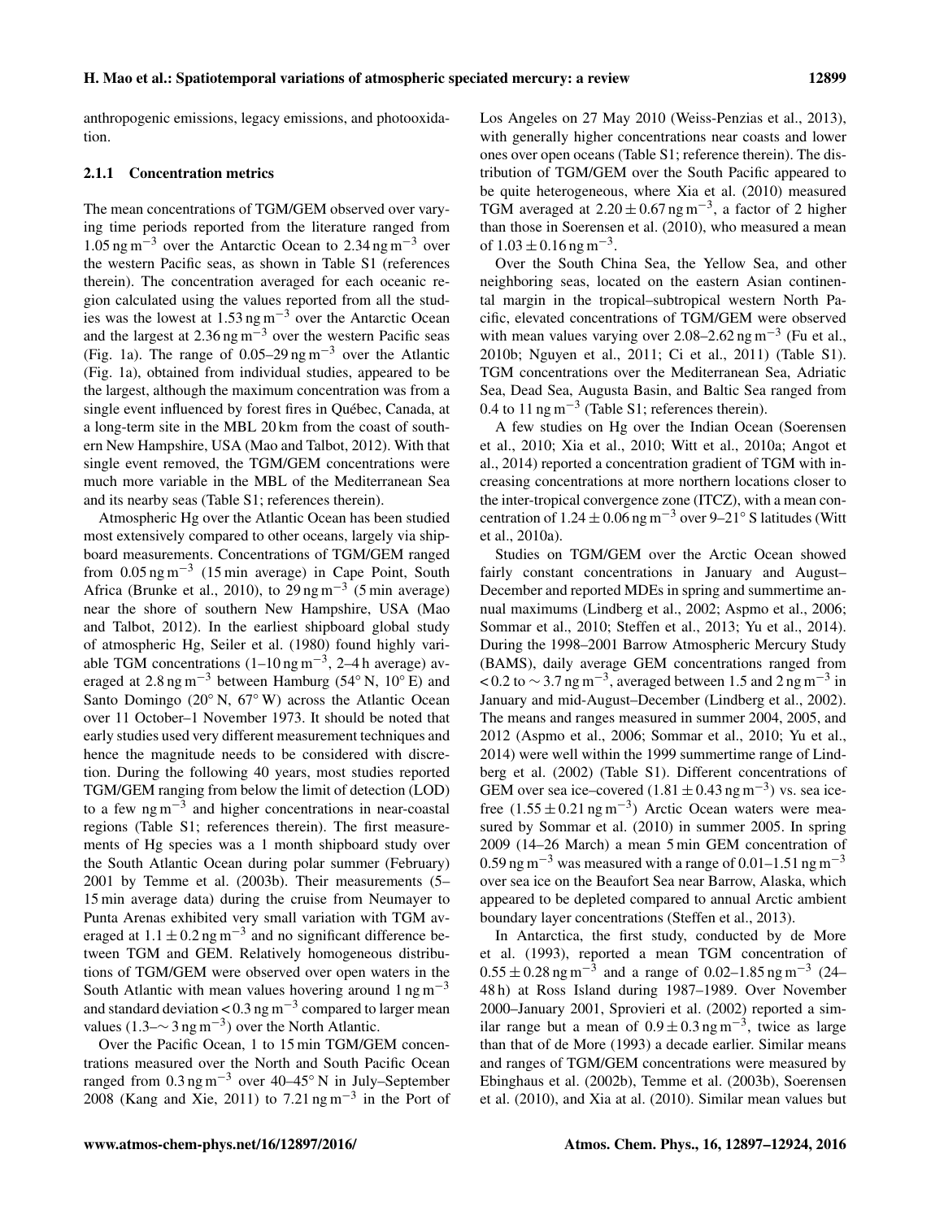anthropogenic emissions, legacy emissions, and photooxidation.

### 2.1.1 Concentration metrics

The mean concentrations of TGM/GEM observed over varying time periods reported from the literature ranged from $1.05\,\mathrm{ng\,m^{-3}}$ over the Antarctic Ocean to $2.34\,\mathrm{ng\,m^{-3}}$ over the western Pacific seas, as shown in Table S1 (references therein). The concentration averaged for each oceanic region calculated using the values reported from all the studies was the lowest at $1.53\,\mathrm{ng\,m^{-3}}$ over the Antarctic Ocean and the largest at $2.36\,\mathrm{ng\,m^{-3}}$ over the western Pacific seas (Fig. 1a). The range of $0.05$–$29\,\mathrm{ng\,m^{-3}}$ over the Atlantic (Fig. 1a), obtained from individual studies, appeared to be the largest, although the maximum concentration was from a single event influenced by forest fires in Québec, Canada, at a long-term site in the MBL 20 km from the coast of southern New Hampshire, USA (Mao and Talbot, 2012). With that single event removed, the TGM/GEM concentrations were much more variable in the MBL of the Mediterranean Sea and its nearby seas (Table S1; references therein).

Atmospheric Hg over the Atlantic Ocean has been studied most extensively compared to other oceans, largely via shipboard measurements. Concentrations of TGM/GEM ranged from $0.05\,\mathrm{ng\,m^{-3}}$ (15 min average) in Cape Point, South Africa (Brunke et al., 2010), to $29\,\mathrm{ng\,m^{-3}}$ (5 min average) near the shore of southern New Hampshire, USA (Mao and Talbot, 2012). In the earliest shipboard global study of atmospheric Hg, Seiler et al. (1980) found highly variable TGM concentrations ($1$–$10\,\mathrm{ng\,m^{-3}}$, 2–4 h average) averaged at $2.8\,\mathrm{ng\,m^{-3}}$ between Hamburg (54° N, 10° E) and Santo Domingo (20° N, 67° W) across the Atlantic Ocean over 11 October–1 November 1973. It should be noted that early studies used very different measurement techniques and hence the magnitude needs to be considered with discretion. During the following 40 years, most studies reported TGM/GEM ranging from below the limit of detection (LOD) to a few $\mathrm{ng\,m^{-3}}$ and higher concentrations in near-coastal regions (Table S1; references therein). The first measurements of Hg species was a 1 month shipboard study over the South Atlantic Ocean during polar summer (February) 2001 by Temme et al. (2003b). Their measurements (5–15 min average data) during the cruise from Neumayer to Punta Arenas exhibited very small variation with TGM averaged at $1.1 \pm 0.2\,\mathrm{ng\,m^{-3}}$ and no significant difference between TGM and GEM. Relatively homogeneous distributions of TGM/GEM were observed over open waters in the South Atlantic with mean values hovering around $1\,\mathrm{ng\,m^{-3}}$ and standard deviation $< 0.3\,\mathrm{ng\,m^{-3}}$ compared to larger mean values ($1.3$–$\sim 3\,\mathrm{ng\,m^{-3}}$) over the North Atlantic.

Over the Pacific Ocean, 1 to 15 min TGM/GEM concentrations measured over the North and South Pacific Ocean ranged from $0.3\,\mathrm{ng\,m^{-3}}$ over 40–45° N in July–September 2008 (Kang and Xie, 2011) to $7.21\,\mathrm{ng\,m^{-3}}$ in the Port of Los Angeles on 27 May 2010 (Weiss-Penzias et al., 2013), with generally higher concentrations near coasts and lower ones over open oceans (Table S1; reference therein). The distribution of TGM/GEM over the South Pacific appeared to be quite heterogeneous, where Xia et al. (2010) measured TGM averaged at $2.20 \pm 0.67\,\mathrm{ng\,m^{-3}}$, a factor of 2 higher than those in Soerensen et al. (2010), who measured a mean of $1.03 \pm 0.16\,\mathrm{ng\,m^{-3}}$.

Over the South China Sea, the Yellow Sea, and other neighboring seas, located on the eastern Asian continental margin in the tropical–subtropical western North Pacific, elevated concentrations of TGM/GEM were observed with mean values varying over $2.08$–$2.62\,\mathrm{ng\,m^{-3}}$ (Fu et al., 2010b; Nguyen et al., 2011; Ci et al., 2011) (Table S1). TGM concentrations over the Mediterranean Sea, Adriatic Sea, Dead Sea, Augusta Basin, and Baltic Sea ranged from 0.4 to $11\,\mathrm{ng\,m^{-3}}$ (Table S1; references therein).

A few studies on Hg over the Indian Ocean (Soerensen et al., 2010; Xia et al., 2010; Witt et al., 2010a; Angot et al., 2014) reported a concentration gradient of TGM with increasing concentrations at more northern locations closer to the inter-tropical convergence zone (ITCZ), with a mean concentration of $1.24 \pm 0.06\,\mathrm{ng\,m^{-3}}$ over 9–21° S latitudes (Witt et al., 2010a).

Studies on TGM/GEM over the Arctic Ocean showed fairly constant concentrations in January and August–December and reported MDEs in spring and summertime annual maximums (Lindberg et al., 2002; Aspmo et al., 2006; Sommar et al., 2010; Steffen et al., 2013; Yu et al., 2014). During the 1998–2001 Barrow Atmospheric Mercury Study (BAMS), daily average GEM concentrations ranged from $< 0.2$ to $\sim 3.7\,\mathrm{ng\,m^{-3}}$, averaged between 1.5 and $2\,\mathrm{ng\,m^{-3}}$ in January and mid-August–December (Lindberg et al., 2002). The means and ranges measured in summer 2004, 2005, and 2012 (Aspmo et al., 2006; Sommar et al., 2010; Yu et al., 2014) were well within the 1999 summertime range of Lindberg et al. (2002) (Table S1). Different concentrations of GEM over sea ice–covered ($1.81 \pm 0.43\,\mathrm{ng\,m^{-3}}$) vs. sea ice-free ($1.55 \pm 0.21\,\mathrm{ng\,m^{-3}}$) Arctic Ocean waters were measured by Sommar et al. (2010) in summer 2005. In spring 2009 (14–26 March) a mean 5 min GEM concentration of $0.59\,\mathrm{ng\,m^{-3}}$ was measured with a range of $0.01$–$1.51\,\mathrm{ng\,m^{-3}}$ over sea ice on the Beaufort Sea near Barrow, Alaska, which appeared to be depleted compared to annual Arctic ambient boundary layer concentrations (Steffen et al., 2013).

In Antarctica, the first study, conducted by de More et al. (1993), reported a mean TGM concentration of $0.55 \pm 0.28\,\mathrm{ng\,m^{-3}}$ and a range of $0.02$–$1.85\,\mathrm{ng\,m^{-3}}$ (24–48 h) at Ross Island during 1987–1989. Over November 2000–January 2001, Sprovieri et al. (2002) reported a similar range but a mean of $0.9 \pm 0.3\,\mathrm{ng\,m^{-3}}$, twice as large than that of de More (1993) a decade earlier. Similar means and ranges of TGM/GEM concentrations were measured by Ebinghaus et al. (2002b), Temme et al. (2003b), Soerensen et al. (2010), and Xia at al. (2010). Similar mean values but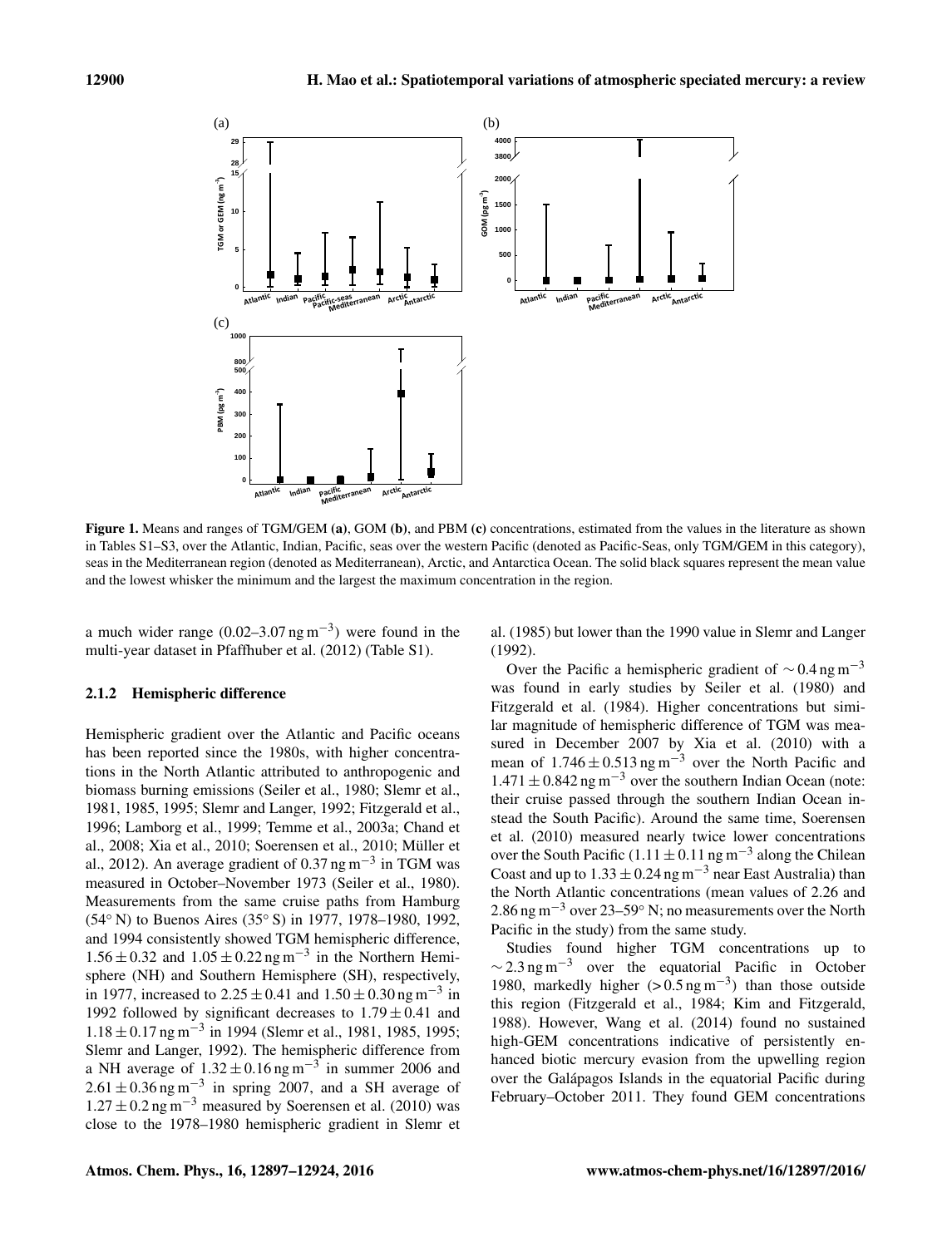Figure 1. Means and ranges of TGM/GEM **(a)**, GOM **(b)**, and PBM **(c)** concentrations, estimated from the values in the literature as shown in Tables S1–S3, over the Atlantic, Indian, Pacific, seas over the western Pacific (denoted as Pacific-Seas, only TGM/GEM in this category), seas in the Mediterranean region (denoted as Mediterranean), Arctic, and Antarctica Ocean. The solid black squares represent the mean value and the lowest whisker the minimum and the largest the maximum concentration in the region.

a much wider range (0.02–3.07 ng m$^{-3}$) were found in the multi-year dataset in Pfaffhuber et al. (2012) (Table S1).

### 2.1.2 Hemispheric difference

Hemispheric gradient over the Atlantic and Pacific oceans has been reported since the 1980s, with higher concentrations in the North Atlantic attributed to anthropogenic and biomass burning emissions (Seiler et al., 1980; Slemr et al., 1981, 1985, 1995; Slemr and Langer, 1992; Fitzgerald et al., 1996; Lamborg et al., 1999; Temme et al., 2003a; Chand et al., 2008; Xia et al., 2010; Soerensen et al., 2010; Müller et al., 2012). An average gradient of 0.37 ng m$^{-3}$ in TGM was measured in October–November 1973 (Seiler et al., 1980). Measurements from the same cruise paths from Hamburg (54° N) to Buenos Aires (35° S) in 1977, 1978–1980, 1992, and 1994 consistently showed TGM hemispheric difference, $1.56 \pm 0.32$ and $1.05 \pm 0.22$ ng m$^{-3}$ in the Northern Hemisphere (NH) and Southern Hemisphere (SH), respectively, in 1977, increased to $2.25 \pm 0.41$ and $1.50 \pm 0.30$ ng m$^{-3}$ in 1992 followed by significant decreases to $1.79 \pm 0.41$ and $1.18 \pm 0.17$ ng m$^{-3}$ in 1994 (Slemr et al., 1981, 1985, 1995; Slemr and Langer, 1992). The hemispheric difference from a NH average of $1.32 \pm 0.16$ ng m$^{-3}$ in summer 2006 and $2.61 \pm 0.36$ ng m$^{-3}$ in spring 2007, and a SH average of $1.27 \pm 0.2$ ng m$^{-3}$ measured by Soerensen et al. (2010) was close to the 1978–1980 hemispheric gradient in Slemr et al. (1985) but lower than the 1990 value in Slemr and Langer (1992).

Over the Pacific a hemispheric gradient of $\sim 0.4$ ng m$^{-3}$ was found in early studies by Seiler et al. (1980) and Fitzgerald et al. (1984). Higher concentrations but similar magnitude of hemispheric difference of TGM was measured in December 2007 by Xia et al. (2010) with a mean of $1.746 \pm 0.513$ ng m$^{-3}$ over the North Pacific and $1.471 \pm 0.842$ ng m$^{-3}$ over the southern Indian Ocean (note: their cruise passed through the southern Indian Ocean instead the South Pacific). Around the same time, Soerensen et al. (2010) measured nearly twice lower concentrations over the South Pacific ($1.11 \pm 0.11$ ng m$^{-3}$ along the Chilean Coast and up to $1.33 \pm 0.24$ ng m$^{-3}$ near East Australia) than the North Atlantic concentrations (mean values of 2.26 and 2.86 ng m$^{-3}$ over 23–59° N; no measurements over the North Pacific in the study) from the same study.

Studies found higher TGM concentrations up to $\sim 2.3$ ng m$^{-3}$ over the equatorial Pacific in October 1980, markedly higher ($> 0.5$ ng m$^{-3}$) than those outside this region (Fitzgerald et al., 1984; Kim and Fitzgerald, 1988). However, Wang et al. (2014) found no sustained high-GEM concentrations indicative of persistently enhanced biotic mercury evasion from the upwelling region over the Galápagos Islands in the equatorial Pacific during February–October 2011. They found GEM concentrations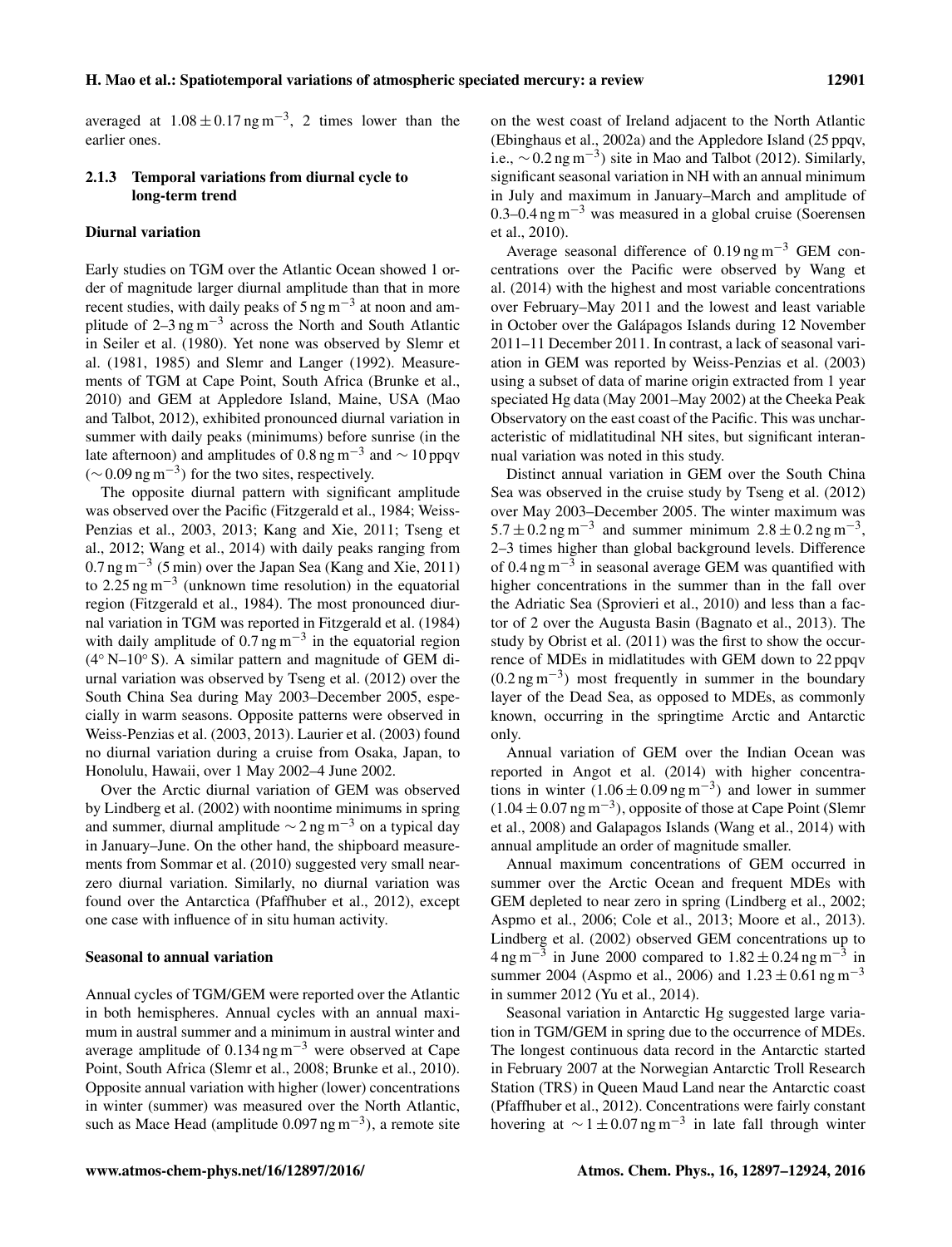averaged at $1.08 \pm 0.17\,\text{ng m}^{-3}$, 2 times lower than the earlier ones.

### 2.1.3 Temporal variations from diurnal cycle to long-term trend

**Diurnal variation**

Early studies on TGM over the Atlantic Ocean showed 1 order of magnitude larger diurnal amplitude than that in more recent studies, with daily peaks of $5\,\text{ng m}^{-3}$ at noon and amplitude of $2\text{–}3\,\text{ng m}^{-3}$ across the North and South Atlantic in Seiler et al. (1980). Yet none was observed by Slemr et al. (1981, 1985) and Slemr and Langer (1992). Measurements of TGM at Cape Point, South Africa (Brunke et al., 2010) and GEM at Appledore Island, Maine, USA (Mao and Talbot, 2012), exhibited pronounced diurnal variation in summer with daily peaks (minimums) before sunrise (in the late afternoon) and amplitudes of $0.8\,\text{ng m}^{-3}$ and $\sim 10$ ppqv ($\sim 0.09\,\text{ng m}^{-3}$) for the two sites, respectively.

The opposite diurnal pattern with significant amplitude was observed over the Pacific (Fitzgerald et al., 1984; Weiss-Penzias et al., 2003, 2013; Kang and Xie, 2011; Tseng et al., 2012; Wang et al., 2014) with daily peaks ranging from $0.7\,\text{ng m}^{-3}$ (5 min) over the Japan Sea (Kang and Xie, 2011) to $2.25\,\text{ng m}^{-3}$ (unknown time resolution) in the equatorial region (Fitzgerald et al., 1984). The most pronounced diurnal variation in TGM was reported in Fitzgerald et al. (1984) with daily amplitude of $0.7\,\text{ng m}^{-3}$ in the equatorial region (4° N–10° S). A similar pattern and magnitude of GEM diurnal variation was observed by Tseng et al. (2012) over the South China Sea during May 2003–December 2005, especially in warm seasons. Opposite patterns were observed in Weiss-Penzias et al. (2003, 2013). Laurier et al. (2003) found no diurnal variation during a cruise from Osaka, Japan, to Honolulu, Hawaii, over 1 May 2002–4 June 2002.

Over the Arctic diurnal variation of GEM was observed by Lindberg et al. (2002) with noontime minimums in spring and summer, diurnal amplitude $\sim 2\,\text{ng m}^{-3}$ on a typical day in January–June. On the other hand, the shipboard measurements from Sommar et al. (2010) suggested very small near-zero diurnal variation. Similarly, no diurnal variation was found over the Antarctica (Pfaffhuber et al., 2012), except one case with influence of in situ human activity.

**Seasonal to annual variation**

Annual cycles of TGM/GEM were reported over the Atlantic in both hemispheres. Annual cycles with an annual maximum in austral summer and a minimum in austral winter and average amplitude of $0.134\,\text{ng m}^{-3}$ were observed at Cape Point, South Africa (Slemr et al., 2008; Brunke et al., 2010). Opposite annual variation with higher (lower) concentrations in winter (summer) was measured over the North Atlantic, such as Mace Head (amplitude $0.097\,\text{ng m}^{-3}$), a remote site on the west coast of Ireland adjacent to the North Atlantic (Ebinghaus et al., 2002a) and the Appledore Island (25 ppqv, i.e., $\sim 0.2\,\text{ng m}^{-3}$) site in Mao and Talbot (2012). Similarly, significant seasonal variation in NH with an annual minimum in July and maximum in January–March and amplitude of $0.3\text{–}0.4\,\text{ng m}^{-3}$ was measured in a global cruise (Soerensen et al., 2010).

Average seasonal difference of $0.19\,\text{ng m}^{-3}$ GEM concentrations over the Pacific were observed by Wang et al. (2014) with the highest and most variable concentrations over February–May 2011 and the lowest and least variable in October over the Galápagos Islands during 12 November 2011–11 December 2011. In contrast, a lack of seasonal variation in GEM was reported by Weiss-Penzias et al. (2003) using a subset of data of marine origin extracted from 1 year speciated Hg data (May 2001–May 2002) at the Cheeka Peak Observatory on the east coast of the Pacific. This was uncharacteristic of midlatitudinal NH sites, but significant interannual variation was noted in this study.

Distinct annual variation in GEM over the South China Sea was observed in the cruise study by Tseng et al. (2012) over May 2003–December 2005. The winter maximum was $5.7 \pm 0.2\,\text{ng m}^{-3}$ and summer minimum $2.8 \pm 0.2\,\text{ng m}^{-3}$, 2–3 times higher than global background levels. Difference of $0.4\,\text{ng m}^{-3}$ in seasonal average GEM was quantified with higher concentrations in the summer than in the fall over the Adriatic Sea (Sprovieri et al., 2010) and less than a factor of 2 over the Augusta Basin (Bagnato et al., 2013). The study by Obrist et al. (2011) was the first to show the occurrence of MDEs in midlatitudes with GEM down to 22 ppqv ($0.2\,\text{ng m}^{-3}$) most frequently in summer in the boundary layer of the Dead Sea, as opposed to MDEs, as commonly known, occurring in the springtime Arctic and Antarctic only.

Annual variation of GEM over the Indian Ocean was reported in Angot et al. (2014) with higher concentrations in winter ($1.06 \pm 0.09\,\text{ng m}^{-3}$) and lower in summer ($1.04 \pm 0.07\,\text{ng m}^{-3}$), opposite of those at Cape Point (Slemr et al., 2008) and Galapagos Islands (Wang et al., 2014) with annual amplitude an order of magnitude smaller.

Annual maximum concentrations of GEM occurred in summer over the Arctic Ocean and frequent MDEs with GEM depleted to near zero in spring (Lindberg et al., 2002; Aspmo et al., 2006; Cole et al., 2013; Moore et al., 2013). Lindberg et al. (2002) observed GEM concentrations up to $4\,\text{ng m}^{-3}$ in June 2000 compared to $1.82 \pm 0.24\,\text{ng m}^{-3}$ in summer 2004 (Aspmo et al., 2006) and $1.23 \pm 0.61\,\text{ng m}^{-3}$ in summer 2012 (Yu et al., 2014).

Seasonal variation in Antarctic Hg suggested large variation in TGM/GEM in spring due to the occurrence of MDEs. The longest continuous data record in the Antarctic started in February 2007 at the Norwegian Antarctic Troll Research Station (TRS) in Queen Maud Land near the Antarctic coast (Pfaffhuber et al., 2012). Concentrations were fairly constant hovering at $\sim 1 \pm 0.07\,\text{ng m}^{-3}$ in late fall through winter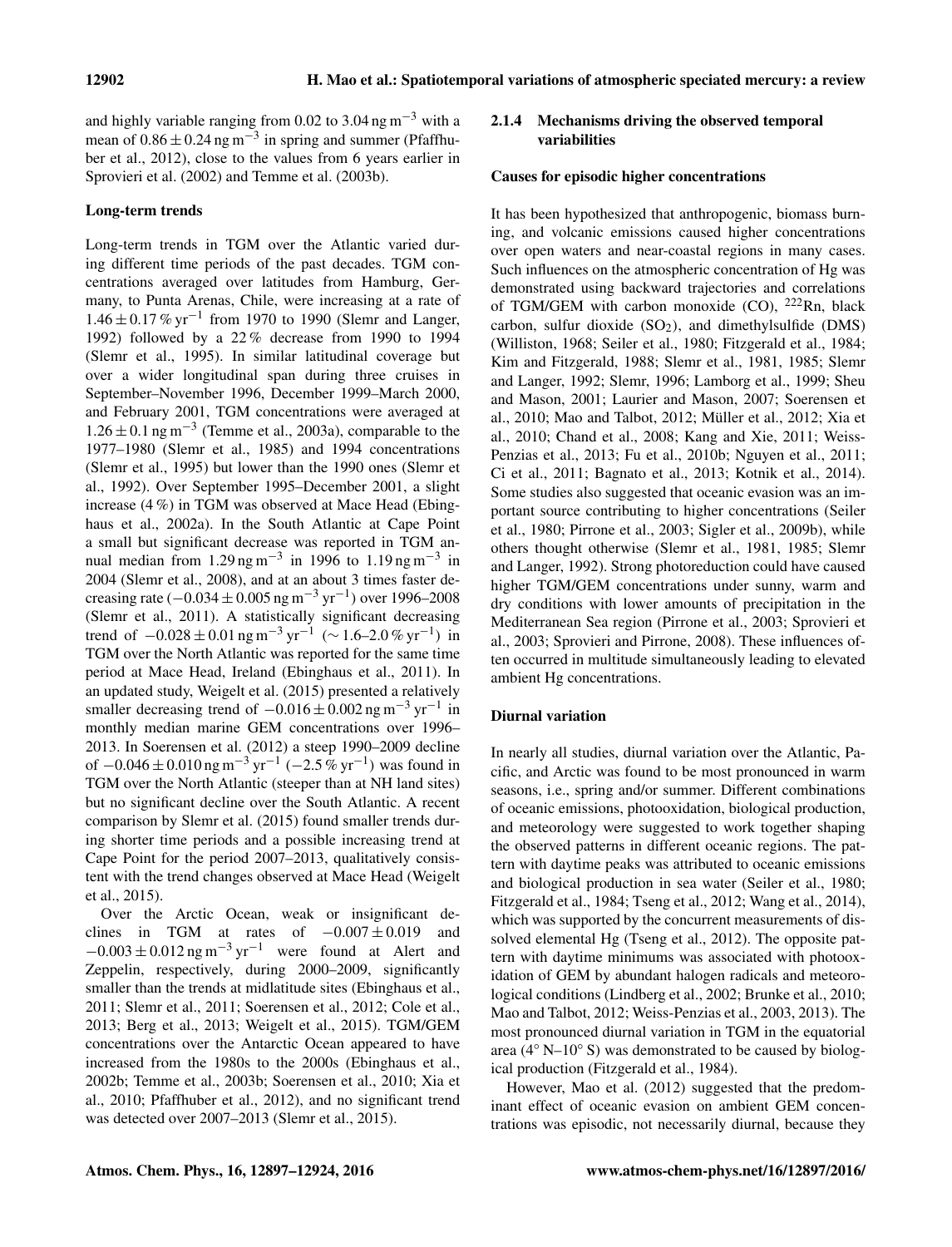and highly variable ranging from 0.02 to 3.04 ng m$^{-3}$ with a mean of $0.86 \pm 0.24$ ng m$^{-3}$ in spring and summer (Pfaffhuber et al., 2012), close to the values from 6 years earlier in Sprovieri et al. (2002) and Temme et al. (2003b).

**Long-term trends**

Long-term trends in TGM over the Atlantic varied during different time periods of the past decades. TGM concentrations averaged over latitudes from Hamburg, Germany, to Punta Arenas, Chile, were increasing at a rate of $1.46 \pm 0.17$ % yr$^{-1}$ from 1970 to 1990 (Slemr and Langer, 1992) followed by a 22 % decrease from 1990 to 1994 (Slemr et al., 1995). In similar latitudinal coverage but over a wider longitudinal span during three cruises in September–November 1996, December 1999–March 2000, and February 2001, TGM concentrations were averaged at $1.26 \pm 0.1$ ng m$^{-3}$ (Temme et al., 2003a), comparable to the 1977–1980 (Slemr et al., 1985) and 1994 concentrations (Slemr et al., 1995) but lower than the 1990 ones (Slemr et al., 1992). Over September 1995–December 2001, a slight increase (4 %) in TGM was observed at Mace Head (Ebinghaus et al., 2002a). In the South Atlantic at Cape Point a small but significant decrease was reported in TGM annual median from 1.29 ng m$^{-3}$ in 1996 to 1.19 ng m$^{-3}$ in 2004 (Slemr et al., 2008), and at an about 3 times faster decreasing rate ($-0.034 \pm 0.005$ ng m$^{-3}$ yr$^{-1}$) over 1996–2008 (Slemr et al., 2011). A statistically significant decreasing trend of $-0.028 \pm 0.01$ ng m$^{-3}$ yr$^{-1}$ (∼ 1.6–2.0 % yr$^{-1}$) in TGM over the North Atlantic was reported for the same time period at Mace Head, Ireland (Ebinghaus et al., 2011). In an updated study, Weigelt et al. (2015) presented a relatively smaller decreasing trend of $-0.016 \pm 0.002$ ng m$^{-3}$ yr$^{-1}$ in monthly median marine GEM concentrations over 1996–2013. In Soerensen et al. (2012) a steep 1990–2009 decline of $-0.046 \pm 0.010$ ng m$^{-3}$ yr$^{-1}$ ($-2.5$ % yr$^{-1}$) was found in TGM over the North Atlantic (steeper than at NH land sites) but no significant decline over the South Atlantic. A recent comparison by Slemr et al. (2015) found smaller trends during shorter time periods and a possible increasing trend at Cape Point for the period 2007–2013, qualitatively consistent with the trend changes observed at Mace Head (Weigelt et al., 2015).

Over the Arctic Ocean, weak or insignificant declines in TGM at rates of $-0.007 \pm 0.019$ and $-0.003 \pm 0.012$ ng m$^{-3}$ yr$^{-1}$ were found at Alert and Zeppelin, respectively, during 2000–2009, significantly smaller than the trends at midlatitude sites (Ebinghaus et al., 2011; Slemr et al., 2011; Soerensen et al., 2012; Cole et al., 2013; Berg et al., 2013; Weigelt et al., 2015). TGM/GEM concentrations over the Antarctic Ocean appeared to have increased from the 1980s to the 2000s (Ebinghaus et al., 2002b; Temme et al., 2003b; Soerensen et al., 2010; Xia et al., 2010; Pfaffhuber et al., 2012), and no significant trend was detected over 2007–2013 (Slemr et al., 2015).

#### 2.1.4 Mechanisms driving the observed temporal variabilities

**Causes for episodic higher concentrations**

It has been hypothesized that anthropogenic, biomass burning, and volcanic emissions caused higher concentrations over open waters and near-coastal regions in many cases. Such influences on the atmospheric concentration of Hg was demonstrated using backward trajectories and correlations of TGM/GEM with carbon monoxide (CO), $^{222}$Rn, black carbon, sulfur dioxide ($SO_2$), and dimethylsulfide (DMS) (Williston, 1968; Seiler et al., 1980; Fitzgerald et al., 1984; Kim and Fitzgerald, 1988; Slemr et al., 1981, 1985; Slemr and Langer, 1992; Slemr, 1996; Lamborg et al., 1999; Sheu and Mason, 2001; Laurier and Mason, 2007; Soerensen et al., 2010; Mao and Talbot, 2012; Müller et al., 2012; Xia et al., 2010; Chand et al., 2008; Kang and Xie, 2011; Weiss-Penzias et al., 2013; Fu et al., 2010b; Nguyen et al., 2011; Ci et al., 2011; Bagnato et al., 2013; Kotnik et al., 2014). Some studies also suggested that oceanic evasion was an important source contributing to higher concentrations (Seiler et al., 1980; Pirrone et al., 2003; Sigler et al., 2009b), while others thought otherwise (Slemr et al., 1981, 1985; Slemr and Langer, 1992). Strong photoreduction could have caused higher TGM/GEM concentrations under sunny, warm and dry conditions with lower amounts of precipitation in the Mediterranean Sea region (Pirrone et al., 2003; Sprovieri et al., 2003; Sprovieri and Pirrone, 2008). These influences often occurred in multitude simultaneously leading to elevated ambient Hg concentrations.

**Diurnal variation**

In nearly all studies, diurnal variation over the Atlantic, Pacific, and Arctic was found to be most pronounced in warm seasons, i.e., spring and/or summer. Different combinations of oceanic emissions, photooxidation, biological production, and meteorology were suggested to work together shaping the observed patterns in different oceanic regions. The pattern with daytime peaks was attributed to oceanic emissions and biological production in sea water (Seiler et al., 1980; Fitzgerald et al., 1984; Tseng et al., 2012; Wang et al., 2014), which was supported by the concurrent measurements of dissolved elemental Hg (Tseng et al., 2012). The opposite pattern with daytime minimums was associated with photooxidation of GEM by abundant halogen radicals and meteorological conditions (Lindberg et al., 2002; Brunke et al., 2010; Mao and Talbot, 2012; Weiss-Penzias et al., 2003, 2013). The most pronounced diurnal variation in TGM in the equatorial area (4° N–10° S) was demonstrated to be caused by biological production (Fitzgerald et al., 1984).

However, Mao et al. (2012) suggested that the predominant effect of oceanic evasion on ambient GEM concentrations was episodic, not necessarily diurnal, because they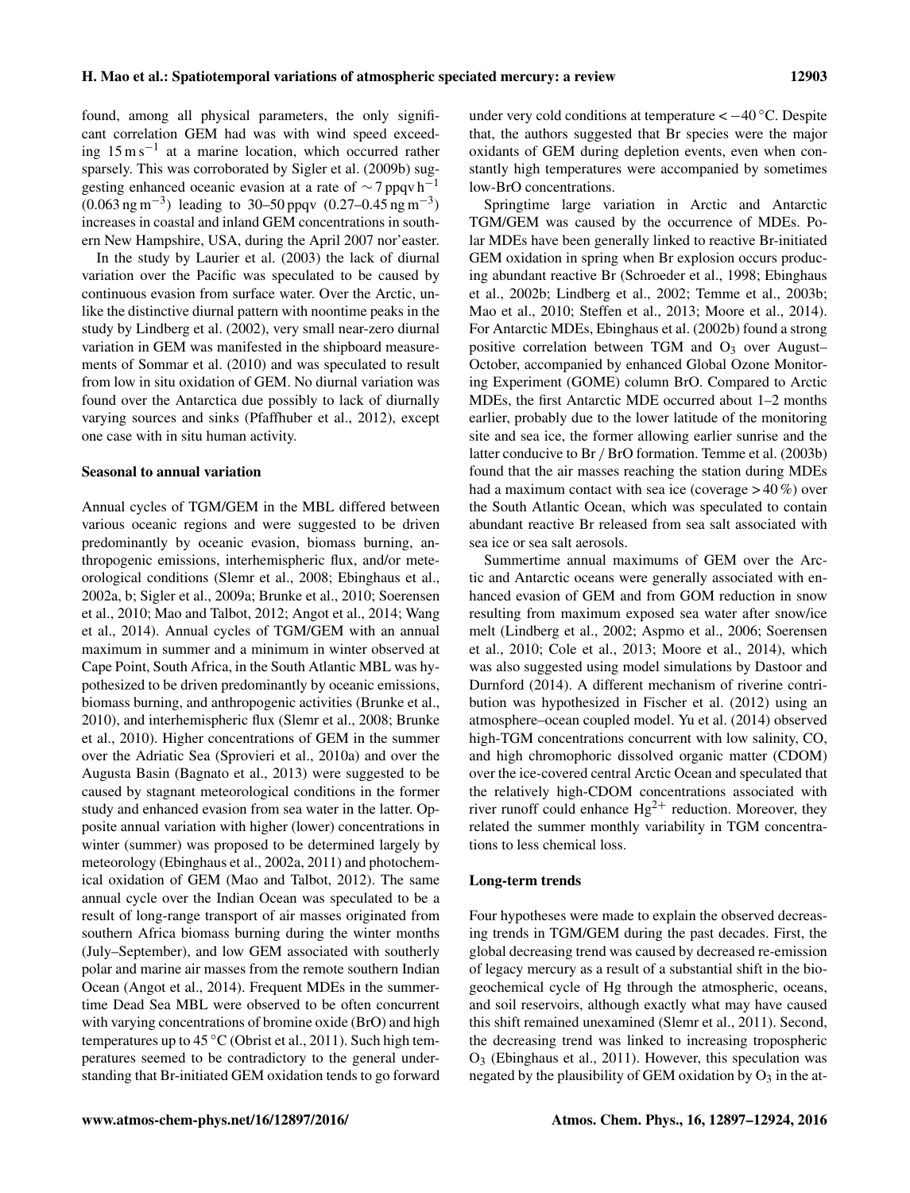found, among all physical parameters, the only significant correlation GEM had was with wind speed exceeding $15\,\mathrm{m\,s^{-1}}$ at a marine location, which occurred rather sparsely. This was corroborated by Sigler et al. (2009b) suggesting enhanced oceanic evasion at a rate of $\sim 7\,\mathrm{ppqv\,h^{-1}}$ ($0.063\,\mathrm{ng\,m^{-3}}$) leading to 30–50 ppqv ($0.27$–$0.45\,\mathrm{ng\,m^{-3}}$) increases in coastal and inland GEM concentrations in southern New Hampshire, USA, during the April 2007 nor'easter.

In the study by Laurier et al. (2003) the lack of diurnal variation over the Pacific was speculated to be caused by continuous evasion from surface water. Over the Arctic, unlike the distinctive diurnal pattern with noontime peaks in the study by Lindberg et al. (2002), very small near-zero diurnal variation in GEM was manifested in the shipboard measurements of Sommar et al. (2010) and was speculated to result from low in situ oxidation of GEM. No diurnal variation was found over the Antarctica due possibly to lack of diurnally varying sources and sinks (Pfaffhuber et al., 2012), except one case with in situ human activity.

**Seasonal to annual variation**

Annual cycles of TGM/GEM in the MBL differed between various oceanic regions and were suggested to be driven predominantly by oceanic evasion, biomass burning, anthropogenic emissions, interhemispheric flux, and/or meteorological conditions (Slemr et al., 2008; Ebinghaus et al., 2002a, b; Sigler et al., 2009a; Brunke et al., 2010; Soerensen et al., 2010; Mao and Talbot, 2012; Angot et al., 2014; Wang et al., 2014). Annual cycles of TGM/GEM with an annual maximum in summer and a minimum in winter observed at Cape Point, South Africa, in the South Atlantic MBL was hypothesized to be driven predominantly by oceanic emissions, biomass burning, and anthropogenic activities (Brunke et al., 2010), and interhemispheric flux (Slemr et al., 2008; Brunke et al., 2010). Higher concentrations of GEM in the summer over the Adriatic Sea (Sprovieri et al., 2010a) and over the Augusta Basin (Bagnato et al., 2013) were suggested to be caused by stagnant meteorological conditions in the former study and enhanced evasion from sea water in the latter. Opposite annual variation with higher (lower) concentrations in winter (summer) was proposed to be determined largely by meteorology (Ebinghaus et al., 2002a, 2011) and photochemical oxidation of GEM (Mao and Talbot, 2012). The same annual cycle over the Indian Ocean was speculated to be a result of long-range transport of air masses originated from southern Africa biomass burning during the winter months (July–September), and low GEM associated with southerly polar and marine air masses from the remote southern Indian Ocean (Angot et al., 2014). Frequent MDEs in the summertime Dead Sea MBL were observed to be often concurrent with varying concentrations of bromine oxide (BrO) and high temperatures up to 45 °C (Obrist et al., 2011). Such high temperatures seemed to be contradictory to the general understanding that Br-initiated GEM oxidation tends to go forward under very cold conditions at temperature < −40 °C. Despite that, the authors suggested that Br species were the major oxidants of GEM during depletion events, even when constantly high temperatures were accompanied by sometimes low-BrO concentrations.

Springtime large variation in Arctic and Antarctic TGM/GEM was caused by the occurrence of MDEs. Polar MDEs have been generally linked to reactive Br-initiated GEM oxidation in spring when Br explosion occurs producing abundant reactive Br (Schroeder et al., 1998; Ebinghaus et al., 2002b; Lindberg et al., 2002; Temme et al., 2003b; Mao et al., 2010; Steffen et al., 2013; Moore et al., 2014). For Antarctic MDEs, Ebinghaus et al. (2002b) found a strong positive correlation between TGM and $O_3$ over August–October, accompanied by enhanced Global Ozone Monitoring Experiment (GOME) column BrO. Compared to Arctic MDEs, the first Antarctic MDE occurred about 1–2 months earlier, probably due to the lower latitude of the monitoring site and sea ice, the former allowing earlier sunrise and the latter conducive to Br / BrO formation. Temme et al. (2003b) found that the air masses reaching the station during MDEs had a maximum contact with sea ice (coverage > 40 %) over the South Atlantic Ocean, which was speculated to contain abundant reactive Br released from sea salt associated with sea ice or sea salt aerosols.

Summertime annual maximums of GEM over the Arctic and Antarctic oceans were generally associated with enhanced evasion of GEM and from GOM reduction in snow resulting from maximum exposed sea water after snow/ice melt (Lindberg et al., 2002; Aspmo et al., 2006; Soerensen et al., 2010; Cole et al., 2013; Moore et al., 2014), which was also suggested using model simulations by Dastoor and Durnford (2014). A different mechanism of riverine contribution was hypothesized in Fischer et al. (2012) using an atmosphere–ocean coupled model. Yu et al. (2014) observed high-TGM concentrations concurrent with low salinity, CO, and high chromophoric dissolved organic matter (CDOM) over the ice-covered central Arctic Ocean and speculated that the relatively high-CDOM concentrations associated with river runoff could enhance $Hg^{2+}$ reduction. Moreover, they related the summer monthly variability in TGM concentrations to less chemical loss.

**Long-term trends**

Four hypotheses were made to explain the observed decreasing trends in TGM/GEM during the past decades. First, the global decreasing trend was caused by decreased re-emission of legacy mercury as a result of a substantial shift in the biogeochemical cycle of Hg through the atmospheric, oceans, and soil reservoirs, although exactly what may have caused this shift remained unexamined (Slemr et al., 2011). Second, the decreasing trend was linked to increasing tropospheric $O_3$ (Ebinghaus et al., 2011). However, this speculation was negated by the plausibility of GEM oxidation by $O_3$ in the at-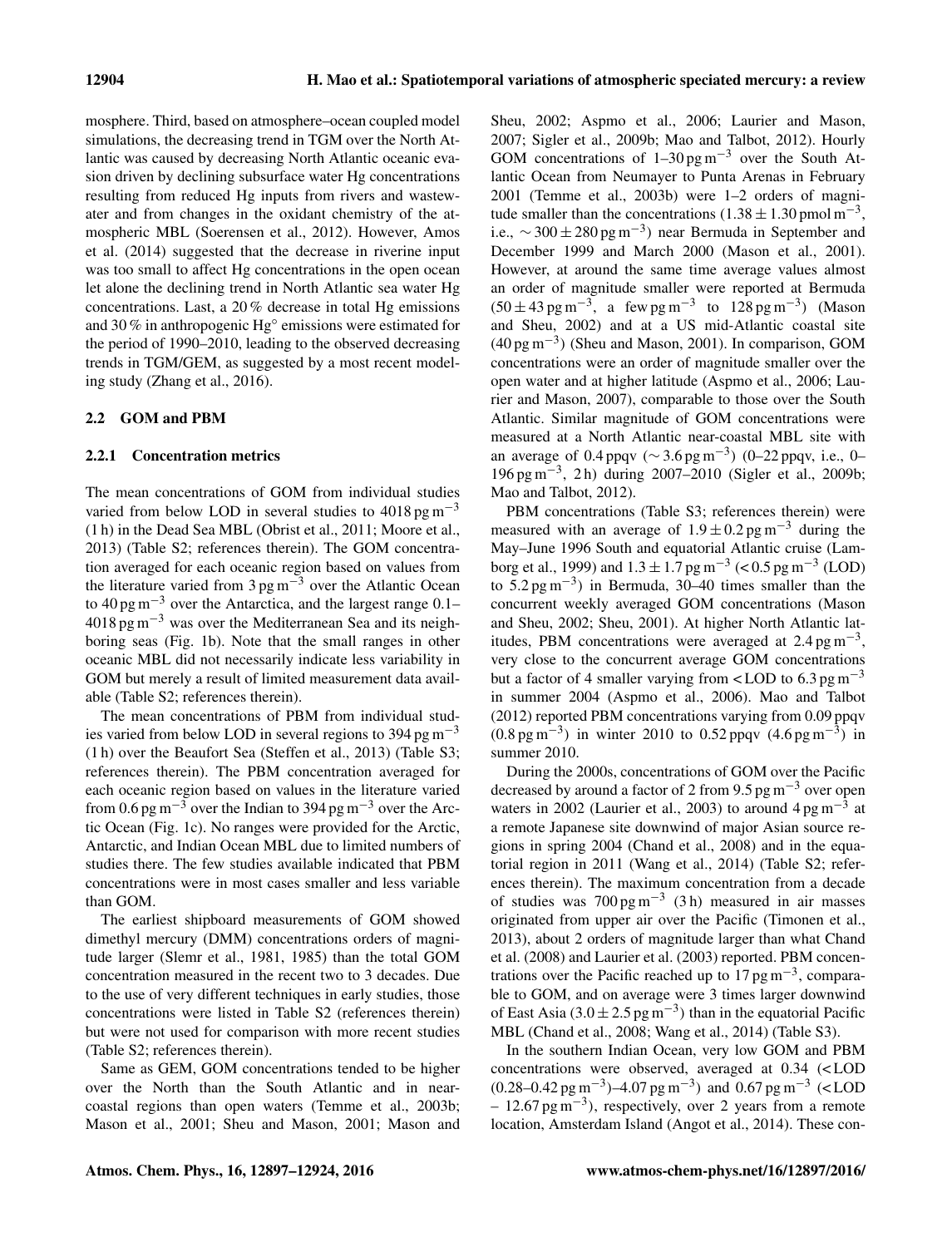mosphere. Third, based on atmosphere–ocean coupled model simulations, the decreasing trend in TGM over the North Atlantic was caused by decreasing North Atlantic oceanic evasion driven by declining subsurface water Hg concentrations resulting from reduced Hg inputs from rivers and wastewater and from changes in the oxidant chemistry of the atmospheric MBL (Soerensen et al., 2012). However, Amos et al. (2014) suggested that the decrease in riverine input was too small to affect Hg concentrations in the open ocean let alone the declining trend in North Atlantic sea water Hg concentrations. Last, a 20 % decrease in total Hg emissions and 30 % in anthropogenic $Hg^\circ$ emissions were estimated for the period of 1990–2010, leading to the observed decreasing trends in TGM/GEM, as suggested by a most recent modeling study (Zhang et al., 2016).

### 2.2 GOM and PBM

#### 2.2.1 Concentration metrics

The mean concentrations of GOM from individual studies varied from below LOD in several studies to 4018 pg m$^{-3}$ (1 h) in the Dead Sea MBL (Obrist et al., 2011; Moore et al., 2013) (Table S2; references therein). The GOM concentration averaged for each oceanic region based on values from the literature varied from 3 pg m$^{-3}$ over the Atlantic Ocean to 40 pg m$^{-3}$ over the Antarctica, and the largest range 0.1–4018 pg m$^{-3}$ was over the Mediterranean Sea and its neighboring seas (Fig. 1b). Note that the small ranges in other oceanic MBL did not necessarily indicate less variability in GOM but merely a result of limited measurement data available (Table S2; references therein).

The mean concentrations of PBM from individual studies varied from below LOD in several regions to 394 pg m$^{-3}$ (1 h) over the Beaufort Sea (Steffen et al., 2013) (Table S3; references therein). The PBM concentration averaged for each oceanic region based on values in the literature varied from 0.6 pg m$^{-3}$ over the Indian to 394 pg m$^{-3}$ over the Arctic Ocean (Fig. 1c). No ranges were provided for the Arctic, Antarctic, and Indian Ocean MBL due to limited numbers of studies there. The few studies available indicated that PBM concentrations were in most cases smaller and less variable than GOM.

The earliest shipboard measurements of GOM showed dimethyl mercury (DMM) concentrations orders of magnitude larger (Slemr et al., 1981, 1985) than the total GOM concentration measured in the recent two to 3 decades. Due to the use of very different techniques in early studies, those concentrations were listed in Table S2 (references therein) but were not used for comparison with more recent studies (Table S2; references therein).

Same as GEM, GOM concentrations tended to be higher over the North than the South Atlantic and in near-coastal regions than open waters (Temme et al., 2003b; Mason et al., 2001; Sheu and Mason, 2001; Mason and Sheu, 2002; Aspmo et al., 2006; Laurier and Mason, 2007; Sigler et al., 2009b; Mao and Talbot, 2012). Hourly GOM concentrations of 1–30 pg m$^{-3}$ over the South Atlantic Ocean from Neumayer to Punta Arenas in February 2001 (Temme et al., 2003b) were 1–2 orders of magnitude smaller than the concentrations ($1.38 \pm 1.30$ pmol m$^{-3}$, i.e., $\sim 300 \pm 280$ pg m$^{-3}$) near Bermuda in September and December 1999 and March 2000 (Mason et al., 2001). However, at around the same time average values almost an order of magnitude smaller were reported at Bermuda ($50 \pm 43$ pg m$^{-3}$, a few pg m$^{-3}$ to 128 pg m$^{-3}$) (Mason and Sheu, 2002) and at a US mid-Atlantic coastal site (40 pg m$^{-3}$) (Sheu and Mason, 2001). In comparison, GOM concentrations were an order of magnitude smaller over the open water and at higher latitude (Aspmo et al., 2006; Laurier and Mason, 2007), comparable to those over the South Atlantic. Similar magnitude of GOM concentrations were measured at a North Atlantic near-coastal MBL site with an average of 0.4 ppqv ($\sim 3.6$ pg m$^{-3}$) (0–22 ppqv, i.e., 0–196 pg m$^{-3}$, 2 h) during 2007–2010 (Sigler et al., 2009b; Mao and Talbot, 2012).

PBM concentrations (Table S3; references therein) were measured with an average of $1.9 \pm 0.2$ pg m$^{-3}$ during the May–June 1996 South and equatorial Atlantic cruise (Lamborg et al., 1999) and $1.3 \pm 1.7$ pg m$^{-3}$ (< 0.5 pg m$^{-3}$ (LOD) to 5.2 pg m$^{-3}$) in Bermuda, 30–40 times smaller than the concurrent weekly averaged GOM concentrations (Mason and Sheu, 2002; Sheu, 2001). At higher North Atlantic latitudes, PBM concentrations were averaged at 2.4 pg m$^{-3}$, very close to the concurrent average GOM concentrations but a factor of 4 smaller varying from < LOD to 6.3 pg m$^{-3}$ in summer 2004 (Aspmo et al., 2006). Mao and Talbot (2012) reported PBM concentrations varying from 0.09 ppqv (0.8 pg m$^{-3}$) in winter 2010 to 0.52 ppqv (4.6 pg m$^{-3}$) in summer 2010.

During the 2000s, concentrations of GOM over the Pacific decreased by around a factor of 2 from 9.5 pg m$^{-3}$ over open waters in 2002 (Laurier et al., 2003) to around 4 pg m$^{-3}$ at a remote Japanese site downwind of major Asian source regions in spring 2004 (Chand et al., 2008) and in the equatorial region in 2011 (Wang et al., 2014) (Table S2; references therein). The maximum concentration from a decade of studies was 700 pg m$^{-3}$ (3 h) measured in air masses originated from upper air over the Pacific (Timonen et al., 2013), about 2 orders of magnitude larger than what Chand et al. (2008) and Laurier et al. (2003) reported. PBM concentrations over the Pacific reached up to 17 pg m$^{-3}$, comparable to GOM, and on average were 3 times larger downwind of East Asia ($3.0 \pm 2.5$ pg m$^{-3}$) than in the equatorial Pacific MBL (Chand et al., 2008; Wang et al., 2014) (Table S3).

In the southern Indian Ocean, very low GOM and PBM concentrations were observed, averaged at 0.34 (< LOD (0.28–0.42 pg m$^{-3}$)–4.07 pg m$^{-3}$) and 0.67 pg m$^{-3}$ (< LOD – 12.67 pg m$^{-3}$), respectively, over 2 years from a remote location, Amsterdam Island (Angot et al., 2014). These con-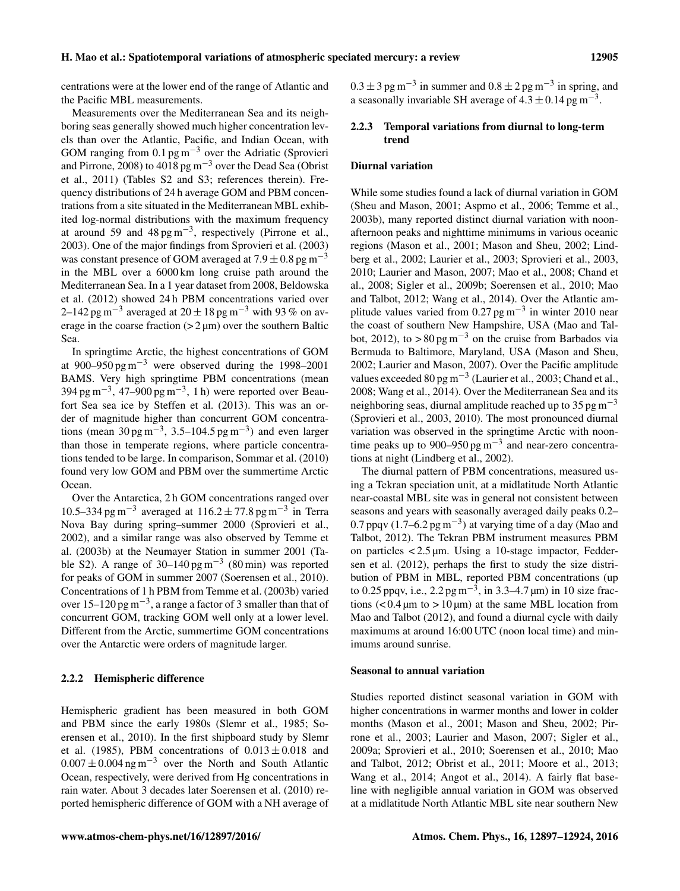centrations were at the lower end of the range of Atlantic and the Pacific MBL measurements.

Measurements over the Mediterranean Sea and its neighboring seas generally showed much higher concentration levels than over the Atlantic, Pacific, and Indian Ocean, with GOM ranging from 0.1 $pg\,m^{-3}$ over the Adriatic (Sprovieri and Pirrone, 2008) to 4018 $pg\,m^{-3}$ over the Dead Sea (Obrist et al., 2011) (Tables S2 and S3; references therein). Frequency distributions of 24 h average GOM and PBM concentrations from a site situated in the Mediterranean MBL exhibited log-normal distributions with the maximum frequency at around 59 and 48 $pg\,m^{-3}$, respectively (Pirrone et al., 2003). One of the major findings from Sprovieri et al. (2003) was constant presence of GOM averaged at $7.9 \pm 0.8$ $pg\,m^{-3}$ in the MBL over a 6000 km long cruise path around the Mediterranean Sea. In a 1 year dataset from 2008, Beldowska et al. (2012) showed 24 h PBM concentrations varied over 2–142 $pg\,m^{-3}$ averaged at $20 \pm 18$ $pg\,m^{-3}$ with 93 % on average in the coarse fraction (> 2 µm) over the southern Baltic Sea.

In springtime Arctic, the highest concentrations of GOM at 900–950 $pg\,m^{-3}$ were observed during the 1998–2001 BAMS. Very high springtime PBM concentrations (mean 394 $pg\,m^{-3}$, 47–900 $pg\,m^{-3}$, 1 h) were reported over Beaufort Sea sea ice by Steffen et al. (2013). This was an order of magnitude higher than concurrent GOM concentrations (mean 30 $pg\,m^{-3}$, 3.5–104.5 $pg\,m^{-3}$) and even larger than those in temperate regions, where particle concentrations tended to be large. In comparison, Sommar et al. (2010) found very low GOM and PBM over the summertime Arctic Ocean.

Over the Antarctica, 2 h GOM concentrations ranged over 10.5–334 $pg\,m^{-3}$ averaged at $116.2 \pm 77.8$ $pg\,m^{-3}$ in Terra Nova Bay during spring–summer 2000 (Sprovieri et al., 2002), and a similar range was also observed by Temme et al. (2003b) at the Neumayer Station in summer 2001 (Table S2). A range of 30–140 $pg\,m^{-3}$ (80 min) was reported for peaks of GOM in summer 2007 (Soerensen et al., 2010). Concentrations of 1 h PBM from Temme et al. (2003b) varied over 15–120 $pg\,m^{-3}$, a range a factor of 3 smaller than that of concurrent GOM, tracking GOM well only at a lower level. Different from the Arctic, summertime GOM concentrations over the Antarctic were orders of magnitude larger.

### 2.2.2 Hemispheric difference

Hemispheric gradient has been measured in both GOM and PBM since the early 1980s (Slemr et al., 1985; Soerensen et al., 2010). In the first shipboard study by Slemr et al. (1985), PBM concentrations of $0.013 \pm 0.018$ and $0.007 \pm 0.004$ $ng\,m^{-3}$ over the North and South Atlantic Ocean, respectively, were derived from Hg concentrations in rain water. About 3 decades later Soerensen et al. (2010) reported hemispheric difference of GOM with a NH average of $0.3 \pm 3$ $pg\,m^{-3}$ in summer and $0.8 \pm 2$ $pg\,m^{-3}$ in spring, and a seasonally invariable SH average of $4.3 \pm 0.14$ $pg\,m^{-3}$.

### 2.2.3 Temporal variations from diurnal to long-term trend

**Diurnal variation**

While some studies found a lack of diurnal variation in GOM (Sheu and Mason, 2001; Aspmo et al., 2006; Temme et al., 2003b), many reported distinct diurnal variation with noon-afternoon peaks and nighttime minimums in various oceanic regions (Mason et al., 2001; Mason and Sheu, 2002; Lindberg et al., 2002; Laurier et al., 2003; Sprovieri et al., 2003, 2010; Laurier and Mason, 2007; Mao et al., 2008; Chand et al., 2008; Sigler et al., 2009b; Soerensen et al., 2010; Mao and Talbot, 2012; Wang et al., 2014). Over the Atlantic amplitude values varied from 0.27 $pg\,m^{-3}$ in winter 2010 near the coast of southern New Hampshire, USA (Mao and Talbot, 2012), to > 80 $pg\,m^{-3}$ on the cruise from Barbados via Bermuda to Baltimore, Maryland, USA (Mason and Sheu, 2002; Laurier and Mason, 2007). Over the Pacific amplitude values exceeded 80 $pg\,m^{-3}$ (Laurier et al., 2003; Chand et al., 2008; Wang et al., 2014). Over the Mediterranean Sea and its neighboring seas, diurnal amplitude reached up to 35 $pg\,m^{-3}$ (Sprovieri et al., 2003, 2010). The most pronounced diurnal variation was observed in the springtime Arctic with noontime peaks up to 900–950 $pg\,m^{-3}$ and near-zero concentrations at night (Lindberg et al., 2002).

The diurnal pattern of PBM concentrations, measured using a Tekran speciation unit, at a midlatitude North Atlantic near-coastal MBL site was in general not consistent between seasons and years with seasonally averaged daily peaks 0.2–0.7 ppqv (1.7–6.2 $pg\,m^{-3}$) at varying time of a day (Mao and Talbot, 2012). The Tekran PBM instrument measures PBM on particles < 2.5 µm. Using a 10-stage impactor, Feddersen et al. (2012), perhaps the first to study the size distribution of PBM in MBL, reported PBM concentrations (up to 0.25 ppqv, i.e., 2.2 $pg\,m^{-3}$, in 3.3–4.7 µm) in 10 size fractions (< 0.4 µm to > 10 µm) at the same MBL location from Mao and Talbot (2012), and found a diurnal cycle with daily maximums at around 16:00 UTC (noon local time) and minimums around sunrise.

**Seasonal to annual variation**

Studies reported distinct seasonal variation in GOM with higher concentrations in warmer months and lower in colder months (Mason et al., 2001; Mason and Sheu, 2002; Pirrone et al., 2003; Laurier and Mason, 2007; Sigler et al., 2009a; Sprovieri et al., 2010; Soerensen et al., 2010; Mao and Talbot, 2012; Obrist et al., 2011; Moore et al., 2013; Wang et al., 2014; Angot et al., 2014). A fairly flat baseline with negligible annual variation in GOM was observed at a midlatitude North Atlantic MBL site near southern New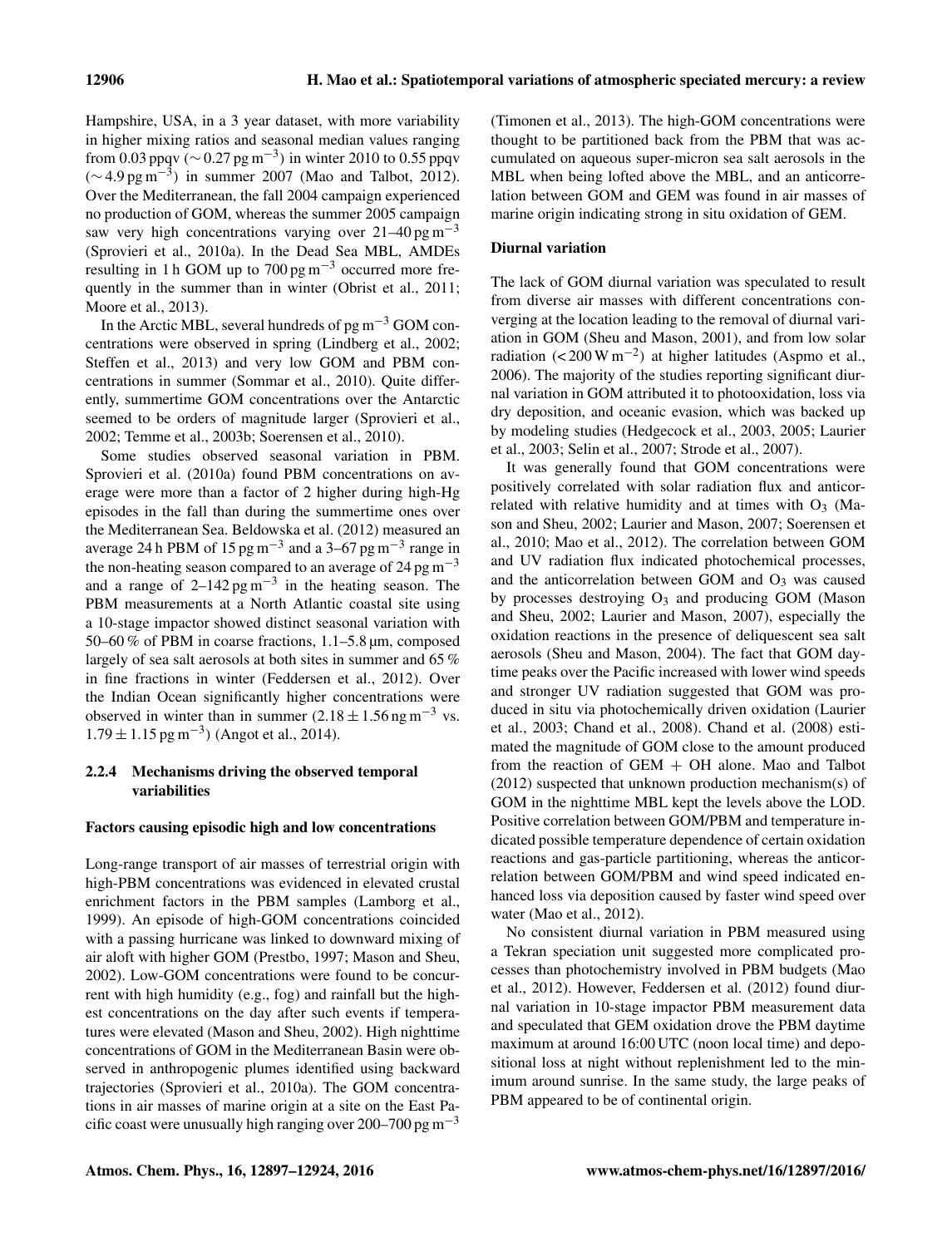Hampshire, USA, in a 3 year dataset, with more variability in higher mixing ratios and seasonal median values ranging from 0.03 ppqv ($\sim 0.27\,\mathrm{pg\,m^{-3}}$) in winter 2010 to 0.55 ppqv ($\sim 4.9\,\mathrm{pg\,m^{-3}}$) in summer 2007 (Mao and Talbot, 2012). Over the Mediterranean, the fall 2004 campaign experienced no production of GOM, whereas the summer 2005 campaign saw very high concentrations varying over 21–40 $\mathrm{pg\,m^{-3}}$ (Sprovieri et al., 2010a). In the Dead Sea MBL, AMDEs resulting in 1 h GOM up to 700 $\mathrm{pg\,m^{-3}}$ occurred more frequently in the summer than in winter (Obrist et al., 2011; Moore et al., 2013).

In the Arctic MBL, several hundreds of $\mathrm{pg\,m^{-3}}$ GOM concentrations were observed in spring (Lindberg et al., 2002; Steffen et al., 2013) and very low GOM and PBM concentrations in summer (Sommar et al., 2010). Quite differently, summertime GOM concentrations over the Antarctic seemed to be orders of magnitude larger (Sprovieri et al., 2002; Temme et al., 2003b; Soerensen et al., 2010).

Some studies observed seasonal variation in PBM. Sprovieri et al. (2010a) found PBM concentrations on average were more than a factor of 2 higher during high-Hg episodes in the fall than during the summertime ones over the Mediterranean Sea. Beldowska et al. (2012) measured an average 24 h PBM of 15 $\mathrm{pg\,m^{-3}}$ and a 3–67 $\mathrm{pg\,m^{-3}}$ range in the non-heating season compared to an average of 24 $\mathrm{pg\,m^{-3}}$ and a range of 2–142 $\mathrm{pg\,m^{-3}}$ in the heating season. The PBM measurements at a North Atlantic coastal site using a 10-stage impactor showed distinct seasonal variation with 50–60 % of PBM in coarse fractions, 1.1–5.8 µm, composed largely of sea salt aerosols at both sites in summer and 65 % in fine fractions in winter (Feddersen et al., 2012). Over the Indian Ocean significantly higher concentrations were observed in winter than in summer ($2.18 \pm 1.56\,\mathrm{ng\,m^{-3}}$ vs. $1.79 \pm 1.15\,\mathrm{pg\,m^{-3}}$) (Angot et al., 2014).

### 2.2.4 Mechanisms driving the observed temporal variabilities

**Factors causing episodic high and low concentrations**

Long-range transport of air masses of terrestrial origin with high-PBM concentrations was evidenced in elevated crustal enrichment factors in the PBM samples (Lamborg et al., 1999). An episode of high-GOM concentrations coincided with a passing hurricane was linked to downward mixing of air aloft with higher GOM (Prestbo, 1997; Mason and Sheu, 2002). Low-GOM concentrations were found to be concurrent with high humidity (e.g., fog) and rainfall but the highest concentrations on the day after such events if temperatures were elevated (Mason and Sheu, 2002). High nighttime concentrations of GOM in the Mediterranean Basin were observed in anthropogenic plumes identified using backward trajectories (Sprovieri et al., 2010a). The GOM concentrations in air masses of marine origin at a site on the East Pacific coast were unusually high ranging over 200–700 $\mathrm{pg\,m^{-3}}$ (Timonen et al., 2013). The high-GOM concentrations were thought to be partitioned back from the PBM that was accumulated on aqueous super-micron sea salt aerosols in the MBL when being lofted above the MBL, and an anticorrelation between GOM and GEM was found in air masses of marine origin indicating strong in situ oxidation of GEM.

**Diurnal variation**

The lack of GOM diurnal variation was speculated to result from diverse air masses with different concentrations converging at the location leading to the removal of diurnal variation in GOM (Sheu and Mason, 2001), and from low solar radiation ($< 200\,\mathrm{W\,m^{-2}}$) at higher latitudes (Aspmo et al., 2006). The majority of the studies reporting significant diurnal variation in GOM attributed it to photooxidation, loss via dry deposition, and oceanic evasion, which was backed up by modeling studies (Hedgecock et al., 2003, 2005; Laurier et al., 2003; Selin et al., 2007; Strode et al., 2007).

It was generally found that GOM concentrations were positively correlated with solar radiation flux and anticorrelated with relative humidity and at times with $O_3$ (Mason and Sheu, 2002; Laurier and Mason, 2007; Soerensen et al., 2010; Mao et al., 2012). The correlation between GOM and UV radiation flux indicated photochemical processes, and the anticorrelation between GOM and $O_3$ was caused by processes destroying $O_3$ and producing GOM (Mason and Sheu, 2002; Laurier and Mason, 2007), especially the oxidation reactions in the presence of deliquescent sea salt aerosols (Sheu and Mason, 2004). The fact that GOM daytime peaks over the Pacific increased with lower wind speeds and stronger UV radiation suggested that GOM was produced in situ via photochemically driven oxidation (Laurier et al., 2003; Chand et al., 2008). Chand et al. (2008) estimated the magnitude of GOM close to the amount produced from the reaction of GEM + OH alone. Mao and Talbot (2012) suspected that unknown production mechanism(s) of GOM in the nighttime MBL kept the levels above the LOD. Positive correlation between GOM/PBM and temperature indicated possible temperature dependence of certain oxidation reactions and gas-particle partitioning, whereas the anticorrelation between GOM/PBM and wind speed indicated enhanced loss via deposition caused by faster wind speed over water (Mao et al., 2012).

No consistent diurnal variation in PBM measured using a Tekran speciation unit suggested more complicated processes than photochemistry involved in PBM budgets (Mao et al., 2012). However, Feddersen et al. (2012) found diurnal variation in 10-stage impactor PBM measurement data and speculated that GEM oxidation drove the PBM daytime maximum at around 16:00 UTC (noon local time) and depositional loss at night without replenishment led to the minimum around sunrise. In the same study, the large peaks of PBM appeared to be of continental origin.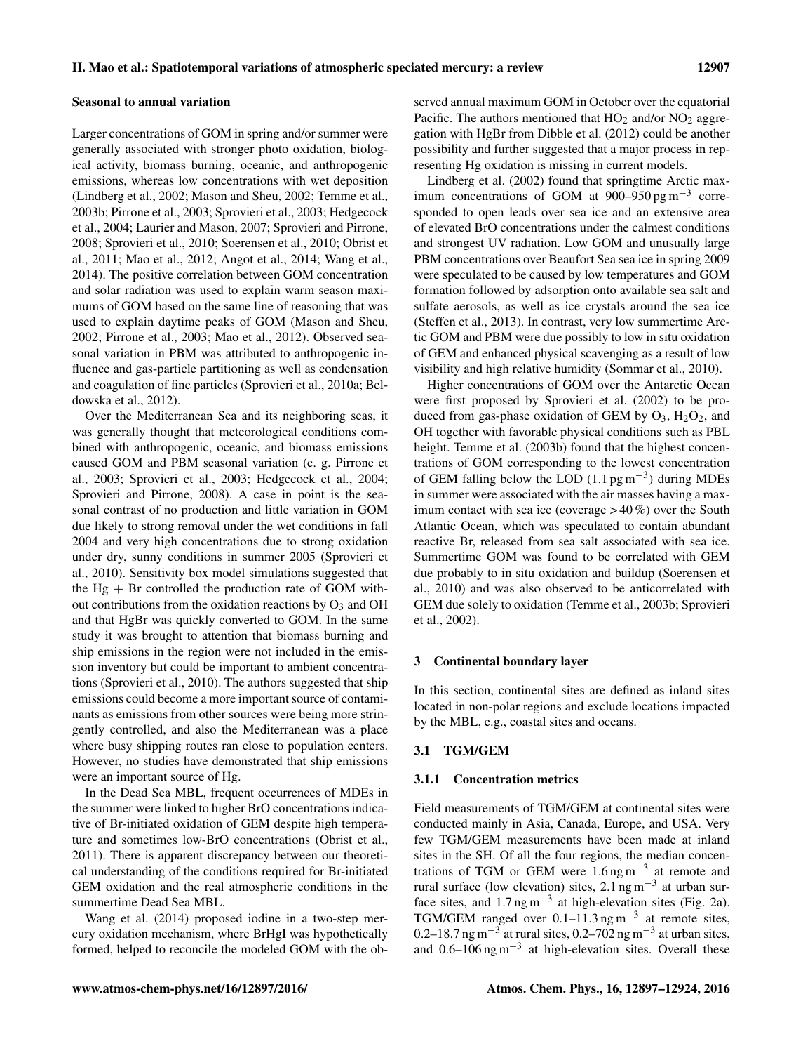#### Seasonal to annual variation

Larger concentrations of GOM in spring and/or summer were generally associated with stronger photo oxidation, biological activity, biomass burning, oceanic, and anthropogenic emissions, whereas low concentrations with wet deposition (Lindberg et al., 2002; Mason and Sheu, 2002; Temme et al., 2003b; Pirrone et al., 2003; Sprovieri et al., 2003; Hedgecock et al., 2004; Laurier and Mason, 2007; Sprovieri and Pirrone, 2008; Sprovieri et al., 2010; Soerensen et al., 2010; Obrist et al., 2011; Mao et al., 2012; Angot et al., 2014; Wang et al., 2014). The positive correlation between GOM concentration and solar radiation was used to explain warm season maximums of GOM based on the same line of reasoning that was used to explain daytime peaks of GOM (Mason and Sheu, 2002; Pirrone et al., 2003; Mao et al., 2012). Observed seasonal variation in PBM was attributed to anthropogenic influence and gas-particle partitioning as well as condensation and coagulation of fine particles (Sprovieri et al., 2010a; Beldowska et al., 2012).

Over the Mediterranean Sea and its neighboring seas, it was generally thought that meteorological conditions combined with anthropogenic, oceanic, and biomass emissions caused GOM and PBM seasonal variation (e. g. Pirrone et al., 2003; Sprovieri et al., 2003; Hedgecock et al., 2004; Sprovieri and Pirrone, 2008). A case in point is the seasonal contrast of no production and little variation in GOM due likely to strong removal under the wet conditions in fall 2004 and very high concentrations due to strong oxidation under dry, sunny conditions in summer 2005 (Sprovieri et al., 2010). Sensitivity box model simulations suggested that the Hg + Br controlled the production rate of GOM without contributions from the oxidation reactions by $O_3$ and OH and that HgBr was quickly converted to GOM. In the same study it was brought to attention that biomass burning and ship emissions in the region were not included in the emission inventory but could be important to ambient concentrations (Sprovieri et al., 2010). The authors suggested that ship emissions could become a more important source of contaminants as emissions from other sources were being more stringently controlled, and also the Mediterranean was a place where busy shipping routes ran close to population centers. However, no studies have demonstrated that ship emissions were an important source of Hg.

In the Dead Sea MBL, frequent occurrences of MDEs in the summer were linked to higher BrO concentrations indicative of Br-initiated oxidation of GEM despite high temperature and sometimes low-BrO concentrations (Obrist et al., 2011). There is apparent discrepancy between our theoretical understanding of the conditions required for Br-initiated GEM oxidation and the real atmospheric conditions in the summertime Dead Sea MBL.

Wang et al. (2014) proposed iodine in a two-step mercury oxidation mechanism, where BrHgI was hypothetically formed, helped to reconcile the modeled GOM with the observed annual maximum GOM in October over the equatorial Pacific. The authors mentioned that $HO_2$ and/or $NO_2$ aggregation with HgBr from Dibble et al. (2012) could be another possibility and further suggested that a major process in representing Hg oxidation is missing in current models.

Lindberg et al. (2002) found that springtime Arctic maximum concentrations of GOM at 900–950 pg $m^{-3}$ corresponded to open leads over sea ice and an extensive area of elevated BrO concentrations under the calmest conditions and strongest UV radiation. Low GOM and unusually large PBM concentrations over Beaufort Sea sea ice in spring 2009 were speculated to be caused by low temperatures and GOM formation followed by adsorption onto available sea salt and sulfate aerosols, as well as ice crystals around the sea ice (Steffen et al., 2013). In contrast, very low summertime Arctic GOM and PBM were due possibly to low in situ oxidation of GEM and enhanced physical scavenging as a result of low visibility and high relative humidity (Sommar et al., 2010).

Higher concentrations of GOM over the Antarctic Ocean were first proposed by Sprovieri et al. (2002) to be produced from gas-phase oxidation of GEM by $O_3$, $H_2O_2$, and OH together with favorable physical conditions such as PBL height. Temme et al. (2003b) found that the highest concentrations of GOM corresponding to the lowest concentration of GEM falling below the LOD (1.1 pg $m^{-3}$) during MDEs in summer were associated with the air masses having a maximum contact with sea ice (coverage > 40 %) over the South Atlantic Ocean, which was speculated to contain abundant reactive Br, released from sea salt associated with sea ice. Summertime GOM was found to be correlated with GEM due probably to in situ oxidation and buildup (Soerensen et al., 2010) and was also observed to be anticorrelated with GEM due solely to oxidation (Temme et al., 2003b; Sprovieri et al., 2002).

## 3 Continental boundary layer

In this section, continental sites are defined as inland sites located in non-polar regions and exclude locations impacted by the MBL, e.g., coastal sites and oceans.

### 3.1 TGM/GEM

#### 3.1.1 Concentration metrics

Field measurements of TGM/GEM at continental sites were conducted mainly in Asia, Canada, Europe, and USA. Very few TGM/GEM measurements have been made at inland sites in the SH. Of all the four regions, the median concentrations of TGM or GEM were 1.6 ng $m^{-3}$ at remote and rural surface (low elevation) sites, 2.1 ng $m^{-3}$ at urban surface sites, and 1.7 ng $m^{-3}$ at high-elevation sites (Fig. 2a). TGM/GEM ranged over 0.1–11.3 ng $m^{-3}$ at remote sites, 0.2–18.7 ng $m^{-3}$ at rural sites, 0.2–702 ng $m^{-3}$ at urban sites, and 0.6–106 ng $m^{-3}$ at high-elevation sites. Overall these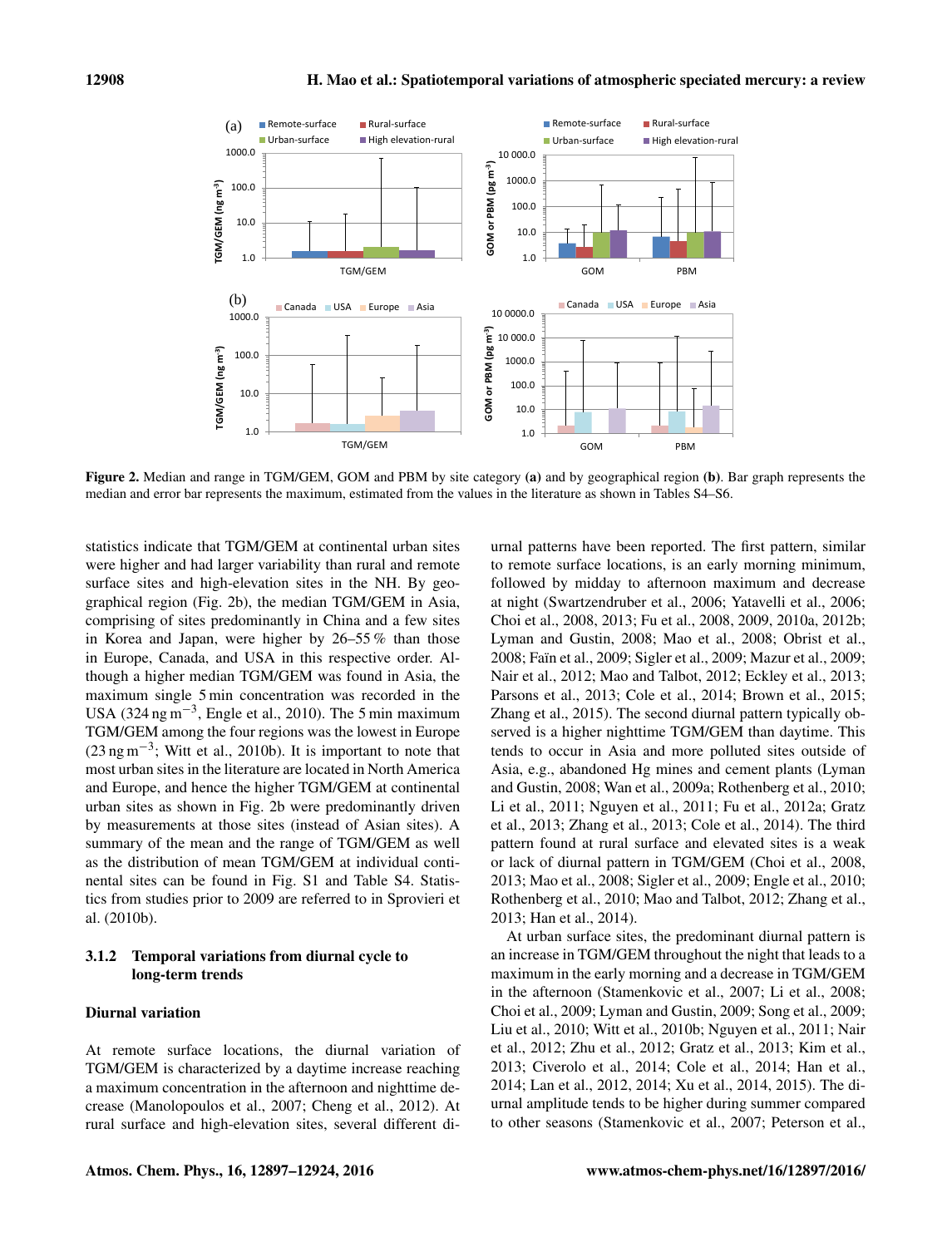**Figure 2.** Median and range in TGM/GEM, GOM and PBM by site category **(a)** and by geographical region **(b)**. Bar graph represents the median and error bar represents the maximum, estimated from the values in the literature as shown in Tables S4–S6.

statistics indicate that TGM/GEM at continental urban sites were higher and had larger variability than rural and remote surface sites and high-elevation sites in the NH. By geographical region (Fig. 2b), the median TGM/GEM in Asia, comprising of sites predominantly in China and a few sites in Korea and Japan, were higher by 26–55 % than those in Europe, Canada, and USA in this respective order. Although a higher median TGM/GEM was found in Asia, the maximum single 5 min concentration was recorded in the USA (324 ng $m^{-3}$, Engle et al., 2010). The 5 min maximum TGM/GEM among the four regions was the lowest in Europe (23 ng $m^{-3}$; Witt et al., 2010b). It is important to note that most urban sites in the literature are located in North America and Europe, and hence the higher TGM/GEM at continental urban sites as shown in Fig. 2b were predominantly driven by measurements at those sites (instead of Asian sites). A summary of the mean and the range of TGM/GEM as well as the distribution of mean TGM/GEM at individual continental sites can be found in Fig. S1 and Table S4. Statistics from studies prior to 2009 are referred to in Sprovieri et al. (2010b).

### 3.1.2 Temporal variations from diurnal cycle to long-term trends

**Diurnal variation**

At remote surface locations, the diurnal variation of TGM/GEM is characterized by a daytime increase reaching a maximum concentration in the afternoon and nighttime decrease (Manolopoulos et al., 2007; Cheng et al., 2012). At rural surface and high-elevation sites, several different diurnal patterns have been reported. The first pattern, similar to remote surface locations, is an early morning minimum, followed by midday to afternoon maximum and decrease at night (Swartzendruber et al., 2006; Yatavelli et al., 2006; Choi et al., 2008, 2013; Fu et al., 2008, 2009, 2010a, 2012b; Lyman and Gustin, 2008; Mao et al., 2008; Obrist et al., 2008; Faïn et al., 2009; Sigler et al., 2009; Mazur et al., 2009; Nair et al., 2012; Mao and Talbot, 2012; Eckley et al., 2013; Parsons et al., 2013; Cole et al., 2014; Brown et al., 2015; Zhang et al., 2015). The second diurnal pattern typically observed is a higher nighttime TGM/GEM than daytime. This tends to occur in Asia and more polluted sites outside of Asia, e.g., abandoned Hg mines and cement plants (Lyman and Gustin, 2008; Wan et al., 2009a; Rothenberg et al., 2010; Li et al., 2011; Nguyen et al., 2011; Fu et al., 2012a; Gratz et al., 2013; Zhang et al., 2013; Cole et al., 2014). The third pattern found at rural surface and elevated sites is a weak or lack of diurnal pattern in TGM/GEM (Choi et al., 2008, 2013; Mao et al., 2008; Sigler et al., 2009; Engle et al., 2010; Rothenberg et al., 2010; Mao and Talbot, 2012; Zhang et al., 2013; Han et al., 2014).

At urban surface sites, the predominant diurnal pattern is an increase in TGM/GEM throughout the night that leads to a maximum in the early morning and a decrease in TGM/GEM in the afternoon (Stamenkovic et al., 2007; Li et al., 2008; Choi et al., 2009; Lyman and Gustin, 2009; Song et al., 2009; Liu et al., 2010; Witt et al., 2010b; Nguyen et al., 2011; Nair et al., 2012; Zhu et al., 2012; Gratz et al., 2013; Kim et al., 2013; Civerolo et al., 2014; Cole et al., 2014; Han et al., 2014; Lan et al., 2012, 2014; Xu et al., 2014, 2015). The diurnal amplitude tends to be higher during summer compared to other seasons (Stamenkovic et al., 2007; Peterson et al.,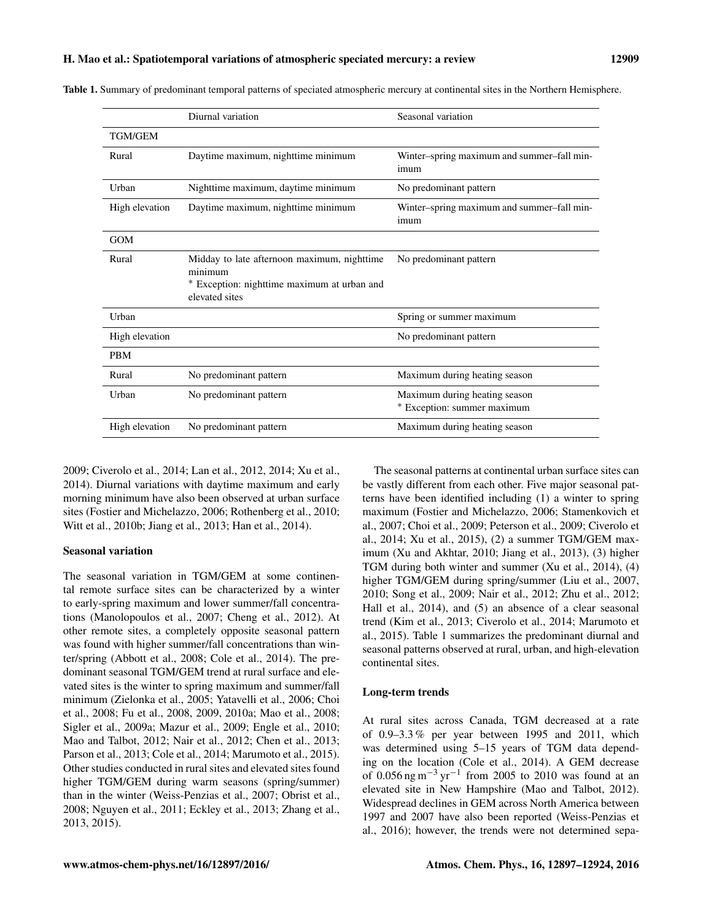Table 1. Summary of predominant temporal patterns of speciated atmospheric mercury at continental sites in the Northern Hemisphere.

| | Diurnal variation | Seasonal variation |
|---|---|---|
| TGM/GEM | | |
| Rural | Daytime maximum, nighttime minimum | Winter–spring maximum and summer–fall minimum |
| Urban | Nighttime maximum, daytime minimum | No predominant pattern |
| High elevation | Daytime maximum, nighttime minimum | Winter–spring maximum and summer–fall minimum |
| GOM | | |
| Rural | Midday to late afternoon maximum, nighttime minimum<br>* Exception: nighttime maximum at urban and elevated sites | No predominant pattern |
| Urban | | Spring or summer maximum |
| High elevation | | No predominant pattern |
| PBM | | |
| Rural | No predominant pattern | Maximum during heating season |
| Urban | No predominant pattern | Maximum during heating season<br>* Exception: summer maximum |
| High elevation | No predominant pattern | Maximum during heating season |

2009; Civerolo et al., 2014; Lan et al., 2012, 2014; Xu et al., 2014). Diurnal variations with daytime maximum and early morning minimum have also been observed at urban surface sites (Fostier and Michelazzo, 2006; Rothenberg et al., 2010; Witt et al., 2010b; Jiang et al., 2013; Han et al., 2014).

**Seasonal variation**

The seasonal variation in TGM/GEM at some continental remote surface sites can be characterized by a winter to early-spring maximum and lower summer/fall concentrations (Manolopoulos et al., 2007; Cheng et al., 2012). At other remote sites, a completely opposite seasonal pattern was found with higher summer/fall concentrations than winter/spring (Abbott et al., 2008; Cole et al., 2014). The predominant seasonal TGM/GEM trend at rural surface and elevated sites is the winter to spring maximum and summer/fall minimum (Zielonka et al., 2005; Yatavelli et al., 2006; Choi et al., 2008; Fu et al., 2008, 2009, 2010a; Mao et al., 2008; Sigler et al., 2009a; Mazur et al., 2009; Engle et al., 2010; Mao and Talbot, 2012; Nair et al., 2012; Chen et al., 2013; Parson et al., 2013; Cole et al., 2014; Marumoto et al., 2015). Other studies conducted in rural sites and elevated sites found higher TGM/GEM during warm seasons (spring/summer) than in the winter (Weiss-Penzias et al., 2007; Obrist et al., 2008; Nguyen et al., 2011; Eckley et al., 2013; Zhang et al., 2013, 2015).

The seasonal patterns at continental urban surface sites can be vastly different from each other. Five major seasonal patterns have been identified including (1) a winter to spring maximum (Fostier and Michelazzo, 2006; Stamenkovich et al., 2007; Choi et al., 2009; Peterson et al., 2009; Civerolo et al., 2014; Xu et al., 2015), (2) a summer TGM/GEM maximum (Xu and Akhtar, 2010; Jiang et al., 2013), (3) higher TGM during both winter and summer (Xu et al., 2014), (4) higher TGM/GEM during spring/summer (Liu et al., 2007, 2010; Song et al., 2009; Nair et al., 2012; Zhu et al., 2012; Hall et al., 2014), and (5) an absence of a clear seasonal trend (Kim et al., 2013; Civerolo et al., 2014; Marumoto et al., 2015). Table 1 summarizes the predominant diurnal and seasonal patterns observed at rural, urban, and high-elevation continental sites.

**Long-term trends**

At rural sites across Canada, TGM decreased at a rate of 0.9–3.3 % per year between 1995 and 2011, which was determined using 5–15 years of TGM data depending on the location (Cole et al., 2014). A GEM decrease of 0.056 ng $m^{-3}$ $yr^{-1}$ from 2005 to 2010 was found at an elevated site in New Hampshire (Mao and Talbot, 2012). Widespread declines in GEM across North America between 1997 and 2007 have also been reported (Weiss-Penzias et al., 2016); however, the trends were not determined sepa-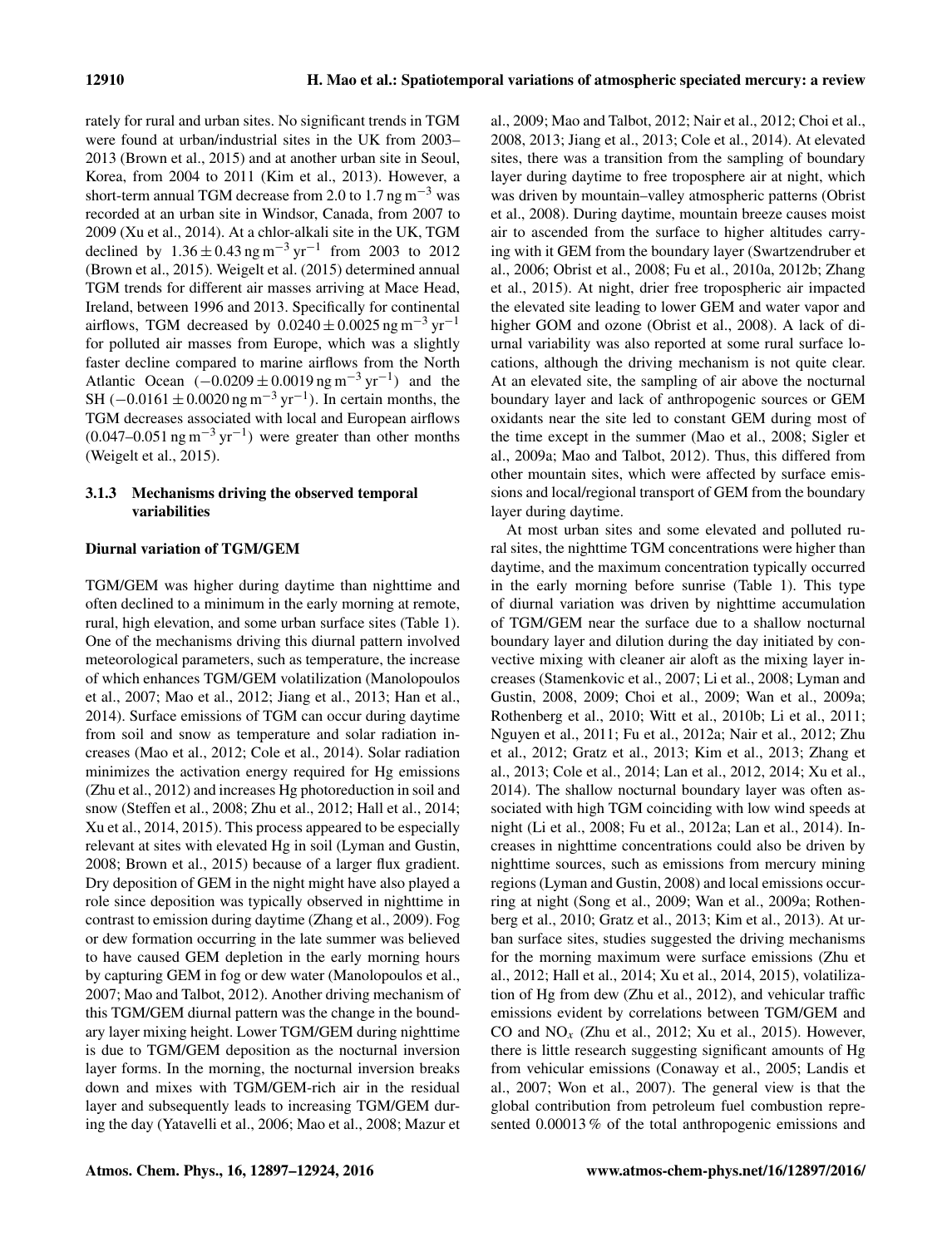rately for rural and urban sites. No significant trends in TGM were found at urban/industrial sites in the UK from 2003–2013 (Brown et al., 2015) and at another urban site in Seoul, Korea, from 2004 to 2011 (Kim et al., 2013). However, a short-term annual TGM decrease from 2.0 to 1.7 $ng\,m^{-3}$ was recorded at an urban site in Windsor, Canada, from 2007 to 2009 (Xu et al., 2014). At a chlor-alkali site in the UK, TGM declined by $1.36 \pm 0.43\,ng\,m^{-3}\,yr^{-1}$ from 2003 to 2012 (Brown et al., 2015). Weigelt et al. (2015) determined annual TGM trends for different air masses arriving at Mace Head, Ireland, between 1996 and 2013. Specifically for continental airflows, TGM decreased by $0.0240 \pm 0.0025\,ng\,m^{-3}\,yr^{-1}$ for polluted air masses from Europe, which was a slightly faster decline compared to marine airflows from the North Atlantic Ocean ($-0.0209 \pm 0.0019\,ng\,m^{-3}\,yr^{-1}$) and the SH ($-0.0161 \pm 0.0020\,ng\,m^{-3}\,yr^{-1}$). In certain months, the TGM decreases associated with local and European airflows ($0.047$–$0.051\,ng\,m^{-3}\,yr^{-1}$) were greater than other months (Weigelt et al., 2015).

### 3.1.3 Mechanisms driving the observed temporal variabilities

**Diurnal variation of TGM/GEM**

TGM/GEM was higher during daytime than nighttime and often declined to a minimum in the early morning at remote, rural, high elevation, and some urban surface sites (Table 1). One of the mechanisms driving this diurnal pattern involved meteorological parameters, such as temperature, the increase of which enhances TGM/GEM volatilization (Manolopoulos et al., 2007; Mao et al., 2012; Jiang et al., 2013; Han et al., 2014). Surface emissions of TGM can occur during daytime from soil and snow as temperature and solar radiation increases (Mao et al., 2012; Cole et al., 2014). Solar radiation minimizes the activation energy required for Hg emissions (Zhu et al., 2012) and increases Hg photoreduction in soil and snow (Steffen et al., 2008; Zhu et al., 2012; Hall et al., 2014; Xu et al., 2014, 2015). This process appeared to be especially relevant at sites with elevated Hg in soil (Lyman and Gustin, 2008; Brown et al., 2015) because of a larger flux gradient. Dry deposition of GEM in the night might have also played a role since deposition was typically observed in nighttime in contrast to emission during daytime (Zhang et al., 2009). Fog or dew formation occurring in the late summer was believed to have caused GEM depletion in the early morning hours by capturing GEM in fog or dew water (Manolopoulos et al., 2007; Mao and Talbot, 2012). Another driving mechanism of this TGM/GEM diurnal pattern was the change in the boundary layer mixing height. Lower TGM/GEM during nighttime is due to TGM/GEM deposition as the nocturnal inversion layer forms. In the morning, the nocturnal inversion breaks down and mixes with TGM/GEM-rich air in the residual layer and subsequently leads to increasing TGM/GEM during the day (Yatavelli et al., 2006; Mao et al., 2008; Mazur et al., 2009; Mao and Talbot, 2012; Nair et al., 2012; Choi et al., 2008, 2013; Jiang et al., 2013; Cole et al., 2014). At elevated sites, there was a transition from the sampling of boundary layer during daytime to free troposphere air at night, which was driven by mountain–valley atmospheric patterns (Obrist et al., 2008). During daytime, mountain breeze causes moist air to ascended from the surface to higher altitudes carrying with it GEM from the boundary layer (Swartzendruber et al., 2006; Obrist et al., 2008; Fu et al., 2010a, 2012b; Zhang et al., 2015). At night, drier free tropospheric air impacted the elevated site leading to lower GEM and water vapor and higher GOM and ozone (Obrist et al., 2008). A lack of diurnal variability was also reported at some rural surface locations, although the driving mechanism is not quite clear. At an elevated site, the sampling of air above the nocturnal boundary layer and lack of anthropogenic sources or GEM oxidants near the site led to constant GEM during most of the time except in the summer (Mao et al., 2008; Sigler et al., 2009a; Mao and Talbot, 2012). Thus, this differed from other mountain sites, which were affected by surface emissions and local/regional transport of GEM from the boundary layer during daytime.

At most urban sites and some elevated and polluted rural sites, the nighttime TGM concentrations were higher than daytime, and the maximum concentration typically occurred in the early morning before sunrise (Table 1). This type of diurnal variation was driven by nighttime accumulation of TGM/GEM near the surface due to a shallow nocturnal boundary layer and dilution during the day initiated by convective mixing with cleaner air aloft as the mixing layer increases (Stamenkovic et al., 2007; Li et al., 2008; Lyman and Gustin, 2008, 2009; Choi et al., 2009; Wan et al., 2009a; Rothenberg et al., 2010; Witt et al., 2010b; Li et al., 2011; Nguyen et al., 2011; Fu et al., 2012a; Nair et al., 2012; Zhu et al., 2012; Gratz et al., 2013; Kim et al., 2013; Zhang et al., 2013; Cole et al., 2014; Lan et al., 2012, 2014; Xu et al., 2014). The shallow nocturnal boundary layer was often associated with high TGM coinciding with low wind speeds at night (Li et al., 2008; Fu et al., 2012a; Lan et al., 2014). Increases in nighttime concentrations could also be driven by nighttime sources, such as emissions from mercury mining regions (Lyman and Gustin, 2008) and local emissions occurring at night (Song et al., 2009; Wan et al., 2009a; Rothenberg et al., 2010; Gratz et al., 2013; Kim et al., 2013). At urban surface sites, studies suggested the driving mechanisms for the morning maximum were surface emissions (Zhu et al., 2012; Hall et al., 2014; Xu et al., 2014, 2015), volatilization of Hg from dew (Zhu et al., 2012), and vehicular traffic emissions evident by correlations between TGM/GEM and CO and $NO_x$ (Zhu et al., 2012; Xu et al., 2015). However, there is little research suggesting significant amounts of Hg from vehicular emissions (Conaway et al., 2005; Landis et al., 2007; Won et al., 2007). The general view is that the global contribution from petroleum fuel combustion represented 0.00013 % of the total anthropogenic emissions and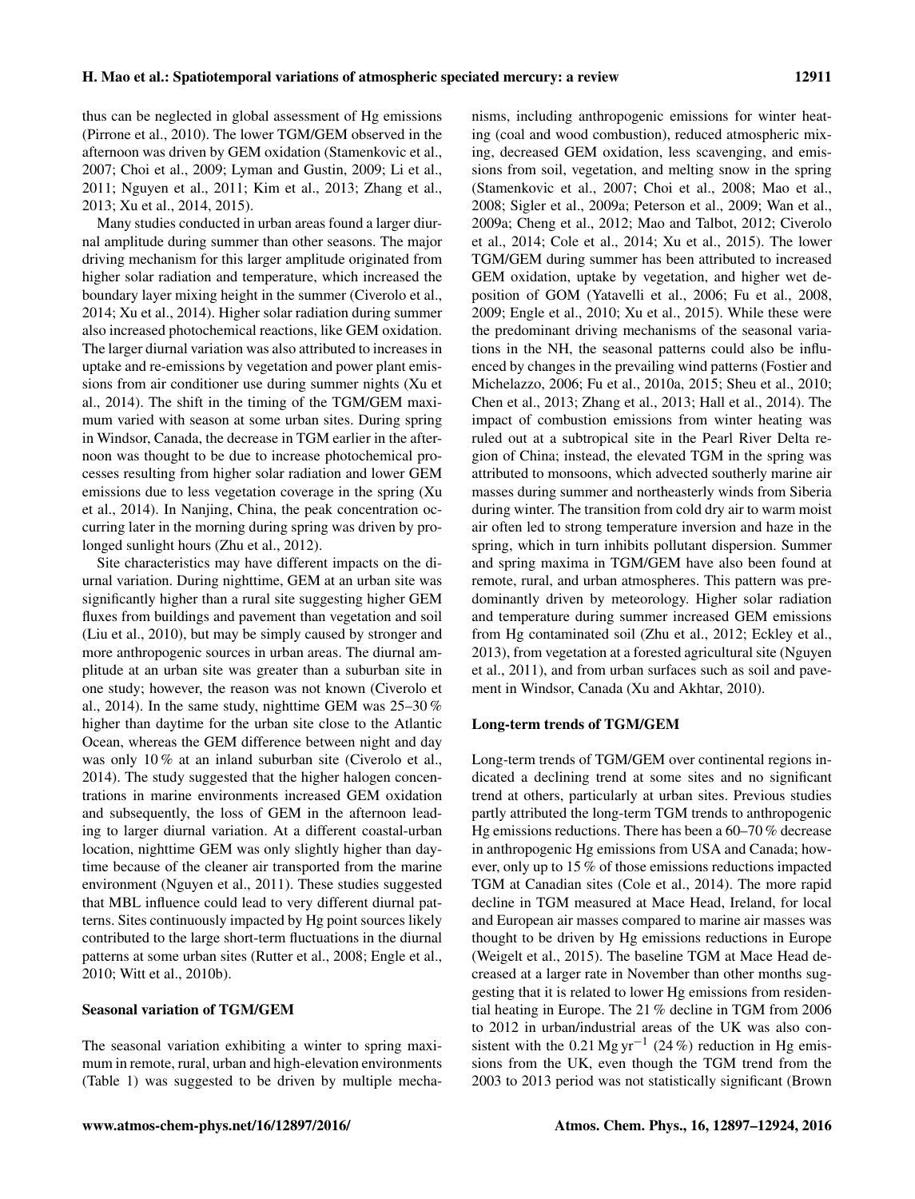thus can be neglected in global assessment of Hg emissions (Pirrone et al., 2010). The lower TGM/GEM observed in the afternoon was driven by GEM oxidation (Stamenkovic et al., 2007; Choi et al., 2009; Lyman and Gustin, 2009; Li et al., 2011; Nguyen et al., 2011; Kim et al., 2013; Zhang et al., 2013; Xu et al., 2014, 2015).

Many studies conducted in urban areas found a larger diurnal amplitude during summer than other seasons. The major driving mechanism for this larger amplitude originated from higher solar radiation and temperature, which increased the boundary layer mixing height in the summer (Civerolo et al., 2014; Xu et al., 2014). Higher solar radiation during summer also increased photochemical reactions, like GEM oxidation. The larger diurnal variation was also attributed to increases in uptake and re-emissions by vegetation and power plant emissions from air conditioner use during summer nights (Xu et al., 2014). The shift in the timing of the TGM/GEM maximum varied with season at some urban sites. During spring in Windsor, Canada, the decrease in TGM earlier in the afternoon was thought to be due to increase photochemical processes resulting from higher solar radiation and lower GEM emissions due to less vegetation coverage in the spring (Xu et al., 2014). In Nanjing, China, the peak concentration occurring later in the morning during spring was driven by prolonged sunlight hours (Zhu et al., 2012).

Site characteristics may have different impacts on the diurnal variation. During nighttime, GEM at an urban site was significantly higher than a rural site suggesting higher GEM fluxes from buildings and pavement than vegetation and soil (Liu et al., 2010), but may be simply caused by stronger and more anthropogenic sources in urban areas. The diurnal amplitude at an urban site was greater than a suburban site in one study; however, the reason was not known (Civerolo et al., 2014). In the same study, nighttime GEM was 25–30 % higher than daytime for the urban site close to the Atlantic Ocean, whereas the GEM difference between night and day was only 10 % at an inland suburban site (Civerolo et al., 2014). The study suggested that the higher halogen concentrations in marine environments increased GEM oxidation and subsequently, the loss of GEM in the afternoon leading to larger diurnal variation. At a different coastal-urban location, nighttime GEM was only slightly higher than daytime because of the cleaner air transported from the marine environment (Nguyen et al., 2011). These studies suggested that MBL influence could lead to very different diurnal patterns. Sites continuously impacted by Hg point sources likely contributed to the large short-term fluctuations in the diurnal patterns at some urban sites (Rutter et al., 2008; Engle et al., 2010; Witt et al., 2010b).

**Seasonal variation of TGM/GEM**

The seasonal variation exhibiting a winter to spring maximum in remote, rural, urban and high-elevation environments (Table 1) was suggested to be driven by multiple mechanisms, including anthropogenic emissions for winter heating (coal and wood combustion), reduced atmospheric mixing, decreased GEM oxidation, less scavenging, and emissions from soil, vegetation, and melting snow in the spring (Stamenkovic et al., 2007; Choi et al., 2008; Mao et al., 2008; Sigler et al., 2009a; Peterson et al., 2009; Wan et al., 2009a; Cheng et al., 2012; Mao and Talbot, 2012; Civerolo et al., 2014; Cole et al., 2014; Xu et al., 2015). The lower TGM/GEM during summer has been attributed to increased GEM oxidation, uptake by vegetation, and higher wet deposition of GOM (Yatavelli et al., 2006; Fu et al., 2008, 2009; Engle et al., 2010; Xu et al., 2015). While these were the predominant driving mechanisms of the seasonal variations in the NH, the seasonal patterns could also be influenced by changes in the prevailing wind patterns (Fostier and Michelazzo, 2006; Fu et al., 2010a, 2015; Sheu et al., 2010; Chen et al., 2013; Zhang et al., 2013; Hall et al., 2014). The impact of combustion emissions from winter heating was ruled out at a subtropical site in the Pearl River Delta region of China; instead, the elevated TGM in the spring was attributed to monsoons, which advected southerly marine air masses during summer and northeasterly winds from Siberia during winter. The transition from cold dry air to warm moist air often led to strong temperature inversion and haze in the spring, which in turn inhibits pollutant dispersion. Summer and spring maxima in TGM/GEM have also been found at remote, rural, and urban atmospheres. This pattern was predominantly driven by meteorology. Higher solar radiation and temperature during summer increased GEM emissions from Hg contaminated soil (Zhu et al., 2012; Eckley et al., 2013), from vegetation at a forested agricultural site (Nguyen et al., 2011), and from urban surfaces such as soil and pavement in Windsor, Canada (Xu and Akhtar, 2010).

**Long-term trends of TGM/GEM**

Long-term trends of TGM/GEM over continental regions indicated a declining trend at some sites and no significant trend at others, particularly at urban sites. Previous studies partly attributed the long-term TGM trends to anthropogenic Hg emissions reductions. There has been a 60–70 % decrease in anthropogenic Hg emissions from USA and Canada; however, only up to 15 % of those emissions reductions impacted TGM at Canadian sites (Cole et al., 2014). The more rapid decline in TGM measured at Mace Head, Ireland, for local and European air masses compared to marine air masses was thought to be driven by Hg emissions reductions in Europe (Weigelt et al., 2015). The baseline TGM at Mace Head decreased at a larger rate in November than other months suggesting that it is related to lower Hg emissions from residential heating in Europe. The 21 % decline in TGM from 2006 to 2012 in urban/industrial areas of the UK was also consistent with the 0.21 $\mathrm{Mg\,yr^{-1}}$ (24 %) reduction in Hg emissions from the UK, even though the TGM trend from the 2003 to 2013 period was not statistically significant (Brown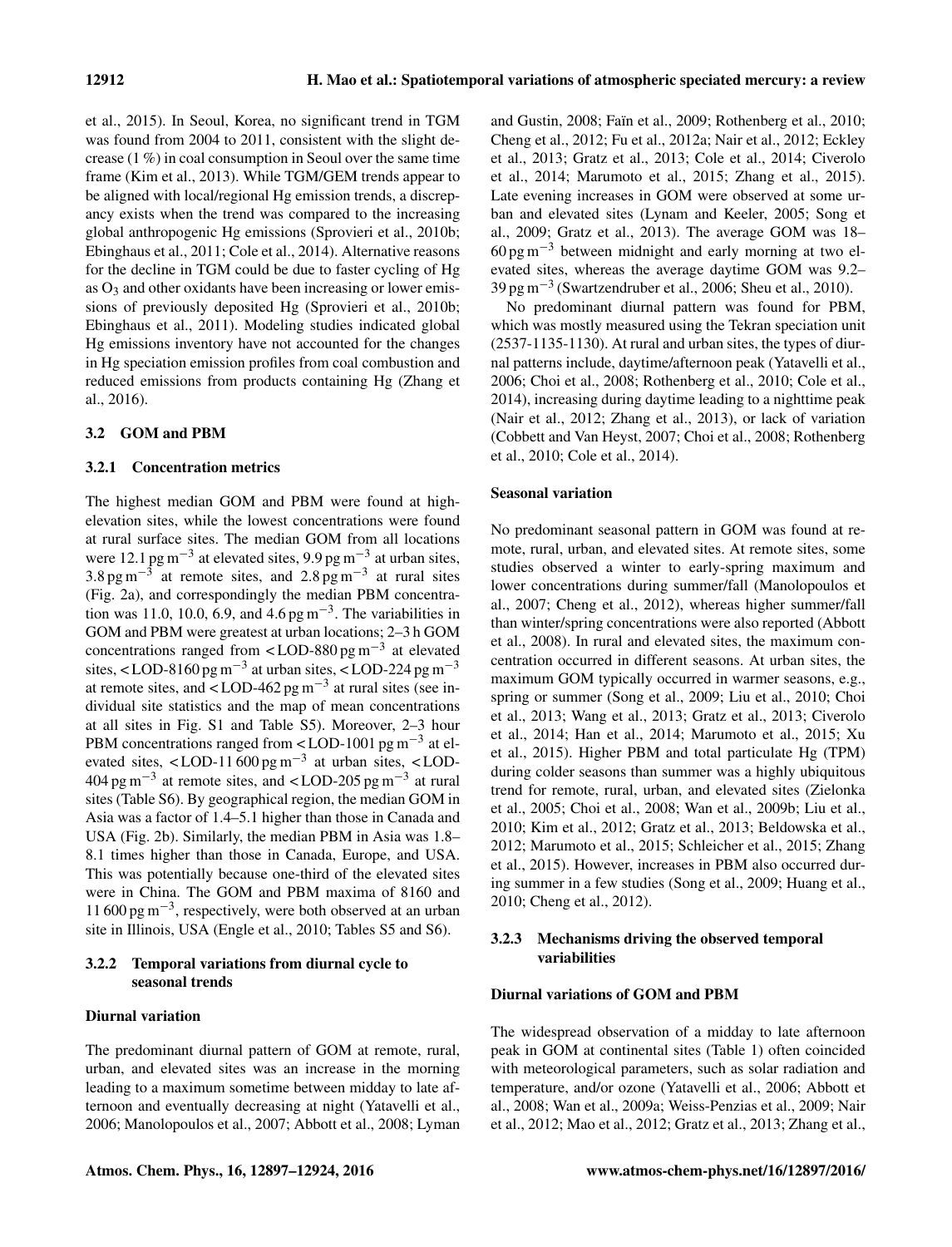et al., 2015). In Seoul, Korea, no significant trend in TGM was found from 2004 to 2011, consistent with the slight decrease (1 %) in coal consumption in Seoul over the same time frame (Kim et al., 2013). While TGM/GEM trends appear to be aligned with local/regional Hg emission trends, a discrepancy exists when the trend was compared to the increasing global anthropogenic Hg emissions (Sprovieri et al., 2010b; Ebinghaus et al., 2011; Cole et al., 2014). Alternative reasons for the decline in TGM could be due to faster cycling of Hg as $O_3$ and other oxidants have been increasing or lower emissions of previously deposited Hg (Sprovieri et al., 2010b; Ebinghaus et al., 2011). Modeling studies indicated global Hg emissions inventory have not accounted for the changes in Hg speciation emission profiles from coal combustion and reduced emissions from products containing Hg (Zhang et al., 2016).

## 3.2 GOM and PBM

### 3.2.1 Concentration metrics

The highest median GOM and PBM were found at high-elevation sites, while the lowest concentrations were found at rural surface sites. The median GOM from all locations were 12.1 pg $m^{-3}$ at elevated sites, 9.9 pg $m^{-3}$ at urban sites, 3.8 pg $m^{-3}$ at remote sites, and 2.8 pg $m^{-3}$ at rural sites (Fig. 2a), and correspondingly the median PBM concentration was 11.0, 10.0, 6.9, and 4.6 pg $m^{-3}$. The variabilities in GOM and PBM were greatest at urban locations; 2–3 h GOM concentrations ranged from < LOD-880 pg $m^{-3}$ at elevated sites, < LOD-8160 pg $m^{-3}$ at urban sites, < LOD-224 pg $m^{-3}$ at remote sites, and < LOD-462 pg $m^{-3}$ at rural sites (see individual site statistics and the map of mean concentrations at all sites in Fig. S1 and Table S5). Moreover, 2–3 hour PBM concentrations ranged from < LOD-1001 pg $m^{-3}$ at elevated sites, < LOD-11 600 pg $m^{-3}$ at urban sites, < LOD-404 pg $m^{-3}$ at remote sites, and < LOD-205 pg $m^{-3}$ at rural sites (Table S6). By geographical region, the median GOM in Asia was a factor of 1.4–5.1 higher than those in Canada and USA (Fig. 2b). Similarly, the median PBM in Asia was 1.8–8.1 times higher than those in Canada, Europe, and USA. This was potentially because one-third of the elevated sites were in China. The GOM and PBM maxima of 8160 and 11 600 pg $m^{-3}$, respectively, were both observed at an urban site in Illinois, USA (Engle et al., 2010; Tables S5 and S6).

### 3.2.2 Temporal variations from diurnal cycle to seasonal trends

#### Diurnal variation

The predominant diurnal pattern of GOM at remote, rural, urban, and elevated sites was an increase in the morning leading to a maximum sometime between midday to late afternoon and eventually decreasing at night (Yatavelli et al., 2006; Manolopoulos et al., 2007; Abbott et al., 2008; Lyman and Gustin, 2008; Faïn et al., 2009; Rothenberg et al., 2010; Cheng et al., 2012; Fu et al., 2012a; Nair et al., 2012; Eckley et al., 2013; Gratz et al., 2013; Cole et al., 2014; Civerolo et al., 2014; Marumoto et al., 2015; Zhang et al., 2015). Late evening increases in GOM were observed at some urban and elevated sites (Lynam and Keeler, 2005; Song et al., 2009; Gratz et al., 2013). The average GOM was 18–60 pg $m^{-3}$ between midnight and early morning at two elevated sites, whereas the average daytime GOM was 9.2–39 pg $m^{-3}$ (Swartzendruber et al., 2006; Sheu et al., 2010).

No predominant diurnal pattern was found for PBM, which was mostly measured using the Tekran speciation unit (2537-1135-1130). At rural and urban sites, the types of diurnal patterns include, daytime/afternoon peak (Yatavelli et al., 2006; Choi et al., 2008; Rothenberg et al., 2010; Cole et al., 2014), increasing during daytime leading to a nighttime peak (Nair et al., 2012; Zhang et al., 2013), or lack of variation (Cobbett and Van Heyst, 2007; Choi et al., 2008; Rothenberg et al., 2010; Cole et al., 2014).

#### Seasonal variation

No predominant seasonal pattern in GOM was found at remote, rural, urban, and elevated sites. At remote sites, some studies observed a winter to early-spring maximum and lower concentrations during summer/fall (Manolopoulos et al., 2007; Cheng et al., 2012), whereas higher summer/fall than winter/spring concentrations were also reported (Abbott et al., 2008). In rural and elevated sites, the maximum concentration occurred in different seasons. At urban sites, the maximum GOM typically occurred in warmer seasons, e.g., spring or summer (Song et al., 2009; Liu et al., 2010; Choi et al., 2013; Wang et al., 2013; Gratz et al., 2013; Civerolo et al., 2014; Han et al., 2014; Marumoto et al., 2015; Xu et al., 2015). Higher PBM and total particulate Hg (TPM) during colder seasons than summer was a highly ubiquitous trend for remote, rural, urban, and elevated sites (Zielonka et al., 2005; Choi et al., 2008; Wan et al., 2009b; Liu et al., 2010; Kim et al., 2012; Gratz et al., 2013; Beldowska et al., 2012; Marumoto et al., 2015; Schleicher et al., 2015; Zhang et al., 2015). However, increases in PBM also occurred during summer in a few studies (Song et al., 2009; Huang et al., 2010; Cheng et al., 2012).

### 3.2.3 Mechanisms driving the observed temporal variabilities

#### Diurnal variations of GOM and PBM

The widespread observation of a midday to late afternoon peak in GOM at continental sites (Table 1) often coincided with meteorological parameters, such as solar radiation and temperature, and/or ozone (Yatavelli et al., 2006; Abbott et al., 2008; Wan et al., 2009a; Weiss-Penzias et al., 2009; Nair et al., 2012; Mao et al., 2012; Gratz et al., 2013; Zhang et al.,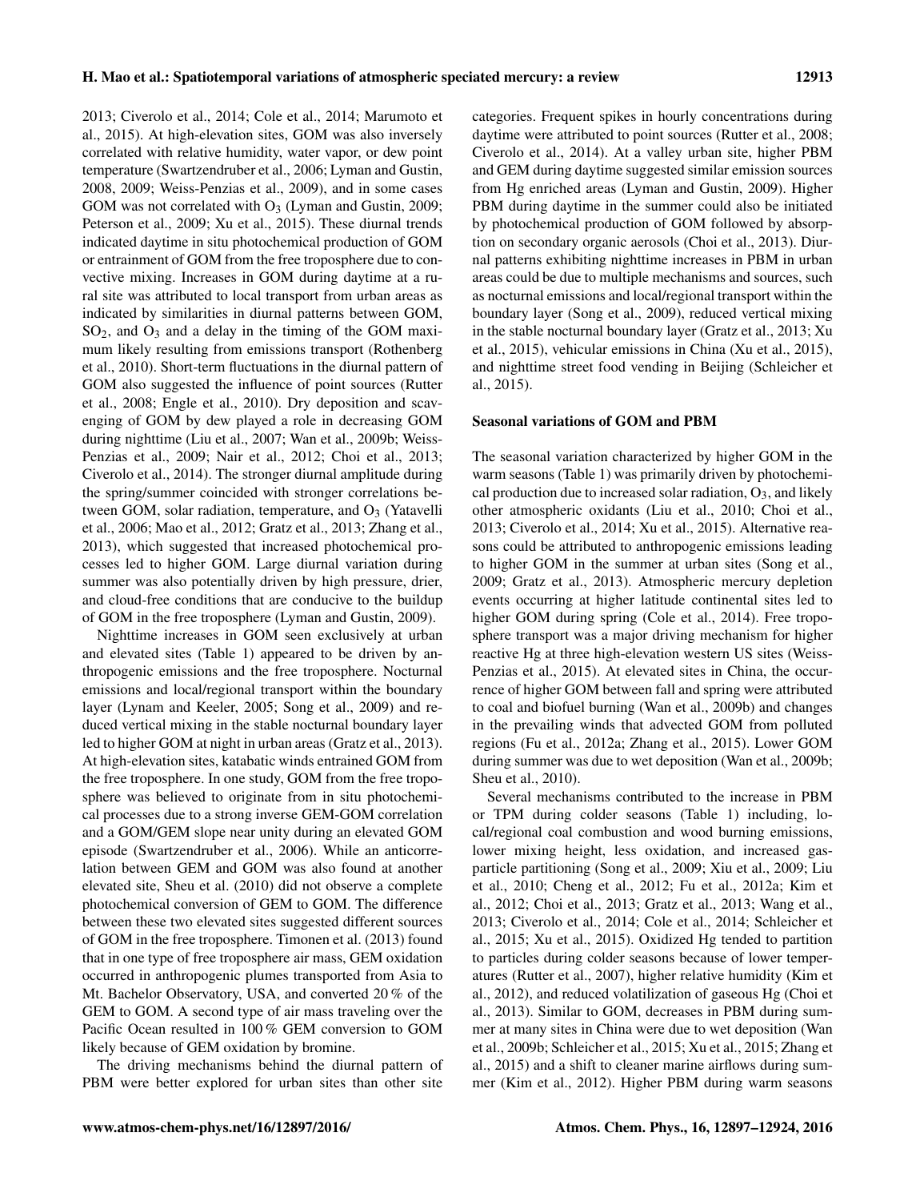2013; Civerolo et al., 2014; Cole et al., 2014; Marumoto et al., 2015). At high-elevation sites, GOM was also inversely correlated with relative humidity, water vapor, or dew point temperature (Swartzendruber et al., 2006; Lyman and Gustin, 2008, 2009; Weiss-Penzias et al., 2009), and in some cases GOM was not correlated with $O_3$ (Lyman and Gustin, 2009; Peterson et al., 2009; Xu et al., 2015). These diurnal trends indicated daytime in situ photochemical production of GOM or entrainment of GOM from the free troposphere due to convective mixing. Increases in GOM during daytime at a rural site was attributed to local transport from urban areas as indicated by similarities in diurnal patterns between GOM, $SO_2$, and $O_3$ and a delay in the timing of the GOM maximum likely resulting from emissions transport (Rothenberg et al., 2010). Short-term fluctuations in the diurnal pattern of GOM also suggested the influence of point sources (Rutter et al., 2008; Engle et al., 2010). Dry deposition and scavenging of GOM by dew played a role in decreasing GOM during nighttime (Liu et al., 2007; Wan et al., 2009b; Weiss-Penzias et al., 2009; Nair et al., 2012; Choi et al., 2013; Civerolo et al., 2014). The stronger diurnal amplitude during the spring/summer coincided with stronger correlations between GOM, solar radiation, temperature, and $O_3$ (Yatavelli et al., 2006; Mao et al., 2012; Gratz et al., 2013; Zhang et al., 2013), which suggested that increased photochemical processes led to higher GOM. Large diurnal variation during summer was also potentially driven by high pressure, drier, and cloud-free conditions that are conducive to the buildup of GOM in the free troposphere (Lyman and Gustin, 2009).

Nighttime increases in GOM seen exclusively at urban and elevated sites (Table 1) appeared to be driven by anthropogenic emissions and the free troposphere. Nocturnal emissions and local/regional transport within the boundary layer (Lynam and Keeler, 2005; Song et al., 2009) and reduced vertical mixing in the stable nocturnal boundary layer led to higher GOM at night in urban areas (Gratz et al., 2013). At high-elevation sites, katabatic winds entrained GOM from the free troposphere. In one study, GOM from the free troposphere was believed to originate from in situ photochemical processes due to a strong inverse GEM-GOM correlation and a GOM/GEM slope near unity during an elevated GOM episode (Swartzendruber et al., 2006). While an anticorrelation between GEM and GOM was also found at another elevated site, Sheu et al. (2010) did not observe a complete photochemical conversion of GEM to GOM. The difference between these two elevated sites suggested different sources of GOM in the free troposphere. Timonen et al. (2013) found that in one type of free troposphere air mass, GEM oxidation occurred in anthropogenic plumes transported from Asia to Mt. Bachelor Observatory, USA, and converted 20 % of the GEM to GOM. A second type of air mass traveling over the Pacific Ocean resulted in 100 % GEM conversion to GOM likely because of GEM oxidation by bromine.

The driving mechanisms behind the diurnal pattern of PBM were better explored for urban sites than other site categories. Frequent spikes in hourly concentrations during daytime were attributed to point sources (Rutter et al., 2008; Civerolo et al., 2014). At a valley urban site, higher PBM and GEM during daytime suggested similar emission sources from Hg enriched areas (Lyman and Gustin, 2009). Higher PBM during daytime in the summer could also be initiated by photochemical production of GOM followed by absorption on secondary organic aerosols (Choi et al., 2013). Diurnal patterns exhibiting nighttime increases in PBM in urban areas could be due to multiple mechanisms and sources, such as nocturnal emissions and local/regional transport within the boundary layer (Song et al., 2009), reduced vertical mixing in the stable nocturnal boundary layer (Gratz et al., 2013; Xu et al., 2015), vehicular emissions in China (Xu et al., 2015), and nighttime street food vending in Beijing (Schleicher et al., 2015).

**Seasonal variations of GOM and PBM**

The seasonal variation characterized by higher GOM in the warm seasons (Table 1) was primarily driven by photochemical production due to increased solar radiation, $O_3$, and likely other atmospheric oxidants (Liu et al., 2010; Choi et al., 2013; Civerolo et al., 2014; Xu et al., 2015). Alternative reasons could be attributed to anthropogenic emissions leading to higher GOM in the summer at urban sites (Song et al., 2009; Gratz et al., 2013). Atmospheric mercury depletion events occurring at higher latitude continental sites led to higher GOM during spring (Cole et al., 2014). Free troposphere transport was a major driving mechanism for higher reactive Hg at three high-elevation western US sites (Weiss-Penzias et al., 2015). At elevated sites in China, the occurrence of higher GOM between fall and spring were attributed to coal and biofuel burning (Wan et al., 2009b) and changes in the prevailing winds that advected GOM from polluted regions (Fu et al., 2012a; Zhang et al., 2015). Lower GOM during summer was due to wet deposition (Wan et al., 2009b; Sheu et al., 2010).

Several mechanisms contributed to the increase in PBM or TPM during colder seasons (Table 1) including, local/regional coal combustion and wood burning emissions, lower mixing height, less oxidation, and increased gas-particle partitioning (Song et al., 2009; Xiu et al., 2009; Liu et al., 2010; Cheng et al., 2012; Fu et al., 2012a; Kim et al., 2012; Choi et al., 2013; Gratz et al., 2013; Wang et al., 2013; Civerolo et al., 2014; Cole et al., 2014; Schleicher et al., 2015; Xu et al., 2015). Oxidized Hg tended to partition to particles during colder seasons because of lower temperatures (Rutter et al., 2007), higher relative humidity (Kim et al., 2012), and reduced volatilization of gaseous Hg (Choi et al., 2013). Similar to GOM, decreases in PBM during summer at many sites in China were due to wet deposition (Wan et al., 2009b; Schleicher et al., 2015; Xu et al., 2015; Zhang et al., 2015) and a shift to cleaner marine airflows during summer (Kim et al., 2012). Higher PBM during warm seasons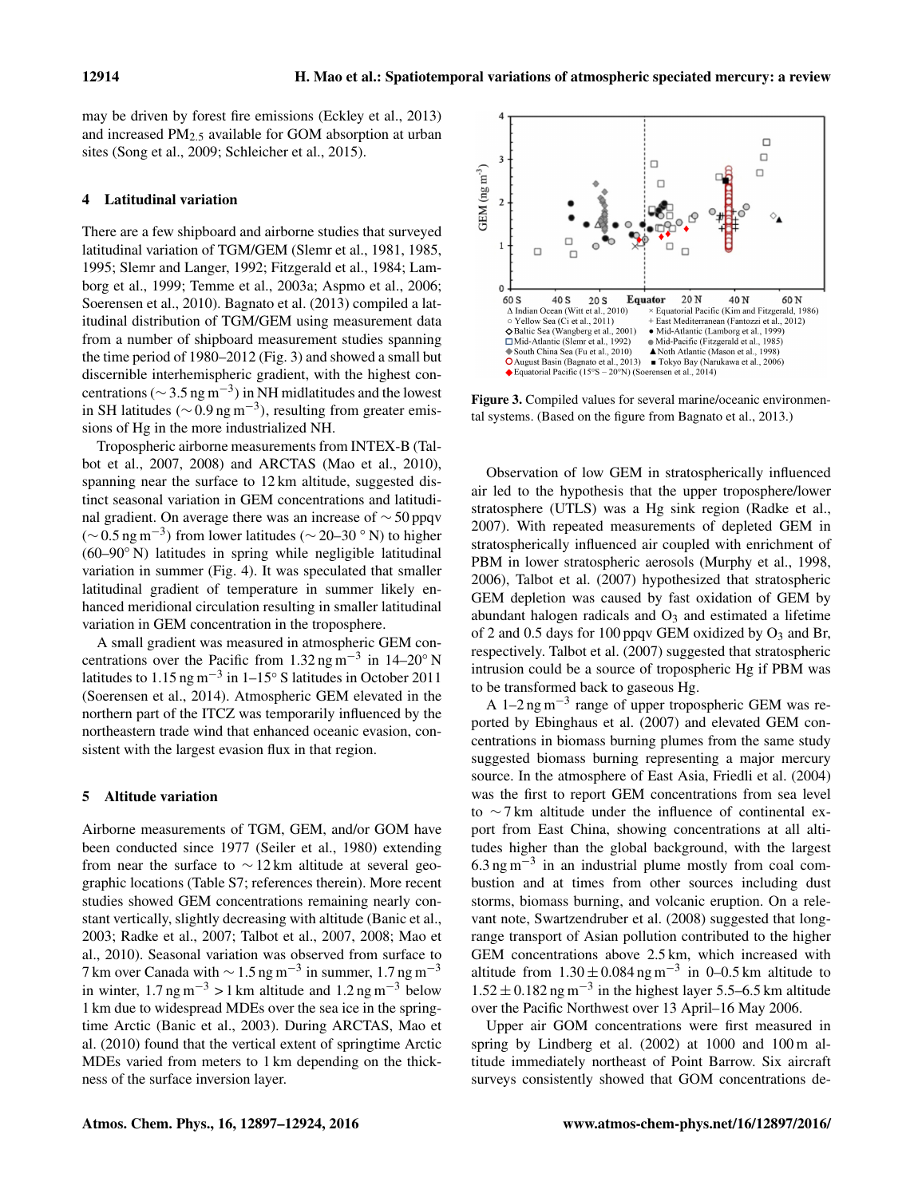may be driven by forest fire emissions (Eckley et al., 2013) and increased $PM_{2.5}$ available for GOM absorption at urban sites (Song et al., 2009; Schleicher et al., 2015).

## 4 Latitudinal variation

There are a few shipboard and airborne studies that surveyed latitudinal variation of TGM/GEM (Slemr et al., 1981, 1985, 1995; Slemr and Langer, 1992; Fitzgerald et al., 1984; Lamborg et al., 1999; Temme et al., 2003a; Aspmo et al., 2006; Soerensen et al., 2010). Bagnato et al. (2013) compiled a latitudinal distribution of TGM/GEM using measurement data from a number of shipboard measurement studies spanning the time period of 1980–2012 (Fig. 3) and showed a small but discernible interhemispheric gradient, with the highest concentrations ($\sim 3.5\,ng\,m^{-3}$) in NH midlatitudes and the lowest in SH latitudes ($\sim 0.9\,ng\,m^{-3}$), resulting from greater emissions of Hg in the more industrialized NH.

Tropospheric airborne measurements from INTEX-B (Talbot et al., 2007, 2008) and ARCTAS (Mao et al., 2010), spanning near the surface to 12 km altitude, suggested distinct seasonal variation in GEM concentrations and latitudinal gradient. On average there was an increase of ∼ 50 ppqv ($\sim 0.5\,ng\,m^{-3}$) from lower latitudes (∼ 20–30 ° N) to higher (60–90° N) latitudes in spring while negligible latitudinal variation in summer (Fig. 4). It was speculated that smaller latitudinal gradient of temperature in summer likely enhanced meridional circulation resulting in smaller latitudinal variation in GEM concentration in the troposphere.

A small gradient was measured in atmospheric GEM concentrations over the Pacific from $1.32\,ng\,m^{-3}$ in 14–20° N latitudes to $1.15\,ng\,m^{-3}$ in 1–15° S latitudes in October 2011 (Soerensen et al., 2014). Atmospheric GEM elevated in the northern part of the ITCZ was temporarily influenced by the northeastern trade wind that enhanced oceanic evasion, consistent with the largest evasion flux in that region.

## 5 Altitude variation

Airborne measurements of TGM, GEM, and/or GOM have been conducted since 1977 (Seiler et al., 1980) extending from near the surface to ∼ 12 km altitude at several geographic locations (Table S7; references therein). More recent studies showed GEM concentrations remaining nearly constant vertically, slightly decreasing with altitude (Banic et al., 2003; Radke et al., 2007; Talbot et al., 2007, 2008; Mao et al., 2010). Seasonal variation was observed from surface to 7 km over Canada with $\sim 1.5\,ng\,m^{-3}$ in summer, $1.7\,ng\,m^{-3}$ in winter, $1.7\,ng\,m^{-3}$ > 1 km altitude and $1.2\,ng\,m^{-3}$ below 1 km due to widespread MDEs over the sea ice in the springtime Arctic (Banic et al., 2003). During ARCTAS, Mao et al. (2010) found that the vertical extent of springtime Arctic MDEs varied from meters to 1 km depending on the thickness of the surface inversion layer.

Figure 3. Compiled values for several marine/oceanic environmental systems. (Based on the figure from Bagnato et al., 2013.)

Observation of low GEM in stratospherically influenced air led to the hypothesis that the upper troposphere/lower stratosphere (UTLS) was a Hg sink region (Radke et al., 2007). With repeated measurements of depleted GEM in stratospherically influenced air coupled with enrichment of PBM in lower stratospheric aerosols (Murphy et al., 1998, 2006), Talbot et al. (2007) hypothesized that stratospheric GEM depletion was caused by fast oxidation of GEM by abundant halogen radicals and $O_3$ and estimated a lifetime of 2 and 0.5 days for 100 ppqv GEM oxidized by $O_3$ and Br, respectively. Talbot et al. (2007) suggested that stratospheric intrusion could be a source of tropospheric Hg if PBM was to be transformed back to gaseous Hg.

A $1–2\,ng\,m^{-3}$ range of upper tropospheric GEM was reported by Ebinghaus et al. (2007) and elevated GEM concentrations in biomass burning plumes from the same study suggested biomass burning representing a major mercury source. In the atmosphere of East Asia, Friedli et al. (2004) was the first to report GEM concentrations from sea level to ∼ 7 km altitude under the influence of continental export from East China, showing concentrations at all altitudes higher than the global background, with the largest $6.3\,ng\,m^{-3}$ in an industrial plume mostly from coal combustion and at times from other sources including dust storms, biomass burning, and volcanic eruption. On a relevant note, Swartzendruber et al. (2008) suggested that long-range transport of Asian pollution contributed to the higher GEM concentrations above 2.5 km, which increased with altitude from $1.30 \pm 0.084\,ng\,m^{-3}$ in 0–0.5 km altitude to $1.52 \pm 0.182\,ng\,m^{-3}$ in the highest layer 5.5–6.5 km altitude over the Pacific Northwest over 13 April–16 May 2006.

Upper air GOM concentrations were first measured in spring by Lindberg et al. (2002) at 1000 and 100 m altitude immediately northeast of Point Barrow. Six aircraft surveys consistently showed that GOM concentrations de-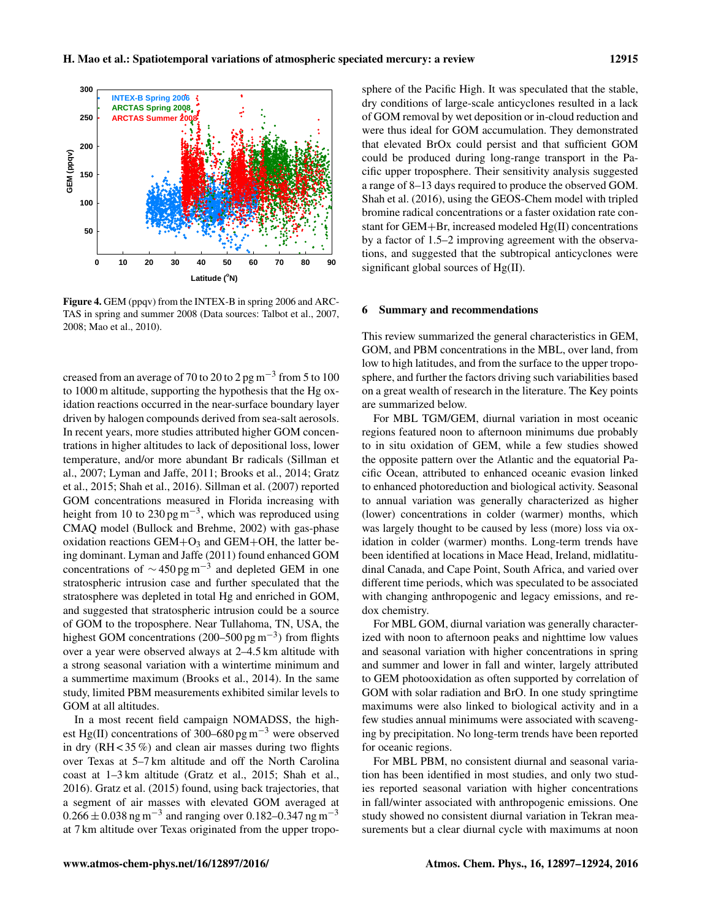Figure 4. GEM (ppqv) from the INTEX-B in spring 2006 and ARCTAS in spring and summer 2008 (Data sources: Talbot et al., 2007, 2008; Mao et al., 2010).

creased from an average of 70 to 20 to 2 pg $m^{-3}$ from 5 to 100 to 1000 m altitude, supporting the hypothesis that the Hg oxidation reactions occurred in the near-surface boundary layer driven by halogen compounds derived from sea-salt aerosols. In recent years, more studies attributed higher GOM concentrations in higher altitudes to lack of depositional loss, lower temperature, and/or more abundant Br radicals (Sillman et al., 2007; Lyman and Jaffe, 2011; Brooks et al., 2014; Gratz et al., 2015; Shah et al., 2016). Sillman et al. (2007) reported GOM concentrations measured in Florida increasing with height from 10 to 230 pg $m^{-3}$, which was reproduced using CMAQ model (Bullock and Brehme, 2002) with gas-phase oxidation reactions GEM+$O_3$ and GEM+OH, the latter being dominant. Lyman and Jaffe (2011) found enhanced GOM concentrations of $\sim$450 pg $m^{-3}$ and depleted GEM in one stratospheric intrusion case and further speculated that the stratosphere was depleted in total Hg and enriched in GOM, and suggested that stratospheric intrusion could be a source of GOM to the troposphere. Near Tullahoma, TN, USA, the highest GOM concentrations (200–500 pg $m^{-3}$) from flights over a year were observed always at 2–4.5 km altitude with a strong seasonal variation with a wintertime minimum and a summertime maximum (Brooks et al., 2014). In the same study, limited PBM measurements exhibited similar levels to GOM at all altitudes.

In a most recent field campaign NOMADSS, the highest Hg(II) concentrations of 300–680 pg $m^{-3}$ were observed in dry (RH < 35 %) and clean air masses during two flights over Texas at 5–7 km altitude and off the North Carolina coast at 1–3 km altitude (Gratz et al., 2015; Shah et al., 2016). Gratz et al. (2015) found, using back trajectories, that a segment of air masses with elevated GOM averaged at $0.266 \pm 0.038$ ng $m^{-3}$ and ranging over 0.182–0.347 ng $m^{-3}$ at 7 km altitude over Texas originated from the upper troposphere of the Pacific High. It was speculated that the stable, dry conditions of large-scale anticyclones resulted in a lack of GOM removal by wet deposition or in-cloud reduction and were thus ideal for GOM accumulation. They demonstrated that elevated BrOx could persist and that sufficient GOM could be produced during long-range transport in the Pacific upper troposphere. Their sensitivity analysis suggested a range of 8–13 days required to produce the observed GOM. Shah et al. (2016), using the GEOS-Chem model with tripled bromine radical concentrations or a faster oxidation rate constant for GEM+Br, increased modeled Hg(II) concentrations by a factor of 1.5–2 improving agreement with the observations, and suggested that the subtropical anticyclones were significant global sources of Hg(II).

## 6 Summary and recommendations

This review summarized the general characteristics in GEM, GOM, and PBM concentrations in the MBL, over land, from low to high latitudes, and from the surface to the upper troposphere, and further the factors driving such variabilities based on a great wealth of research in the literature. The Key points are summarized below.

For MBL TGM/GEM, diurnal variation in most oceanic regions featured noon to afternoon minimums due probably to in situ oxidation of GEM, while a few studies showed the opposite pattern over the Atlantic and the equatorial Pacific Ocean, attributed to enhanced oceanic evasion linked to enhanced photoreduction and biological activity. Seasonal to annual variation was generally characterized as higher (lower) concentrations in colder (warmer) months, which was largely thought to be caused by less (more) loss via oxidation in colder (warmer) months. Long-term trends have been identified at locations in Mace Head, Ireland, midlatitudinal Canada, and Cape Point, South Africa, and varied over different time periods, which was speculated to be associated with changing anthropogenic and legacy emissions, and redox chemistry.

For MBL GOM, diurnal variation was generally characterized with noon to afternoon peaks and nighttime low values and seasonal variation with higher concentrations in spring and summer and lower in fall and winter, largely attributed to GEM photooxidation as often supported by correlation of GOM with solar radiation and BrO. In one study springtime maximums were also linked to biological activity and in a few studies annual minimums were associated with scavenging by precipitation. No long-term trends have been reported for oceanic regions.

For MBL PBM, no consistent diurnal and seasonal variation has been identified in most studies, and only two studies reported seasonal variation with higher concentrations in fall/winter associated with anthropogenic emissions. One study showed no consistent diurnal variation in Tekran measurements but a clear diurnal cycle with maximums at noon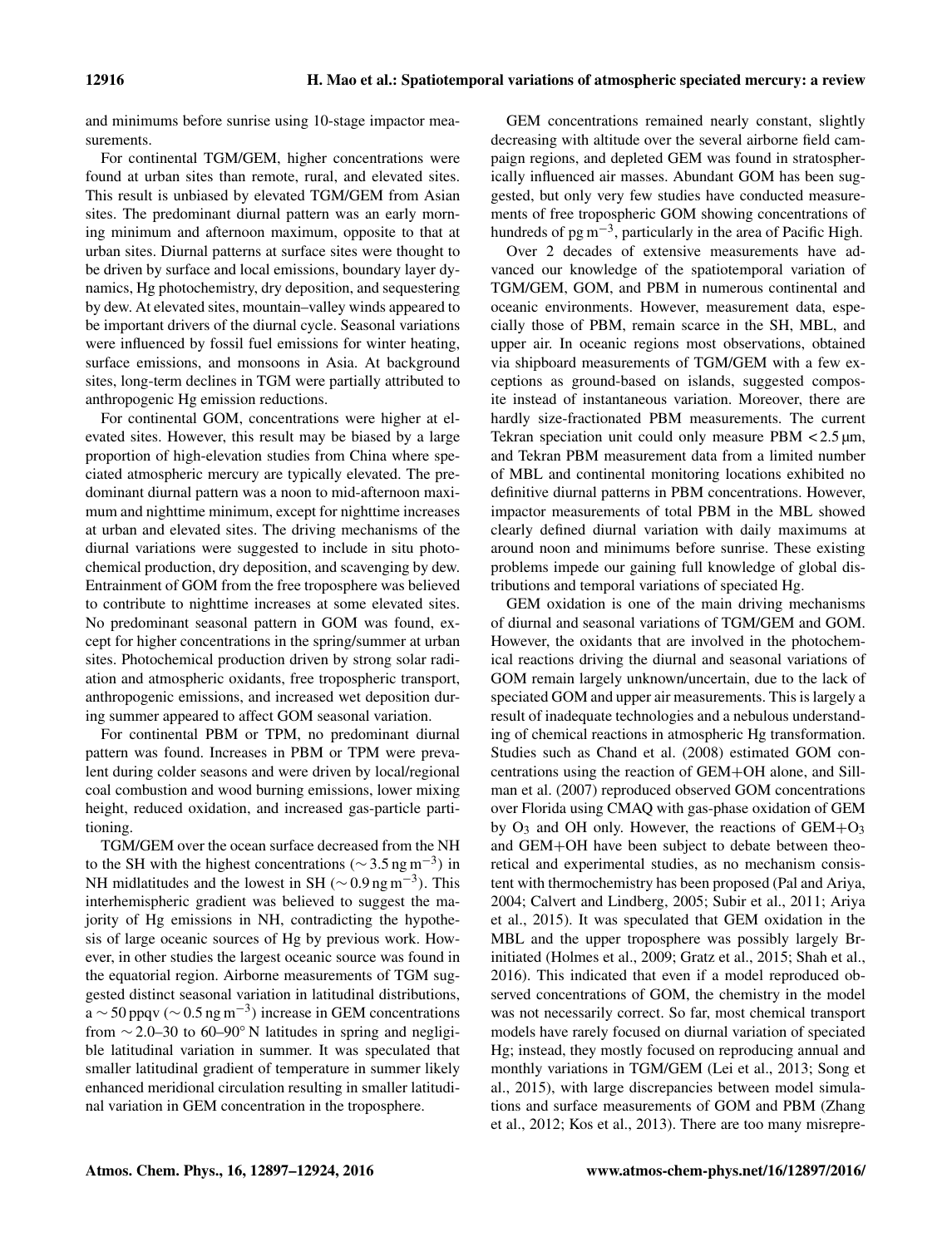and minimums before sunrise using 10-stage impactor measurements.

For continental TGM/GEM, higher concentrations were found at urban sites than remote, rural, and elevated sites. This result is unbiased by elevated TGM/GEM from Asian sites. The predominant diurnal pattern was an early morning minimum and afternoon maximum, opposite to that at urban sites. Diurnal patterns at surface sites were thought to be driven by surface and local emissions, boundary layer dynamics, Hg photochemistry, dry deposition, and sequestering by dew. At elevated sites, mountain–valley winds appeared to be important drivers of the diurnal cycle. Seasonal variations were influenced by fossil fuel emissions for winter heating, surface emissions, and monsoons in Asia. At background sites, long-term declines in TGM were partially attributed to anthropogenic Hg emission reductions.

For continental GOM, concentrations were higher at elevated sites. However, this result may be biased by a large proportion of high-elevation studies from China where speciated atmospheric mercury are typically elevated. The predominant diurnal pattern was a noon to mid-afternoon maximum and nighttime minimum, except for nighttime increases at urban and elevated sites. The driving mechanisms of the diurnal variations were suggested to include in situ photochemical production, dry deposition, and scavenging by dew. Entrainment of GOM from the free troposphere was believed to contribute to nighttime increases at some elevated sites. No predominant seasonal pattern in GOM was found, except for higher concentrations in the spring/summer at urban sites. Photochemical production driven by strong solar radiation and atmospheric oxidants, free tropospheric transport, anthropogenic emissions, and increased wet deposition during summer appeared to affect GOM seasonal variation.

For continental PBM or TPM, no predominant diurnal pattern was found. Increases in PBM or TPM were prevalent during colder seasons and were driven by local/regional coal combustion and wood burning emissions, lower mixing height, reduced oxidation, and increased gas-particle partitioning.

TGM/GEM over the ocean surface decreased from the NH to the SH with the highest concentrations ($\sim 3.5\,\text{ng}\,\text{m}^{-3}$) in NH midlatitudes and the lowest in SH ($\sim 0.9\,\text{ng}\,\text{m}^{-3}$). This interhemispheric gradient was believed to suggest the majority of Hg emissions in NH, contradicting the hypothesis of large oceanic sources of Hg by previous work. However, in other studies the largest oceanic source was found in the equatorial region. Airborne measurements of TGM suggested distinct seasonal variation in latitudinal distributions, a $\sim 50$ ppqv ($\sim 0.5\,\text{ng}\,\text{m}^{-3}$) increase in GEM concentrations from $\sim 2.0$–30 to 60–90° N latitudes in spring and negligible latitudinal variation in summer. It was speculated that smaller latitudinal gradient of temperature in summer likely enhanced meridional circulation resulting in smaller latitudinal variation in GEM concentration in the troposphere.

GEM concentrations remained nearly constant, slightly decreasing with altitude over the several airborne field campaign regions, and depleted GEM was found in stratospherically influenced air masses. Abundant GOM has been suggested, but only very few studies have conducted measurements of free tropospheric GOM showing concentrations of hundreds of $\text{pg}\,\text{m}^{-3}$, particularly in the area of Pacific High.

Over 2 decades of extensive measurements have advanced our knowledge of the spatiotemporal variation of TGM/GEM, GOM, and PBM in numerous continental and oceanic environments. However, measurement data, especially those of PBM, remain scarce in the SH, MBL, and upper air. In oceanic regions most observations, obtained via shipboard measurements of TGM/GEM with a few exceptions as ground-based on islands, suggested composite instead of instantaneous variation. Moreover, there are hardly size-fractionated PBM measurements. The current Tekran speciation unit could only measure PBM $< 2.5\,\mu\text{m}$, and Tekran PBM measurement data from a limited number of MBL and continental monitoring locations exhibited no definitive diurnal patterns in PBM concentrations. However, impactor measurements of total PBM in the MBL showed clearly defined diurnal variation with daily maximums at around noon and minimums before sunrise. These existing problems impede our gaining full knowledge of global distributions and temporal variations of speciated Hg.

GEM oxidation is one of the main driving mechanisms of diurnal and seasonal variations of TGM/GEM and GOM. However, the oxidants that are involved in the photochemical reactions driving the diurnal and seasonal variations of GOM remain largely unknown/uncertain, due to the lack of speciated GOM and upper air measurements. This is largely a result of inadequate technologies and a nebulous understanding of chemical reactions in atmospheric Hg transformation. Studies such as Chand et al. (2008) estimated GOM concentrations using the reaction of GEM+OH alone, and Sillman et al. (2007) reproduced observed GOM concentrations over Florida using CMAQ with gas-phase oxidation of GEM by $O_3$ and OH only. However, the reactions of GEM+$O_3$ and GEM+OH have been subject to debate between theoretical and experimental studies, as no mechanism consistent with thermochemistry has been proposed (Pal and Ariya, 2004; Calvert and Lindberg, 2005; Subir et al., 2011; Ariya et al., 2015). It was speculated that GEM oxidation in the MBL and the upper troposphere was possibly largely Br-initiated (Holmes et al., 2009; Gratz et al., 2015; Shah et al., 2016). This indicated that even if a model reproduced observed concentrations of GOM, the chemistry in the model was not necessarily correct. So far, most chemical transport models have rarely focused on diurnal variation of speciated Hg; instead, they mostly focused on reproducing annual and monthly variations in TGM/GEM (Lei et al., 2013; Song et al., 2015), with large discrepancies between model simulations and surface measurements of GOM and PBM (Zhang et al., 2012; Kos et al., 2013). There are too many misrepre-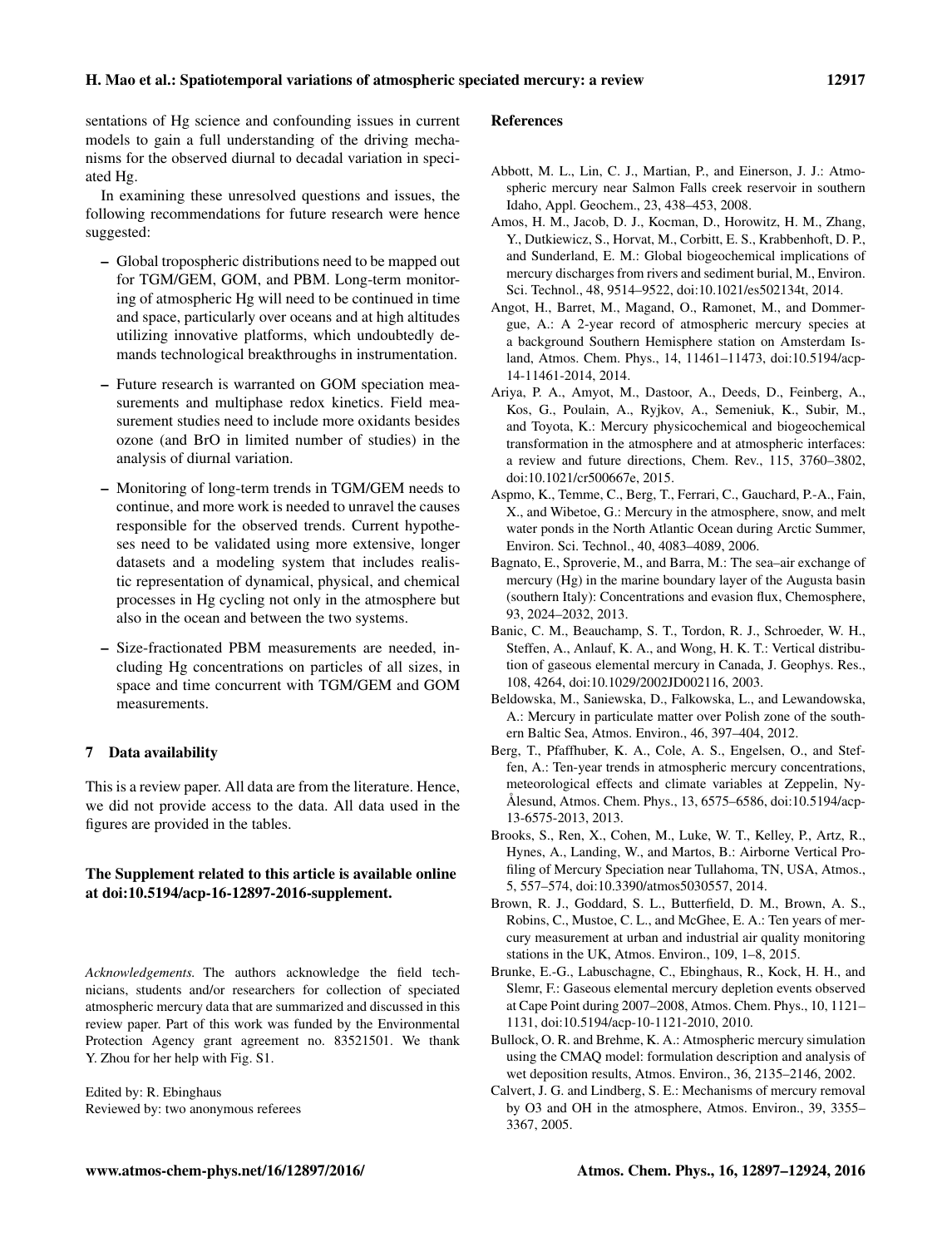sentations of Hg science and confounding issues in current models to gain a full understanding of the driving mechanisms for the observed diurnal to decadal variation in speciated Hg.

In examining these unresolved questions and issues, the following recommendations for future research were hence suggested:

- Global tropospheric distributions need to be mapped out for TGM/GEM, GOM, and PBM. Long-term monitoring of atmospheric Hg will need to be continued in time and space, particularly over oceans and at high altitudes utilizing innovative platforms, which undoubtedly demands technological breakthroughs in instrumentation.
- Future research is warranted on GOM speciation measurements and multiphase redox kinetics. Field measurement studies need to include more oxidants besides ozone (and BrO in limited number of studies) in the analysis of diurnal variation.
- Monitoring of long-term trends in TGM/GEM needs to continue, and more work is needed to unravel the causes responsible for the observed trends. Current hypotheses need to be validated using more extensive, longer datasets and a modeling system that includes realistic representation of dynamical, physical, and chemical processes in Hg cycling not only in the atmosphere but also in the ocean and between the two systems.
- Size-fractionated PBM measurements are needed, including Hg concentrations on particles of all sizes, in space and time concurrent with TGM/GEM and GOM measurements.

## 7 Data availability

This is a review paper. All data are from the literature. Hence, we did not provide access to the data. All data used in the figures are provided in the tables.

**The Supplement related to this article is available online at doi:10.5194/acp-16-12897-2016-supplement.**

*Acknowledgements.* The authors acknowledge the field technicians, students and/or researchers for collection of speciated atmospheric mercury data that are summarized and discussed in this review paper. Part of this work was funded by the Environmental Protection Agency grant agreement no. 83521501. We thank Y. Zhou for her help with Fig. S1.

Edited by: R. Ebinghaus
Reviewed by: two anonymous referees

## References

Abbott, M. L., Lin, C. J., Martian, P., and Einerson, J. J.: Atmospheric mercury near Salmon Falls creek reservoir in southern Idaho, Appl. Geochem., 23, 438–453, 2008.

Amos, H. M., Jacob, D. J., Kocman, D., Horowitz, H. M., Zhang, Y., Dutkiewicz, S., Horvat, M., Corbitt, E. S., Krabbenhoft, D. P., and Sunderland, E. M.: Global biogeochemical implications of mercury discharges from rivers and sediment burial, M., Environ. Sci. Technol., 48, 9514–9522, doi:10.1021/es502134t, 2014.

Angot, H., Barret, M., Magand, O., Ramonet, M., and Dommergue, A.: A 2-year record of atmospheric mercury species at a background Southern Hemisphere station on Amsterdam Island, Atmos. Chem. Phys., 14, 11461–11473, doi:10.5194/acp-14-11461-2014, 2014.

Ariya, P. A., Amyot, M., Dastoor, A., Deeds, D., Feinberg, A., Kos, G., Poulain, A., Ryjkov, A., Semeniuk, K., Subir, M., and Toyota, K.: Mercury physicochemical and biogeochemical transformation in the atmosphere and at atmospheric interfaces: a review and future directions, Chem. Rev., 115, 3760–3802, doi:10.1021/cr500667e, 2015.

Aspmo, K., Temme, C., Berg, T., Ferrari, C., Gauchard, P.-A., Fain, X., and Wibetoe, G.: Mercury in the atmosphere, snow, and melt water ponds in the North Atlantic Ocean during Arctic Summer, Environ. Sci. Technol., 40, 4083–4089, 2006.

Bagnato, E., Sproverie, M., and Barra, M.: The sea–air exchange of mercury (Hg) in the marine boundary layer of the Augusta basin (southern Italy): Concentrations and evasion flux, Chemosphere, 93, 2024–2032, 2013.

Banic, C. M., Beauchamp, S. T., Tordon, R. J., Schroeder, W. H., Steffen, A., Anlauf, K. A., and Wong, H. K. T.: Vertical distribution of gaseous elemental mercury in Canada, J. Geophys. Res., 108, 4264, doi:10.1029/2002JD002116, 2003.

Beldowska, M., Saniewska, D., Falkowska, L., and Lewandowska, A.: Mercury in particulate matter over Polish zone of the southern Baltic Sea, Atmos. Environ., 46, 397–404, 2012.

Berg, T., Pfaffhuber, K. A., Cole, A. S., Engelsen, O., and Steffen, A.: Ten-year trends in atmospheric mercury concentrations, meteorological effects and climate variables at Zeppelin, Ny-Ålesund, Atmos. Chem. Phys., 13, 6575–6586, doi:10.5194/acp-13-6575-2013, 2013.

Brooks, S., Ren, X., Cohen, M., Luke, W. T., Kelley, P., Artz, R., Hynes, A., Landing, W., and Martos, B.: Airborne Vertical Profiling of Mercury Speciation near Tullahoma, TN, USA, Atmos., 5, 557–574, doi:10.3390/atmos5030557, 2014.

Brown, R. J., Goddard, S. L., Butterfield, D. M., Brown, A. S., Robins, C., Mustoe, C. L., and McGhee, E. A.: Ten years of mercury measurement at urban and industrial air quality monitoring stations in the UK, Atmos. Environ., 109, 1–8, 2015.

Brunke, E.-G., Labuschagne, C., Ebinghaus, R., Kock, H. H., and Slemr, F.: Gaseous elemental mercury depletion events observed at Cape Point during 2007–2008, Atmos. Chem. Phys., 10, 1121–1131, doi:10.5194/acp-10-1121-2010, 2010.

Bullock, O. R. and Brehme, K. A.: Atmospheric mercury simulation using the CMAQ model: formulation description and analysis of wet deposition results, Atmos. Environ., 36, 2135–2146, 2002.

Calvert, J. G. and Lindberg, S. E.: Mechanisms of mercury removal by O3 and OH in the atmosphere, Atmos. Environ., 39, 3355–3367, 2005.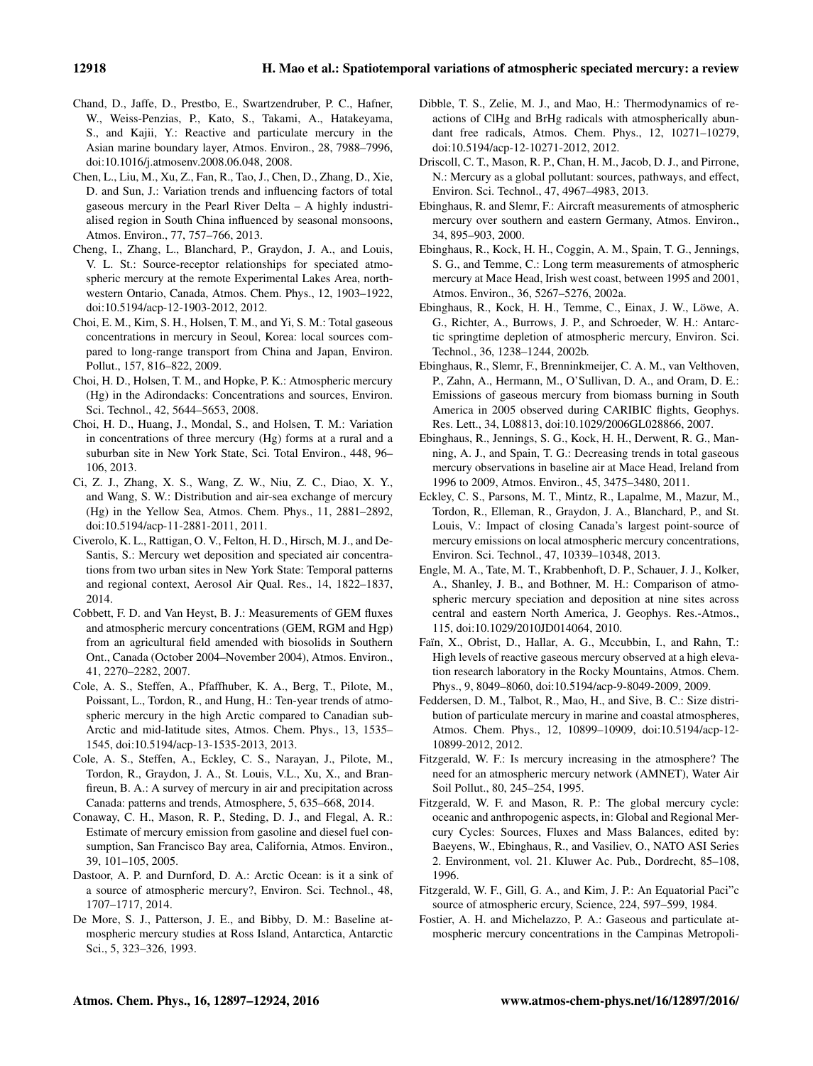Chand, D., Jaffe, D., Prestbo, E., Swartzendruber, P. C., Hafner, W., Weiss-Penzias, P., Kato, S., Takami, A., Hatakeyama, S., and Kajii, Y.: Reactive and particulate mercury in the Asian marine boundary layer, Atmos. Environ., 28, 7988–7996, doi:10.1016/j.atmosenv.2008.06.048, 2008.

Chen, L., Liu, M., Xu, Z., Fan, R., Tao, J., Chen, D., Zhang, D., Xie, D. and Sun, J.: Variation trends and influencing factors of total gaseous mercury in the Pearl River Delta – A highly industrialised region in South China influenced by seasonal monsoons, Atmos. Environ., 77, 757–766, 2013.

Cheng, I., Zhang, L., Blanchard, P., Graydon, J. A., and Louis, V. L. St.: Source-receptor relationships for speciated atmospheric mercury at the remote Experimental Lakes Area, northwestern Ontario, Canada, Atmos. Chem. Phys., 12, 1903–1922, doi:10.5194/acp-12-1903-2012, 2012.

Choi, E. M., Kim, S. H., Holsen, T. M., and Yi, S. M.: Total gaseous concentrations in mercury in Seoul, Korea: local sources compared to long-range transport from China and Japan, Environ. Pollut., 157, 816–822, 2009.

Choi, H. D., Holsen, T. M., and Hopke, P. K.: Atmospheric mercury (Hg) in the Adirondacks: Concentrations and sources, Environ. Sci. Technol., 42, 5644–5653, 2008.

Choi, H. D., Huang, J., Mondal, S., and Holsen, T. M.: Variation in concentrations of three mercury (Hg) forms at a rural and a suburban site in New York State, Sci. Total Environ., 448, 96–106, 2013.

Ci, Z. J., Zhang, X. S., Wang, Z. W., Niu, Z. C., Diao, X. Y., and Wang, S. W.: Distribution and air-sea exchange of mercury (Hg) in the Yellow Sea, Atmos. Chem. Phys., 11, 2881–2892, doi:10.5194/acp-11-2881-2011, 2011.

Civerolo, K. L., Rattigan, O. V., Felton, H. D., Hirsch, M. J., and DeSantis, S.: Mercury wet deposition and speciated air concentrations from two urban sites in New York State: Temporal patterns and regional context, Aerosol Air Qual. Res., 14, 1822–1837, 2014.

Cobbett, F. D. and Van Heyst, B. J.: Measurements of GEM fluxes and atmospheric mercury concentrations (GEM, RGM and Hgp) from an agricultural field amended with biosolids in Southern Ont., Canada (October 2004–November 2004), Atmos. Environ., 41, 2270–2282, 2007.

Cole, A. S., Steffen, A., Pfaffhuber, K. A., Berg, T., Pilote, M., Poissant, L., Tordon, R., and Hung, H.: Ten-year trends of atmospheric mercury in the high Arctic compared to Canadian sub-Arctic and mid-latitude sites, Atmos. Chem. Phys., 13, 1535–1545, doi:10.5194/acp-13-1535-2013, 2013.

Cole, A. S., Steffen, A., Eckley, C. S., Narayan, J., Pilote, M., Tordon, R., Graydon, J. A., St. Louis, V.L., Xu, X., and Branfireun, B. A.: A survey of mercury in air and precipitation across Canada: patterns and trends, Atmosphere, 5, 635–668, 2014.

Conaway, C. H., Mason, R. P., Steding, D. J., and Flegal, A. R.: Estimate of mercury emission from gasoline and diesel fuel consumption, San Francisco Bay area, California, Atmos. Environ., 39, 101–105, 2005.

Dastoor, A. P. and Durnford, D. A.: Arctic Ocean: is it a sink of a source of atmospheric mercury?, Environ. Sci. Technol., 48, 1707–1717, 2014.

De More, S. J., Patterson, J. E., and Bibby, D. M.: Baseline atmospheric mercury studies at Ross Island, Antarctica, Antarctic Sci., 5, 323–326, 1993.

Dibble, T. S., Zelie, M. J., and Mao, H.: Thermodynamics of reactions of ClHg and BrHg radicals with atmospherically abundant free radicals, Atmos. Chem. Phys., 12, 10271–10279, doi:10.5194/acp-12-10271-2012, 2012.

Driscoll, C. T., Mason, R. P., Chan, H. M., Jacob, D. J., and Pirrone, N.: Mercury as a global pollutant: sources, pathways, and effect, Environ. Sci. Technol., 47, 4967–4983, 2013.

Ebinghaus, R. and Slemr, F.: Aircraft measurements of atmospheric mercury over southern and eastern Germany, Atmos. Environ., 34, 895–903, 2000.

Ebinghaus, R., Kock, H. H., Coggin, A. M., Spain, T. G., Jennings, S. G., and Temme, C.: Long term measurements of atmospheric mercury at Mace Head, Irish west coast, between 1995 and 2001, Atmos. Environ., 36, 5267–5276, 2002a.

Ebinghaus, R., Kock, H. H., Temme, C., Einax, J. W., Löwe, A. G., Richter, A., Burrows, J. P., and Schroeder, W. H.: Antarctic springtime depletion of atmospheric mercury, Environ. Sci. Technol., 36, 1238–1244, 2002b.

Ebinghaus, R., Slemr, F., Brenninkmeijer, C. A. M., van Velthoven, P., Zahn, A., Hermann, M., O'Sullivan, D. A., and Oram, D. E.: Emissions of gaseous mercury from biomass burning in South America in 2005 observed during CARIBIC flights, Geophys. Res. Lett., 34, L08813, doi:10.1029/2006GL028866, 2007.

Ebinghaus, R., Jennings, S. G., Kock, H. H., Derwent, R. G., Manning, A. J., and Spain, T. G.: Decreasing trends in total gaseous mercury observations in baseline air at Mace Head, Ireland from 1996 to 2009, Atmos. Environ., 45, 3475–3480, 2011.

Eckley, C. S., Parsons, M. T., Mintz, R., Lapalme, M., Mazur, M., Tordon, R., Elleman, R., Graydon, J. A., Blanchard, P., and St. Louis, V.: Impact of closing Canada's largest point-source of mercury emissions on local atmospheric mercury concentrations, Environ. Sci. Technol., 47, 10339–10348, 2013.

Engle, M. A., Tate, M. T., Krabbenhoft, D. P., Schauer, J. J., Kolker, A., Shanley, J. B., and Bothner, M. H.: Comparison of atmospheric mercury speciation and deposition at nine sites across central and eastern North America, J. Geophys. Res.-Atmos., 115, doi:10.1029/2010JD014064, 2010.

Faïn, X., Obrist, D., Hallar, A. G., Mccubbin, I., and Rahn, T.: High levels of reactive gaseous mercury observed at a high elevation research laboratory in the Rocky Mountains, Atmos. Chem. Phys., 9, 8049–8060, doi:10.5194/acp-9-8049-2009, 2009.

Feddersen, D. M., Talbot, R., Mao, H., and Sive, B. C.: Size distribution of particulate mercury in marine and coastal atmospheres, Atmos. Chem. Phys., 12, 10899–10909, doi:10.5194/acp-12-10899-2012, 2012.

Fitzgerald, W. F.: Is mercury increasing in the atmosphere? The need for an atmospheric mercury network (AMNET), Water Air Soil Pollut., 80, 245–254, 1995.

Fitzgerald, W. F. and Mason, R. P.: The global mercury cycle: oceanic and anthropogenic aspects, in: Global and Regional Mercury Cycles: Sources, Fluxes and Mass Balances, edited by: Baeyens, W., Ebinghaus, R., and Vasiliev, O., NATO ASI Series 2. Environment, vol. 21. Kluwer Ac. Pub., Dordrecht, 85–108, 1996.

Fitzgerald, W. F., Gill, G. A., and Kim, J. P.: An Equatorial Paci"c source of atmospheric ercury, Science, 224, 597–599, 1984.

Fostier, A. H. and Michelazzo, P. A.: Gaseous and particulate atmospheric mercury concentrations in the Campinas Metropoli-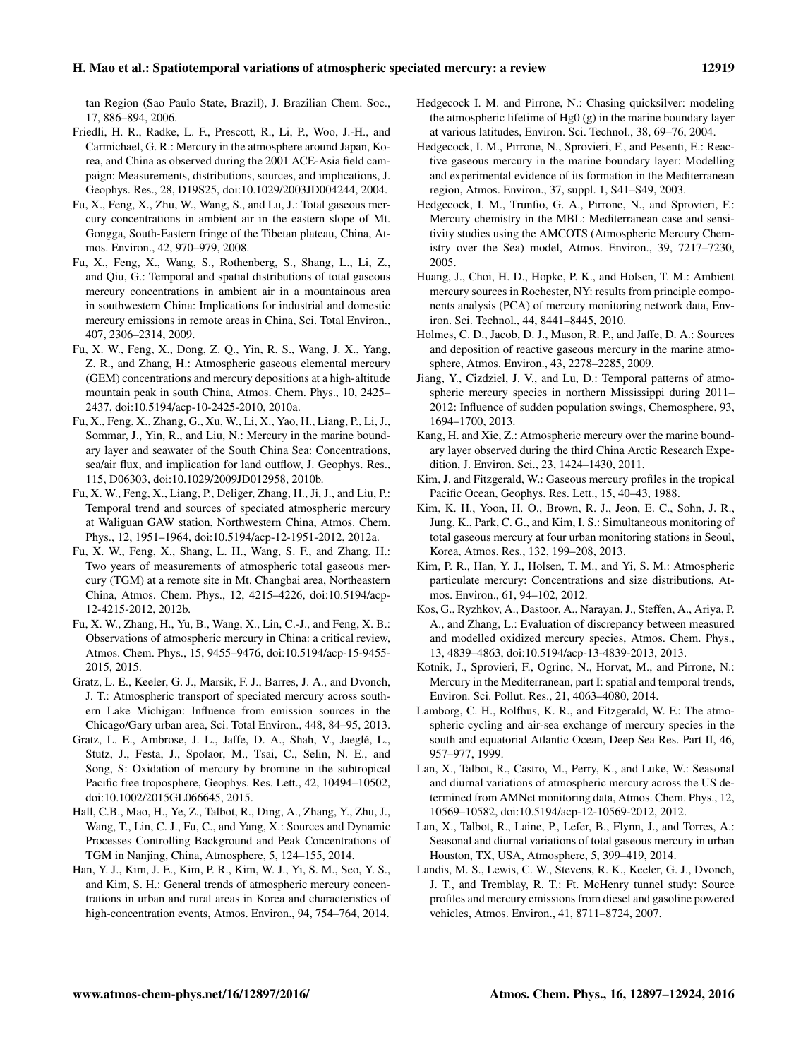tan Region (Sao Paulo State, Brazil), J. Brazilian Chem. Soc., 17, 886–894, 2006.

Friedli, H. R., Radke, L. F., Prescott, R., Li, P., Woo, J.-H., and Carmichael, G. R.: Mercury in the atmosphere around Japan, Korea, and China as observed during the 2001 ACE-Asia field campaign: Measurements, distributions, sources, and implications, J. Geophys. Res., 28, D19S25, doi:10.1029/2003JD004244, 2004.

Fu, X., Feng, X., Zhu, W., Wang, S., and Lu, J.: Total gaseous mercury concentrations in ambient air in the eastern slope of Mt. Gongga, South-Eastern fringe of the Tibetan plateau, China, Atmos. Environ., 42, 970–979, 2008.

Fu, X., Feng, X., Wang, S., Rothenberg, S., Shang, L., Li, Z., and Qiu, G.: Temporal and spatial distributions of total gaseous mercury concentrations in ambient air in a mountainous area in southwestern China: Implications for industrial and domestic mercury emissions in remote areas in China, Sci. Total Environ., 407, 2306–2314, 2009.

Fu, X. W., Feng, X., Dong, Z. Q., Yin, R. S., Wang, J. X., Yang, Z. R., and Zhang, H.: Atmospheric gaseous elemental mercury (GEM) concentrations and mercury depositions at a high-altitude mountain peak in south China, Atmos. Chem. Phys., 10, 2425–2437, doi:10.5194/acp-10-2425-2010, 2010a.

Fu, X., Feng, X., Zhang, G., Xu, W., Li, X., Yao, H., Liang, P., Li, J., Sommar, J., Yin, R., and Liu, N.: Mercury in the marine boundary layer and seawater of the South China Sea: Concentrations, sea/air flux, and implication for land outflow, J. Geophys. Res., 115, D06303, doi:10.1029/2009JD012958, 2010b.

Fu, X. W., Feng, X., Liang, P., Deliger, Zhang, H., Ji, J., and Liu, P.: Temporal trend and sources of speciated atmospheric mercury at Waliguan GAW station, Northwestern China, Atmos. Chem. Phys., 12, 1951–1964, doi:10.5194/acp-12-1951-2012, 2012a.

Fu, X. W., Feng, X., Shang, L. H., Wang, S. F., and Zhang, H.: Two years of measurements of atmospheric total gaseous mercury (TGM) at a remote site in Mt. Changbai area, Northeastern China, Atmos. Chem. Phys., 12, 4215–4226, doi:10.5194/acp-12-4215-2012, 2012b.

Fu, X. W., Zhang, H., Yu, B., Wang, X., Lin, C.-J., and Feng, X. B.: Observations of atmospheric mercury in China: a critical review, Atmos. Chem. Phys., 15, 9455–9476, doi:10.5194/acp-15-9455-2015, 2015.

Gratz, L. E., Keeler, G. J., Marsik, F. J., Barres, J. A., and Dvonch, J. T.: Atmospheric transport of speciated mercury across southern Lake Michigan: Influence from emission sources in the Chicago/Gary urban area, Sci. Total Environ., 448, 84–95, 2013.

Gratz, L. E., Ambrose, J. L., Jaffe, D. A., Shah, V., Jaeglé, L., Stutz, J., Festa, J., Spolaor, M., Tsai, C., Selin, N. E., and Song, S: Oxidation of mercury by bromine in the subtropical Pacific free troposphere, Geophys. Res. Lett., 42, 10494–10502, doi:10.1002/2015GL066645, 2015.

Hall, C.B., Mao, H., Ye, Z., Talbot, R., Ding, A., Zhang, Y., Zhu, J., Wang, T., Lin, C. J., Fu, C., and Yang, X.: Sources and Dynamic Processes Controlling Background and Peak Concentrations of TGM in Nanjing, China, Atmosphere, 5, 124–155, 2014.

Han, Y. J., Kim, J. E., Kim, P. R., Kim, W. J., Yi, S. M., Seo, Y. S., and Kim, S. H.: General trends of atmospheric mercury concentrations in urban and rural areas in Korea and characteristics of high-concentration events, Atmos. Environ., 94, 754–764, 2014.

Hedgecock I. M. and Pirrone, N.: Chasing quicksilver: modeling the atmospheric lifetime of Hg0 (g) in the marine boundary layer at various latitudes, Environ. Sci. Technol., 38, 69–76, 2004.

Hedgecock, I. M., Pirrone, N., Sprovieri, F., and Pesenti, E.: Reactive gaseous mercury in the marine boundary layer: Modelling and experimental evidence of its formation in the Mediterranean region, Atmos. Environ., 37, suppl. 1, S41–S49, 2003.

Hedgecock, I. M., Trunfio, G. A., Pirrone, N., and Sprovieri, F.: Mercury chemistry in the MBL: Mediterranean case and sensitivity studies using the AMCOTS (Atmospheric Mercury Chemistry over the Sea) model, Atmos. Environ., 39, 7217–7230, 2005.

Huang, J., Choi, H. D., Hopke, P. K., and Holsen, T. M.: Ambient mercury sources in Rochester, NY: results from principle components analysis (PCA) of mercury monitoring network data, Environ. Sci. Technol., 44, 8441–8445, 2010.

Holmes, C. D., Jacob, D. J., Mason, R. P., and Jaffe, D. A.: Sources and deposition of reactive gaseous mercury in the marine atmosphere, Atmos. Environ., 43, 2278–2285, 2009.

Jiang, Y., Cizdziel, J. V., and Lu, D.: Temporal patterns of atmospheric mercury species in northern Mississippi during 2011–2012: Influence of sudden population swings, Chemosphere, 93, 1694–1700, 2013.

Kang, H. and Xie, Z.: Atmospheric mercury over the marine boundary layer observed during the third China Arctic Research Expedition, J. Environ. Sci., 23, 1424–1430, 2011.

Kim, J. and Fitzgerald, W.: Gaseous mercury profiles in the tropical Pacific Ocean, Geophys. Res. Lett., 15, 40–43, 1988.

Kim, K. H., Yoon, H. O., Brown, R. J., Jeon, E. C., Sohn, J. R., Jung, K., Park, C. G., and Kim, I. S.: Simultaneous monitoring of total gaseous mercury at four urban monitoring stations in Seoul, Korea, Atmos. Res., 132, 199–208, 2013.

Kim, P. R., Han, Y. J., Holsen, T. M., and Yi, S. M.: Atmospheric particulate mercury: Concentrations and size distributions, Atmos. Environ., 61, 94–102, 2012.

Kos, G., Ryzhkov, A., Dastoor, A., Narayan, J., Steffen, A., Ariya, P. A., and Zhang, L.: Evaluation of discrepancy between measured and modelled oxidized mercury species, Atmos. Chem. Phys., 13, 4839–4863, doi:10.5194/acp-13-4839-2013, 2013.

Kotnik, J., Sprovieri, F., Ogrinc, N., Horvat, M., and Pirrone, N.: Mercury in the Mediterranean, part I: spatial and temporal trends, Environ. Sci. Pollut. Res., 21, 4063–4080, 2014.

Lamborg, C. H., Rolfhus, K. R., and Fitzgerald, W. F.: The atmospheric cycling and air-sea exchange of mercury species in the south and equatorial Atlantic Ocean, Deep Sea Res. Part II, 46, 957–977, 1999.

Lan, X., Talbot, R., Castro, M., Perry, K., and Luke, W.: Seasonal and diurnal variations of atmospheric mercury across the US determined from AMNet monitoring data, Atmos. Chem. Phys., 12, 10569–10582, doi:10.5194/acp-12-10569-2012, 2012.

Lan, X., Talbot, R., Laine, P., Lefer, B., Flynn, J., and Torres, A.: Seasonal and diurnal variations of total gaseous mercury in urban Houston, TX, USA, Atmosphere, 5, 399–419, 2014.

Landis, M. S., Lewis, C. W., Stevens, R. K., Keeler, G. J., Dvonch, J. T., and Tremblay, R. T.: Ft. McHenry tunnel study: Source profiles and mercury emissions from diesel and gasoline powered vehicles, Atmos. Environ., 41, 8711–8724, 2007.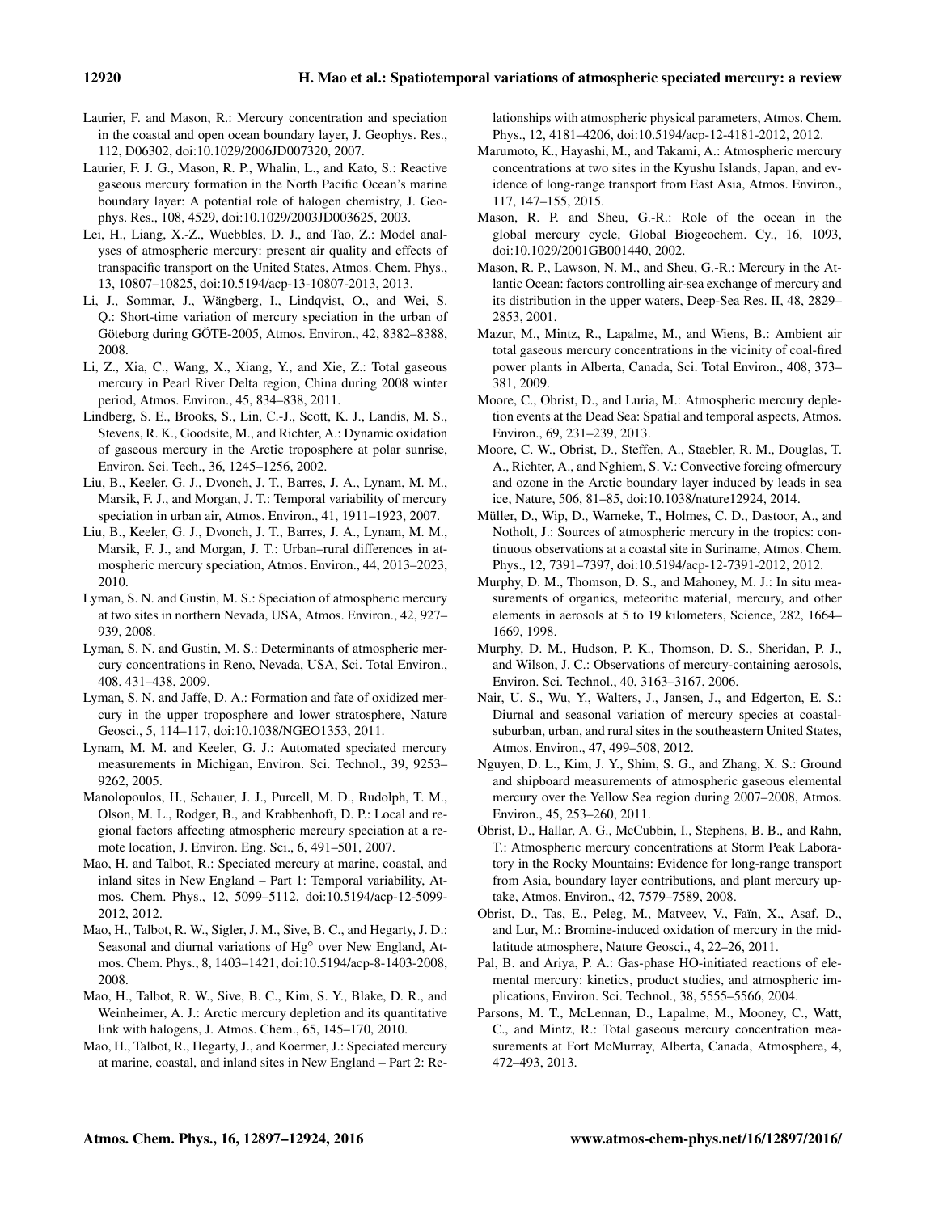Laurier, F. and Mason, R.: Mercury concentration and speciation in the coastal and open ocean boundary layer, J. Geophys. Res., 112, D06302, doi:10.1029/2006JD007320, 2007.

Laurier, F. J. G., Mason, R. P., Whalin, L., and Kato, S.: Reactive gaseous mercury formation in the North Pacific Ocean's marine boundary layer: A potential role of halogen chemistry, J. Geophys. Res., 108, 4529, doi:10.1029/2003JD003625, 2003.

Lei, H., Liang, X.-Z., Wuebbles, D. J., and Tao, Z.: Model analyses of atmospheric mercury: present air quality and effects of transpacific transport on the United States, Atmos. Chem. Phys., 13, 10807–10825, doi:10.5194/acp-13-10807-2013, 2013.

Li, J., Sommar, J., Wängberg, I., Lindqvist, O., and Wei, S. Q.: Short-time variation of mercury speciation in the urban of Göteborg during GÖTE-2005, Atmos. Environ., 42, 8382–8388, 2008.

Li, Z., Xia, C., Wang, X., Xiang, Y., and Xie, Z.: Total gaseous mercury in Pearl River Delta region, China during 2008 winter period, Atmos. Environ., 45, 834–838, 2011.

Lindberg, S. E., Brooks, S., Lin, C.-J., Scott, K. J., Landis, M. S., Stevens, R. K., Goodsite, M., and Richter, A.: Dynamic oxidation of gaseous mercury in the Arctic troposphere at polar sunrise, Environ. Sci. Tech., 36, 1245–1256, 2002.

Liu, B., Keeler, G. J., Dvonch, J. T., Barres, J. A., Lynam, M. M., Marsik, F. J., and Morgan, J. T.: Temporal variability of mercury speciation in urban air, Atmos. Environ., 41, 1911–1923, 2007.

Liu, B., Keeler, G. J., Dvonch, J. T., Barres, J. A., Lynam, M. M., Marsik, F. J., and Morgan, J. T.: Urban–rural differences in atmospheric mercury speciation, Atmos. Environ., 44, 2013–2023, 2010.

Lyman, S. N. and Gustin, M. S.: Speciation of atmospheric mercury at two sites in northern Nevada, USA, Atmos. Environ., 42, 927–939, 2008.

Lyman, S. N. and Gustin, M. S.: Determinants of atmospheric mercury concentrations in Reno, Nevada, USA, Sci. Total Environ., 408, 431–438, 2009.

Lyman, S. N. and Jaffe, D. A.: Formation and fate of oxidized mercury in the upper troposphere and lower stratosphere, Nature Geosci., 5, 114–117, doi:10.1038/NGEO1353, 2011.

Lynam, M. M. and Keeler, G. J.: Automated speciated mercury measurements in Michigan, Environ. Sci. Technol., 39, 9253–9262, 2005.

Manolopoulos, H., Schauer, J. J., Purcell, M. D., Rudolph, T. M., Olson, M. L., Rodger, B., and Krabbenhoft, D. P.: Local and regional factors affecting atmospheric mercury speciation at a remote location, J. Environ. Eng. Sci., 6, 491–501, 2007.

Mao, H. and Talbot, R.: Speciated mercury at marine, coastal, and inland sites in New England – Part 1: Temporal variability, Atmos. Chem. Phys., 12, 5099–5112, doi:10.5194/acp-12-5099-2012, 2012.

Mao, H., Talbot, R. W., Sigler, J. M., Sive, B. C., and Hegarty, J. D.: Seasonal and diurnal variations of $Hg^{\circ}$ over New England, Atmos. Chem. Phys., 8, 1403–1421, doi:10.5194/acp-8-1403-2008, 2008.

Mao, H., Talbot, R. W., Sive, B. C., Kim, S. Y., Blake, D. R., and Weinheimer, A. J.: Arctic mercury depletion and its quantitative link with halogens, J. Atmos. Chem., 65, 145–170, 2010.

Mao, H., Talbot, R., Hegarty, J., and Koermer, J.: Speciated mercury at marine, coastal, and inland sites in New England – Part 2: Relationships with atmospheric physical parameters, Atmos. Chem. Phys., 12, 4181–4206, doi:10.5194/acp-12-4181-2012, 2012.

Marumoto, K., Hayashi, M., and Takami, A.: Atmospheric mercury concentrations at two sites in the Kyushu Islands, Japan, and evidence of long-range transport from East Asia, Atmos. Environ., 117, 147–155, 2015.

Mason, R. P. and Sheu, G.-R.: Role of the ocean in the global mercury cycle, Global Biogeochem. Cy., 16, 1093, doi:10.1029/2001GB001440, 2002.

Mason, R. P., Lawson, N. M., and Sheu, G.-R.: Mercury in the Atlantic Ocean: factors controlling air-sea exchange of mercury and its distribution in the upper waters, Deep-Sea Res. II, 48, 2829–2853, 2001.

Mazur, M., Mintz, R., Lapalme, M., and Wiens, B.: Ambient air total gaseous mercury concentrations in the vicinity of coal-fired power plants in Alberta, Canada, Sci. Total Environ., 408, 373–381, 2009.

Moore, C., Obrist, D., and Luria, M.: Atmospheric mercury depletion events at the Dead Sea: Spatial and temporal aspects, Atmos. Environ., 69, 231–239, 2013.

Moore, C. W., Obrist, D., Steffen, A., Staebler, R. M., Douglas, T. A., Richter, A., and Nghiem, S. V.: Convective forcing ofmercury and ozone in the Arctic boundary layer induced by leads in sea ice, Nature, 506, 81–85, doi:10.1038/nature12924, 2014.

Müller, D., Wip, D., Warneke, T., Holmes, C. D., Dastoor, A., and Notholt, J.: Sources of atmospheric mercury in the tropics: continuous observations at a coastal site in Suriname, Atmos. Chem. Phys., 12, 7391–7397, doi:10.5194/acp-12-7391-2012, 2012.

Murphy, D. M., Thomson, D. S., and Mahoney, M. J.: In situ measurements of organics, meteoritic material, mercury, and other elements in aerosols at 5 to 19 kilometers, Science, 282, 1664–1669, 1998.

Murphy, D. M., Hudson, P. K., Thomson, D. S., Sheridan, P. J., and Wilson, J. C.: Observations of mercury-containing aerosols, Environ. Sci. Technol., 40, 3163–3167, 2006.

Nair, U. S., Wu, Y., Walters, J., Jansen, J., and Edgerton, E. S.: Diurnal and seasonal variation of mercury species at coastal-suburban, urban, and rural sites in the southeastern United States, Atmos. Environ., 47, 499–508, 2012.

Nguyen, D. L., Kim, J. Y., Shim, S. G., and Zhang, X. S.: Ground and shipboard measurements of atmospheric gaseous elemental mercury over the Yellow Sea region during 2007–2008, Atmos. Environ., 45, 253–260, 2011.

Obrist, D., Hallar, A. G., McCubbin, I., Stephens, B. B., and Rahn, T.: Atmospheric mercury concentrations at Storm Peak Laboratory in the Rocky Mountains: Evidence for long-range transport from Asia, boundary layer contributions, and plant mercury uptake, Atmos. Environ., 42, 7579–7589, 2008.

Obrist, D., Tas, E., Peleg, M., Matveev, V., Faïn, X., Asaf, D., and Lur, M.: Bromine-induced oxidation of mercury in the mid-latitude atmosphere, Nature Geosci., 4, 22–26, 2011.

Pal, B. and Ariya, P. A.: Gas-phase HO-initiated reactions of elemental mercury: kinetics, product studies, and atmospheric implications, Environ. Sci. Technol., 38, 5555–5566, 2004.

Parsons, M. T., McLennan, D., Lapalme, M., Mooney, C., Watt, C., and Mintz, R.: Total gaseous mercury concentration measurements at Fort McMurray, Alberta, Canada, Atmosphere, 4, 472–493, 2013.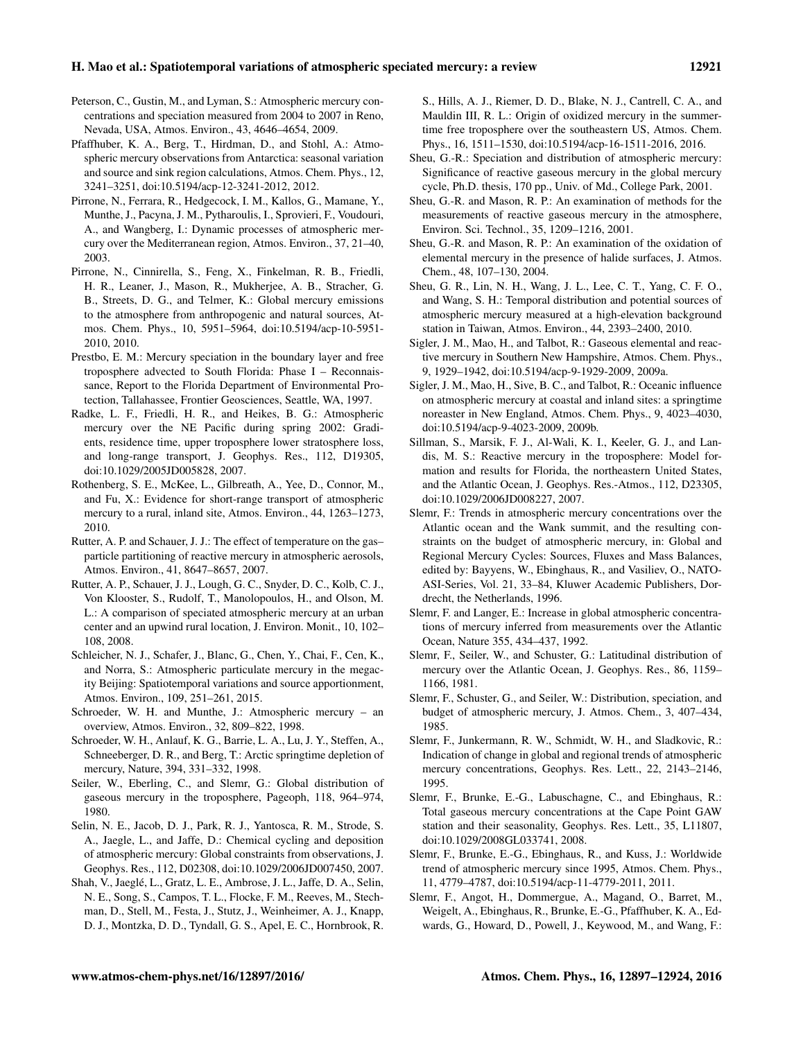Peterson, C., Gustin, M., and Lyman, S.: Atmospheric mercury concentrations and speciation measured from 2004 to 2007 in Reno, Nevada, USA, Atmos. Environ., 43, 4646–4654, 2009.

Pfaffhuber, K. A., Berg, T., Hirdman, D., and Stohl, A.: Atmospheric mercury observations from Antarctica: seasonal variation and source and sink region calculations, Atmos. Chem. Phys., 12, 3241–3251, doi:10.5194/acp-12-3241-2012, 2012.

Pirrone, N., Ferrara, R., Hedgecock, I. M., Kallos, G., Mamane, Y., Munthe, J., Pacyna, J. M., Pytharoulis, I., Sprovieri, F., Voudouri, A., and Wangberg, I.: Dynamic processes of atmospheric mercury over the Mediterranean region, Atmos. Environ., 37, 21–40, 2003.

Pirrone, N., Cinnirella, S., Feng, X., Finkelman, R. B., Friedli, H. R., Leaner, J., Mason, R., Mukherjee, A. B., Stracher, G. B., Streets, D. G., and Telmer, K.: Global mercury emissions to the atmosphere from anthropogenic and natural sources, Atmos. Chem. Phys., 10, 5951–5964, doi:10.5194/acp-10-5951-2010, 2010.

Prestbo, E. M.: Mercury speciation in the boundary layer and free troposphere advected to South Florida: Phase I – Reconnaissance, Report to the Florida Department of Environmental Protection, Tallahassee, Frontier Geosciences, Seattle, WA, 1997.

Radke, L. F., Friedli, H. R., and Heikes, B. G.: Atmospheric mercury over the NE Pacific during spring 2002: Gradients, residence time, upper troposphere lower stratosphere loss, and long-range transport, J. Geophys. Res., 112, D19305, doi:10.1029/2005JD005828, 2007.

Rothenberg, S. E., McKee, L., Gilbreath, A., Yee, D., Connor, M., and Fu, X.: Evidence for short-range transport of atmospheric mercury to a rural, inland site, Atmos. Environ., 44, 1263–1273, 2010.

Rutter, A. P. and Schauer, J. J.: The effect of temperature on the gas–particle partitioning of reactive mercury in atmospheric aerosols, Atmos. Environ., 41, 8647–8657, 2007.

Rutter, A. P., Schauer, J. J., Lough, G. C., Snyder, D. C., Kolb, C. J., Von Klooster, S., Rudolf, T., Manolopoulos, H., and Olson, M. L.: A comparison of speciated atmospheric mercury at an urban center and an upwind rural location, J. Environ. Monit., 10, 102–108, 2008.

Schleicher, N. J., Schafer, J., Blanc, G., Chen, Y., Chai, F., Cen, K., and Norra, S.: Atmospheric particulate mercury in the megacity Beijing: Spatiotemporal variations and source apportionment, Atmos. Environ., 109, 251–261, 2015.

Schroeder, W. H. and Munthe, J.: Atmospheric mercury – an overview, Atmos. Environ., 32, 809–822, 1998.

Schroeder, W. H., Anlauf, K. G., Barrie, L. A., Lu, J. Y., Steffen, A., Schneeberger, D. R., and Berg, T.: Arctic springtime depletion of mercury, Nature, 394, 331–332, 1998.

Seiler, W., Eberling, C., and Slemr, G.: Global distribution of gaseous mercury in the troposphere, Pageoph, 118, 964–974, 1980.

Selin, N. E., Jacob, D. J., Park, R. J., Yantosca, R. M., Strode, S. A., Jaegle, L., and Jaffe, D.: Chemical cycling and deposition of atmospheric mercury: Global constraints from observations, J. Geophys. Res., 112, D02308, doi:10.1029/2006JD007450, 2007.

Shah, V., Jaeglé, L., Gratz, L. E., Ambrose, J. L., Jaffe, D. A., Selin, N. E., Song, S., Campos, T. L., Flocke, F. M., Reeves, M., Stechman, D., Stell, M., Festa, J., Stutz, J., Weinheimer, A. J., Knapp, D. J., Montzka, D. D., Tyndall, G. S., Apel, E. C., Hornbrook, R. S., Hills, A. J., Riemer, D. D., Blake, N. J., Cantrell, C. A., and Mauldin III, R. L.: Origin of oxidized mercury in the summertime free troposphere over the southeastern US, Atmos. Chem. Phys., 16, 1511–1530, doi:10.5194/acp-16-1511-2016, 2016.

Sheu, G.-R.: Speciation and distribution of atmospheric mercury: Significance of reactive gaseous mercury in the global mercury cycle, Ph.D. thesis, 170 pp., Univ. of Md., College Park, 2001.

Sheu, G.-R. and Mason, R. P.: An examination of methods for the measurements of reactive gaseous mercury in the atmosphere, Environ. Sci. Technol., 35, 1209–1216, 2001.

Sheu, G.-R. and Mason, R. P.: An examination of the oxidation of elemental mercury in the presence of halide surfaces, J. Atmos. Chem., 48, 107–130, 2004.

Sheu, G. R., Lin, N. H., Wang, J. L., Lee, C. T., Yang, C. F. O., and Wang, S. H.: Temporal distribution and potential sources of atmospheric mercury measured at a high-elevation background station in Taiwan, Atmos. Environ., 44, 2393–2400, 2010.

Sigler, J. M., Mao, H., and Talbot, R.: Gaseous elemental and reactive mercury in Southern New Hampshire, Atmos. Chem. Phys., 9, 1929–1942, doi:10.5194/acp-9-1929-2009, 2009a.

Sigler, J. M., Mao, H., Sive, B. C., and Talbot, R.: Oceanic influence on atmospheric mercury at coastal and inland sites: a springtime noreaster in New England, Atmos. Chem. Phys., 9, 4023–4030, doi:10.5194/acp-9-4023-2009, 2009b.

Sillman, S., Marsik, F. J., Al-Wali, K. I., Keeler, G. J., and Landis, M. S.: Reactive mercury in the troposphere: Model formation and results for Florida, the northeastern United States, and the Atlantic Ocean, J. Geophys. Res.-Atmos., 112, D23305, doi:10.1029/2006JD008227, 2007.

Slemr, F.: Trends in atmospheric mercury concentrations over the Atlantic ocean and the Wank summit, and the resulting constraints on the budget of atmospheric mercury, in: Global and Regional Mercury Cycles: Sources, Fluxes and Mass Balances, edited by: Bayyens, W., Ebinghaus, R., and Vasiliev, O., NATO-ASI-Series, Vol. 21, 33–84, Kluwer Academic Publishers, Dordrecht, the Netherlands, 1996.

Slemr, F. and Langer, E.: Increase in global atmospheric concentrations of mercury inferred from measurements over the Atlantic Ocean, Nature 355, 434–437, 1992.

Slemr, F., Seiler, W., and Schuster, G.: Latitudinal distribution of mercury over the Atlantic Ocean, J. Geophys. Res., 86, 1159–1166, 1981.

Slemr, F., Schuster, G., and Seiler, W.: Distribution, speciation, and budget of atmospheric mercury, J. Atmos. Chem., 3, 407–434, 1985.

Slemr, F., Junkermann, R. W., Schmidt, W. H., and Sladkovic, R.: Indication of change in global and regional trends of atmospheric mercury concentrations, Geophys. Res. Lett., 22, 2143–2146, 1995.

Slemr, F., Brunke, E.-G., Labuschagne, C., and Ebinghaus, R.: Total gaseous mercury concentrations at the Cape Point GAW station and their seasonality, Geophys. Res. Lett., 35, L11807, doi:10.1029/2008GL033741, 2008.

Slemr, F., Brunke, E.-G., Ebinghaus, R., and Kuss, J.: Worldwide trend of atmospheric mercury since 1995, Atmos. Chem. Phys., 11, 4779–4787, doi:10.5194/acp-11-4779-2011, 2011.

Slemr, F., Angot, H., Dommergue, A., Magand, O., Barret, M., Weigelt, A., Ebinghaus, R., Brunke, E.-G., Pfaffhuber, K. A., Edwards, G., Howard, D., Powell, J., Keywood, M., and Wang, F.: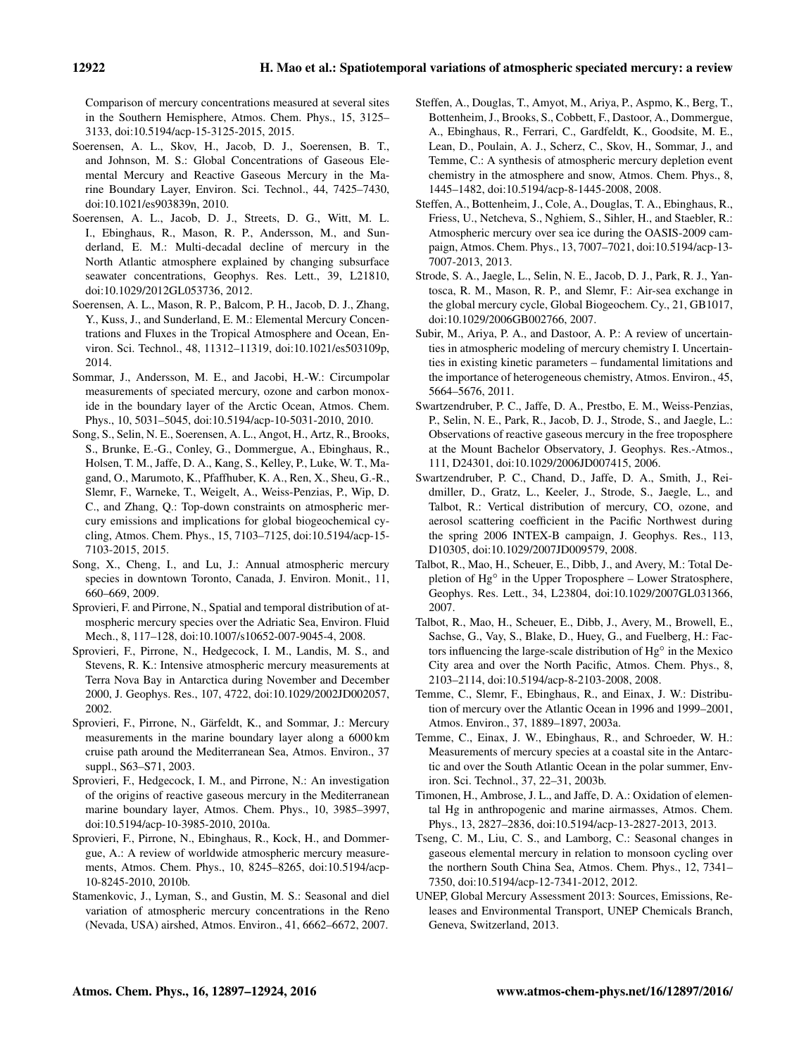Comparison of mercury concentrations measured at several sites in the Southern Hemisphere, Atmos. Chem. Phys., 15, 3125–3133, doi:10.5194/acp-15-3125-2015, 2015.

Soerensen, A. L., Skov, H., Jacob, D. J., Soerensen, B. T., and Johnson, M. S.: Global Concentrations of Gaseous Elemental Mercury and Reactive Gaseous Mercury in the Marine Boundary Layer, Environ. Sci. Technol., 44, 7425–7430, doi:10.1021/es903839n, 2010.

Soerensen, A. L., Jacob, D. J., Streets, D. G., Witt, M. L. I., Ebinghaus, R., Mason, R. P., Andersson, M., and Sunderland, E. M.: Multi-decadal decline of mercury in the North Atlantic atmosphere explained by changing subsurface seawater concentrations, Geophys. Res. Lett., 39, L21810, doi:10.1029/2012GL053736, 2012.

Soerensen, A. L., Mason, R. P., Balcom, P. H., Jacob, D. J., Zhang, Y., Kuss, J., and Sunderland, E. M.: Elemental Mercury Concentrations and Fluxes in the Tropical Atmosphere and Ocean, Environ. Sci. Technol., 48, 11312–11319, doi:10.1021/es503109p, 2014.

Sommar, J., Andersson, M. E., and Jacobi, H.-W.: Circumpolar measurements of speciated mercury, ozone and carbon monoxide in the boundary layer of the Arctic Ocean, Atmos. Chem. Phys., 10, 5031–5045, doi:10.5194/acp-10-5031-2010, 2010.

Song, S., Selin, N. E., Soerensen, A. L., Angot, H., Artz, R., Brooks, S., Brunke, E.-G., Conley, G., Dommergue, A., Ebinghaus, R., Holsen, T. M., Jaffe, D. A., Kang, S., Kelley, P., Luke, W. T., Magand, O., Marumoto, K., Pfaffhuber, K. A., Ren, X., Sheu, G.-R., Slemr, F., Warneke, T., Weigelt, A., Weiss-Penzias, P., Wip, D. C., and Zhang, Q.: Top-down constraints on atmospheric mercury emissions and implications for global biogeochemical cycling, Atmos. Chem. Phys., 15, 7103–7125, doi:10.5194/acp-15-7103-2015, 2015.

Song, X., Cheng, I., and Lu, J.: Annual atmospheric mercury species in downtown Toronto, Canada, J. Environ. Monit., 11, 660–669, 2009.

Sprovieri, F. and Pirrone, N., Spatial and temporal distribution of atmospheric mercury species over the Adriatic Sea, Environ. Fluid Mech., 8, 117–128, doi:10.1007/s10652-007-9045-4, 2008.

Sprovieri, F., Pirrone, N., Hedgecock, I. M., Landis, M. S., and Stevens, R. K.: Intensive atmospheric mercury measurements at Terra Nova Bay in Antarctica during November and December 2000, J. Geophys. Res., 107, 4722, doi:10.1029/2002JD002057, 2002.

Sprovieri, F., Pirrone, N., Gärfeldt, K., and Sommar, J.: Mercury measurements in the marine boundary layer along a 6000 km cruise path around the Mediterranean Sea, Atmos. Environ., 37 suppl., S63–S71, 2003.

Sprovieri, F., Hedgecock, I. M., and Pirrone, N.: An investigation of the origins of reactive gaseous mercury in the Mediterranean marine boundary layer, Atmos. Chem. Phys., 10, 3985–3997, doi:10.5194/acp-10-3985-2010, 2010a.

Sprovieri, F., Pirrone, N., Ebinghaus, R., Kock, H., and Dommergue, A.: A review of worldwide atmospheric mercury measurements, Atmos. Chem. Phys., 10, 8245–8265, doi:10.5194/acp-10-8245-2010, 2010b.

Stamenkovic, J., Lyman, S., and Gustin, M. S.: Seasonal and diel variation of atmospheric mercury concentrations in the Reno (Nevada, USA) airshed, Atmos. Environ., 41, 6662–6672, 2007.

Steffen, A., Douglas, T., Amyot, M., Ariya, P., Aspmo, K., Berg, T., Bottenheim, J., Brooks, S., Cobbett, F., Dastoor, A., Dommergue, A., Ebinghaus, R., Ferrari, C., Gardfeldt, K., Goodsite, M. E., Lean, D., Poulain, A. J., Scherz, C., Skov, H., Sommar, J., and Temme, C.: A synthesis of atmospheric mercury depletion event chemistry in the atmosphere and snow, Atmos. Chem. Phys., 8, 1445–1482, doi:10.5194/acp-8-1445-2008, 2008.

Steffen, A., Bottenheim, J., Cole, A., Douglas, T. A., Ebinghaus, R., Friess, U., Netcheva, S., Nghiem, S., Sihler, H., and Staebler, R.: Atmospheric mercury over sea ice during the OASIS-2009 campaign, Atmos. Chem. Phys., 13, 7007–7021, doi:10.5194/acp-13-7007-2013, 2013.

Strode, S. A., Jaegle, L., Selin, N. E., Jacob, D. J., Park, R. J., Yantosca, R. M., Mason, R. P., and Slemr, F.: Air-sea exchange in the global mercury cycle, Global Biogeochem. Cy., 21, GB1017, doi:10.1029/2006GB002766, 2007.

Subir, M., Ariya, P. A., and Dastoor, A. P.: A review of uncertainties in atmospheric modeling of mercury chemistry I. Uncertainties in existing kinetic parameters – fundamental limitations and the importance of heterogeneous chemistry, Atmos. Environ., 45, 5664–5676, 2011.

Swartzendruber, P. C., Jaffe, D. A., Prestbo, E. M., Weiss-Penzias, P., Selin, N. E., Park, R., Jacob, D. J., Strode, S., and Jaegle, L.: Observations of reactive gaseous mercury in the free troposphere at the Mount Bachelor Observatory, J. Geophys. Res.-Atmos., 111, D24301, doi:10.1029/2006JD007415, 2006.

Swartzendruber, P. C., Chand, D., Jaffe, D. A., Smith, J., Reidmiller, D., Gratz, L., Keeler, J., Strode, S., Jaegle, L., and Talbot, R.: Vertical distribution of mercury, CO, ozone, and aerosol scattering coefficient in the Pacific Northwest during the spring 2006 INTEX-B campaign, J. Geophys. Res., 113, D10305, doi:10.1029/2007JD009579, 2008.

Talbot, R., Mao, H., Scheuer, E., Dibb, J., and Avery, M.: Total Depletion of $Hg^{\circ}$ in the Upper Troposphere – Lower Stratosphere, Geophys. Res. Lett., 34, L23804, doi:10.1029/2007GL031366, 2007.

Talbot, R., Mao, H., Scheuer, E., Dibb, J., Avery, M., Browell, E., Sachse, G., Vay, S., Blake, D., Huey, G., and Fuelberg, H.: Factors influencing the large-scale distribution of $Hg^{\circ}$ in the Mexico City area and over the North Pacific, Atmos. Chem. Phys., 8, 2103–2114, doi:10.5194/acp-8-2103-2008, 2008.

Temme, C., Slemr, F., Ebinghaus, R., and Einax, J. W.: Distribution of mercury over the Atlantic Ocean in 1996 and 1999–2001, Atmos. Environ., 37, 1889–1897, 2003a.

Temme, C., Einax, J. W., Ebinghaus, R., and Schroeder, W. H.: Measurements of mercury species at a coastal site in the Antarctic and over the South Atlantic Ocean in the polar summer, Environ. Sci. Technol., 37, 22–31, 2003b.

Timonen, H., Ambrose, J. L., and Jaffe, D. A.: Oxidation of elemental Hg in anthropogenic and marine airmasses, Atmos. Chem. Phys., 13, 2827–2836, doi:10.5194/acp-13-2827-2013, 2013.

Tseng, C. M., Liu, C. S., and Lamborg, C.: Seasonal changes in gaseous elemental mercury in relation to monsoon cycling over the northern South China Sea, Atmos. Chem. Phys., 12, 7341–7350, doi:10.5194/acp-12-7341-2012, 2012.

UNEP, Global Mercury Assessment 2013: Sources, Emissions, Releases and Environmental Transport, UNEP Chemicals Branch, Geneva, Switzerland, 2013.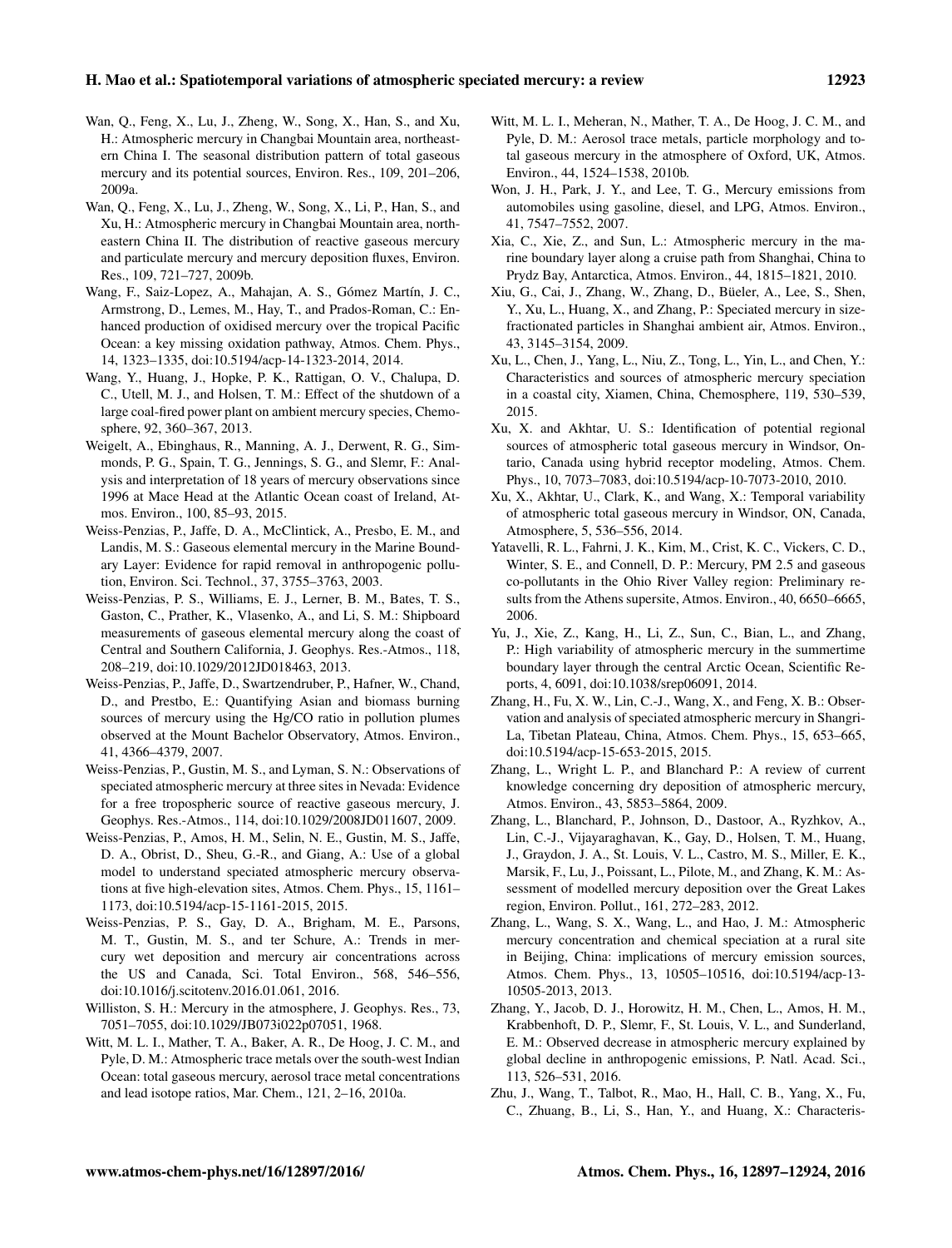Wan, Q., Feng, X., Lu, J., Zheng, W., Song, X., Han, S., and Xu, H.: Atmospheric mercury in Changbai Mountain area, northeastern China I. The seasonal distribution pattern of total gaseous mercury and its potential sources, Environ. Res., 109, 201–206, 2009a.

Wan, Q., Feng, X., Lu, J., Zheng, W., Song, X., Li, P., Han, S., and Xu, H.: Atmospheric mercury in Changbai Mountain area, northeastern China II. The distribution of reactive gaseous mercury and particulate mercury and mercury deposition fluxes, Environ. Res., 109, 721–727, 2009b.

Wang, F., Saiz-Lopez, A., Mahajan, A. S., Gómez Martín, J. C., Armstrong, D., Lemes, M., Hay, T., and Prados-Roman, C.: Enhanced production of oxidised mercury over the tropical Pacific Ocean: a key missing oxidation pathway, Atmos. Chem. Phys., 14, 1323–1335, doi:10.5194/acp-14-1323-2014, 2014.

Wang, Y., Huang, J., Hopke, P. K., Rattigan, O. V., Chalupa, D. C., Utell, M. J., and Holsen, T. M.: Effect of the shutdown of a large coal-fired power plant on ambient mercury species, Chemosphere, 92, 360–367, 2013.

Weigelt, A., Ebinghaus, R., Manning, A. J., Derwent, R. G., Simmonds, P. G., Spain, T. G., Jennings, S. G., and Slemr, F.: Analysis and interpretation of 18 years of mercury observations since 1996 at Mace Head at the Atlantic Ocean coast of Ireland, Atmos. Environ., 100, 85–93, 2015.

Weiss-Penzias, P., Jaffe, D. A., McClintick, A., Presbo, E. M., and Landis, M. S.: Gaseous elemental mercury in the Marine Boundary Layer: Evidence for rapid removal in anthropogenic pollution, Environ. Sci. Technol., 37, 3755–3763, 2003.

Weiss-Penzias, P. S., Williams, E. J., Lerner, B. M., Bates, T. S., Gaston, C., Prather, K., Vlasenko, A., and Li, S. M.: Shipboard measurements of gaseous elemental mercury along the coast of Central and Southern California, J. Geophys. Res.-Atmos., 118, 208–219, doi:10.1029/2012JD018463, 2013.

Weiss-Penzias, P., Jaffe, D., Swartzendruber, P., Hafner, W., Chand, D., and Prestbo, E.: Quantifying Asian and biomass burning sources of mercury using the Hg/CO ratio in pollution plumes observed at the Mount Bachelor Observatory, Atmos. Environ., 41, 4366–4379, 2007.

Weiss-Penzias, P., Gustin, M. S., and Lyman, S. N.: Observations of speciated atmospheric mercury at three sites in Nevada: Evidence for a free tropospheric source of reactive gaseous mercury, J. Geophys. Res.-Atmos., 114, doi:10.1029/2008JD011607, 2009.

Weiss-Penzias, P., Amos, H. M., Selin, N. E., Gustin, M. S., Jaffe, D. A., Obrist, D., Sheu, G.-R., and Giang, A.: Use of a global model to understand speciated atmospheric mercury observations at five high-elevation sites, Atmos. Chem. Phys., 15, 1161–1173, doi:10.5194/acp-15-1161-2015, 2015.

Weiss-Penzias, P. S., Gay, D. A., Brigham, M. E., Parsons, M. T., Gustin, M. S., and ter Schure, A.: Trends in mercury wet deposition and mercury air concentrations across the US and Canada, Sci. Total Environ., 568, 546–556, doi:10.1016/j.scitotenv.2016.01.061, 2016.

Williston, S. H.: Mercury in the atmosphere, J. Geophys. Res., 73, 7051–7055, doi:10.1029/JB073i022p07051, 1968.

Witt, M. L. I., Mather, T. A., Baker, A. R., De Hoog, J. C. M., and Pyle, D. M.: Atmospheric trace metals over the south-west Indian Ocean: total gaseous mercury, aerosol trace metal concentrations and lead isotope ratios, Mar. Chem., 121, 2–16, 2010a.

Witt, M. L. I., Meheran, N., Mather, T. A., De Hoog, J. C. M., and Pyle, D. M.: Aerosol trace metals, particle morphology and total gaseous mercury in the atmosphere of Oxford, UK, Atmos. Environ., 44, 1524–1538, 2010b.

Won, J. H., Park, J. Y., and Lee, T. G., Mercury emissions from automobiles using gasoline, diesel, and LPG, Atmos. Environ., 41, 7547–7552, 2007.

Xia, C., Xie, Z., and Sun, L.: Atmospheric mercury in the marine boundary layer along a cruise path from Shanghai, China to Prydz Bay, Antarctica, Atmos. Environ., 44, 1815–1821, 2010.

Xiu, G., Cai, J., Zhang, W., Zhang, D., Büeler, A., Lee, S., Shen, Y., Xu, L., Huang, X., and Zhang, P.: Speciated mercury in size-fractionated particles in Shanghai ambient air, Atmos. Environ., 43, 3145–3154, 2009.

Xu, L., Chen, J., Yang, L., Niu, Z., Tong, L., Yin, L., and Chen, Y.: Characteristics and sources of atmospheric mercury speciation in a coastal city, Xiamen, China, Chemosphere, 119, 530–539, 2015.

Xu, X. and Akhtar, U. S.: Identification of potential regional sources of atmospheric total gaseous mercury in Windsor, Ontario, Canada using hybrid receptor modeling, Atmos. Chem. Phys., 10, 7073–7083, doi:10.5194/acp-10-7073-2010, 2010.

Xu, X., Akhtar, U., Clark, K., and Wang, X.: Temporal variability of atmospheric total gaseous mercury in Windsor, ON, Canada, Atmosphere, 5, 536–556, 2014.

Yatavelli, R. L., Fahrni, J. K., Kim, M., Crist, K. C., Vickers, C. D., Winter, S. E., and Connell, D. P.: Mercury, PM 2.5 and gaseous co-pollutants in the Ohio River Valley region: Preliminary results from the Athens supersite, Atmos. Environ., 40, 6650–6665, 2006.

Yu, J., Xie, Z., Kang, H., Li, Z., Sun, C., Bian, L., and Zhang, P.: High variability of atmospheric mercury in the summertime boundary layer through the central Arctic Ocean, Scientific Reports, 4, 6091, doi:10.1038/srep06091, 2014.

Zhang, H., Fu, X. W., Lin, C.-J., Wang, X., and Feng, X. B.: Observation and analysis of speciated atmospheric mercury in Shangri-La, Tibetan Plateau, China, Atmos. Chem. Phys., 15, 653–665, doi:10.5194/acp-15-653-2015, 2015.

Zhang, L., Wright L. P., and Blanchard P.: A review of current knowledge concerning dry deposition of atmospheric mercury, Atmos. Environ., 43, 5853–5864, 2009.

Zhang, L., Blanchard, P., Johnson, D., Dastoor, A., Ryzhkov, A., Lin, C.-J., Vijayaraghavan, K., Gay, D., Holsen, T. M., Huang, J., Graydon, J. A., St. Louis, V. L., Castro, M. S., Miller, E. K., Marsik, F., Lu, J., Poissant, L., Pilote, M., and Zhang, K. M.: Assessment of modelled mercury deposition over the Great Lakes region, Environ. Pollut., 161, 272–283, 2012.

Zhang, L., Wang, S. X., Wang, L., and Hao, J. M.: Atmospheric mercury concentration and chemical speciation at a rural site in Beijing, China: implications of mercury emission sources, Atmos. Chem. Phys., 13, 10505–10516, doi:10.5194/acp-13-10505-2013, 2013.

Zhang, Y., Jacob, D. J., Horowitz, H. M., Chen, L., Amos, H. M., Krabbenhoft, D. P., Slemr, F., St. Louis, V. L., and Sunderland, E. M.: Observed decrease in atmospheric mercury explained by global decline in anthropogenic emissions, P. Natl. Acad. Sci., 113, 526–531, 2016.

Zhu, J., Wang, T., Talbot, R., Mao, H., Hall, C. B., Yang, X., Fu, C., Zhuang, B., Li, S., Han, Y., and Huang, X.: Characteris-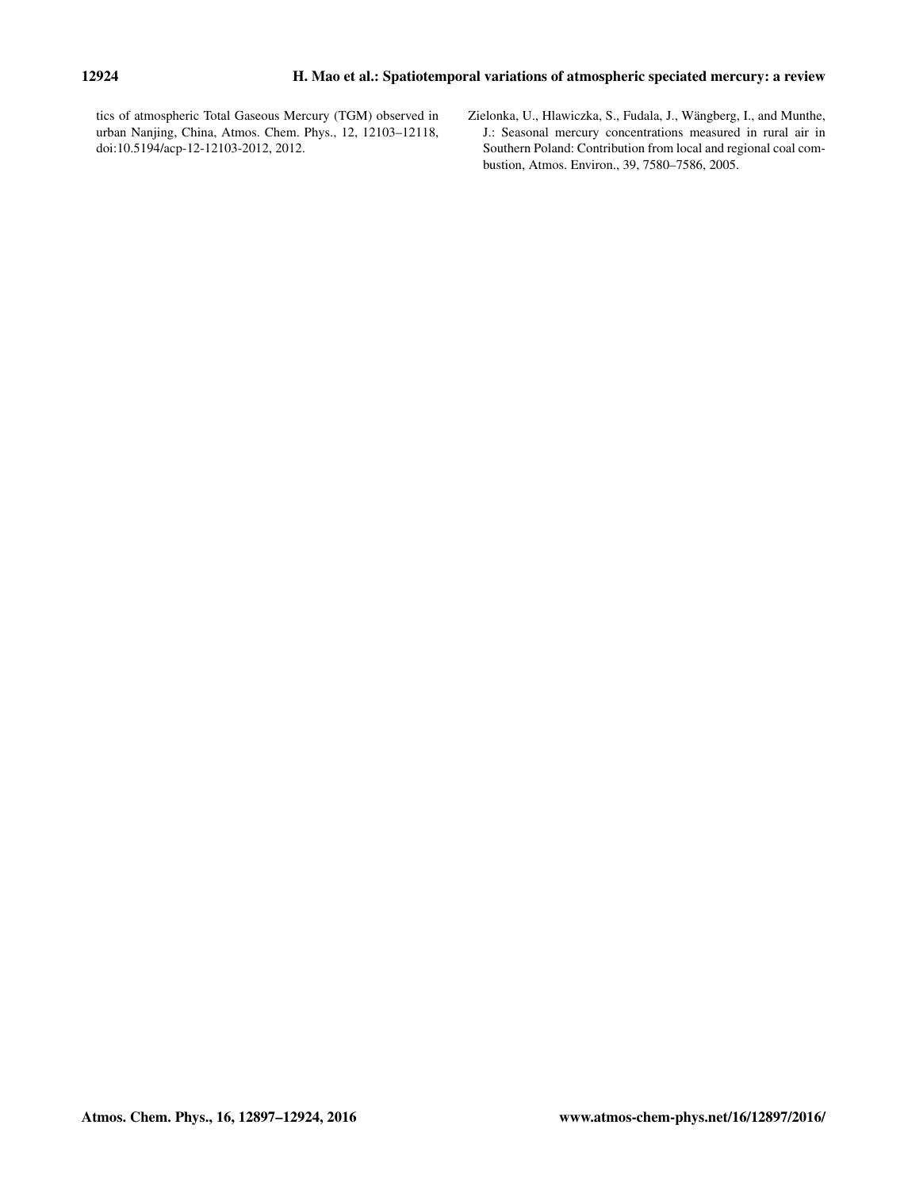tics of atmospheric Total Gaseous Mercury (TGM) observed in urban Nanjing, China, Atmos. Chem. Phys., 12, 12103–12118, doi:10.5194/acp-12-12103-2012, 2012.

Zielonka, U., Hlawiczka, S., Fudala, J., Wängberg, I., and Munthe, J.: Seasonal mercury concentrations measured in rural air in Southern Poland: Contribution from local and regional coal combustion, Atmos. Environ., 39, 7580–7586, 2005.